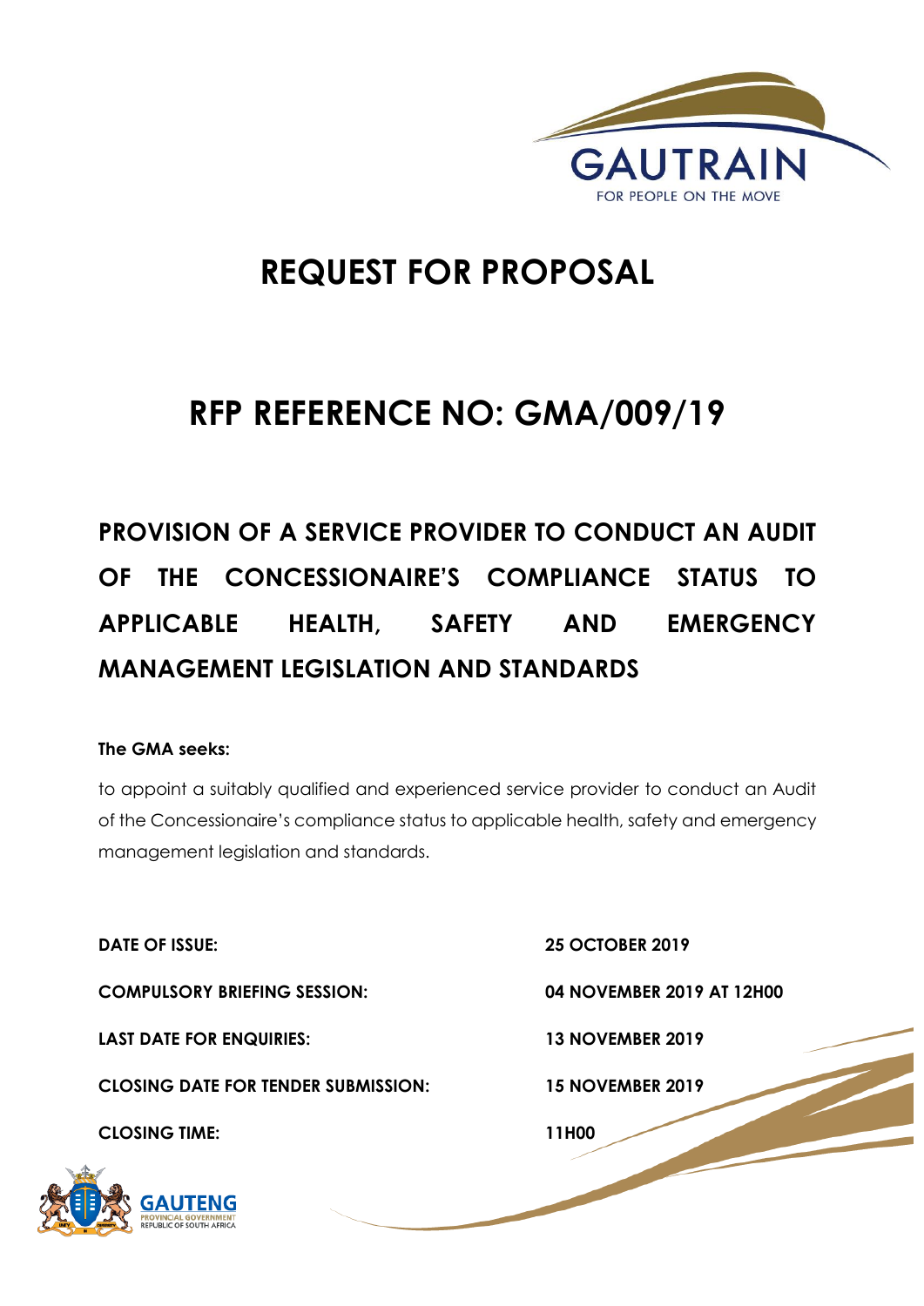# REQUEST FOR PROPOSAL

# RFP REFERENCE NO: GMA/009/19

## PROVISION OF A SERVICE PROVIDER TO CONDUCT AN AUDIT OF THE CONCESSIONAIRE'S COMPLIANCE STATUS TO APPLICABLE HEALTH, SAFETY AND EMERGENCY MANAGEMENT LEGISLATION AND STANDARDS

**The GMA seeks:**

to appoint a suitably qualified and experienced service provider to conduct an Audit of the Concessionaire's compliance status to applicable health, safety and emergency management legislation and standards.

| | |
|---|---|
| **DATE OF ISSUE:** | **25 OCTOBER 2019** |
| **COMPULSORY BRIEFING SESSION:** | **04 NOVEMBER 2019 AT 12H00** |
| **LAST DATE FOR ENQUIRIES:** | **13 NOVEMBER 2019** |
| **CLOSING DATE FOR TENDER SUBMISSION:** | **15 NOVEMBER 2019** |
| **CLOSING TIME:** | **11H00** |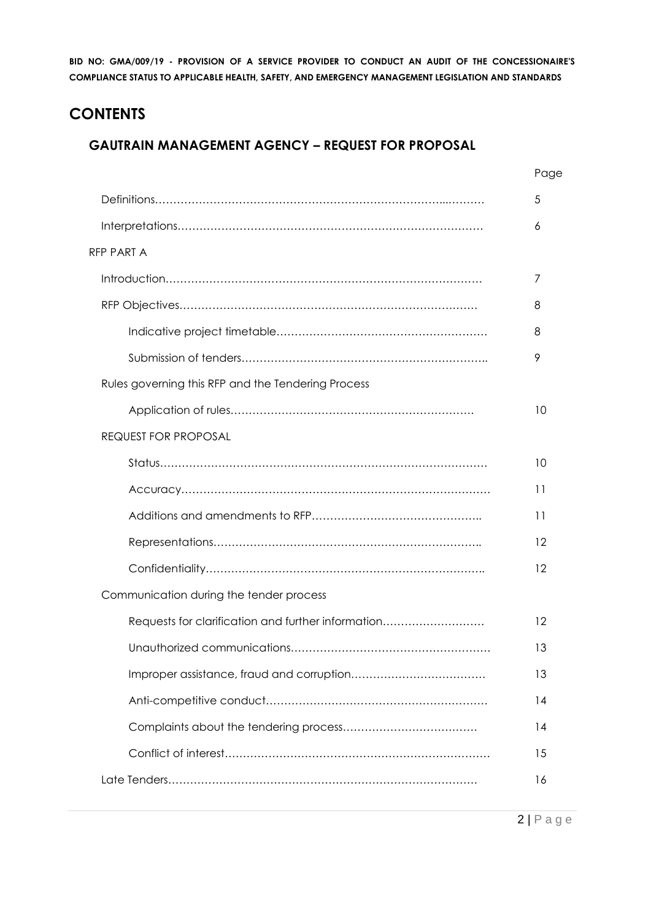# CONTENTS

## GAUTRAIN MANAGEMENT AGENCY – REQUEST FOR PROPOSAL

| | Page |
|---|---|
| Definitions……………………………………………………………………..……… | 5 |
| Interpretations………………………………………………………………………… | 6 |
| RFP PART A | |
| Introduction…………………………………………………………………………… | 7 |
| RFP Objectives……………………………………………………………………… | 8 |
| Indicative project timetable………………………………………………… | 8 |
| Submission of tenders……………………………………………………….. | 9 |
| Rules governing this RFP and the Tendering Process | |
| Application of rules………………………………………………………. | 10 |
| REQUEST FOR PROPOSAL | |
| Status……………………………………………………………………………… | 10 |
| Accuracy………………………………………………………………………… | 11 |
| Additions and amendments to RFP……………………………………….. | 11 |
| Representations……………………………………………………………….. | 12 |
| Confidentiality………………………………………………………………….. | 12 |
| Communication during the tender process | |
| Requests for clarification and further information………………………… | 12 |
| Unauthorized communications……………………………………………… | 13 |
| Improper assistance, fraud and corruption……………………………… | 13 |
| Anti-competitive conduct…………………………………………………… | 14 |
| Complaints about the tendering process……………………………… | 14 |
| Conflict of interest………………………………………………………………… | 15 |
| Late Tenders…………………………………………………………………………… | 16 |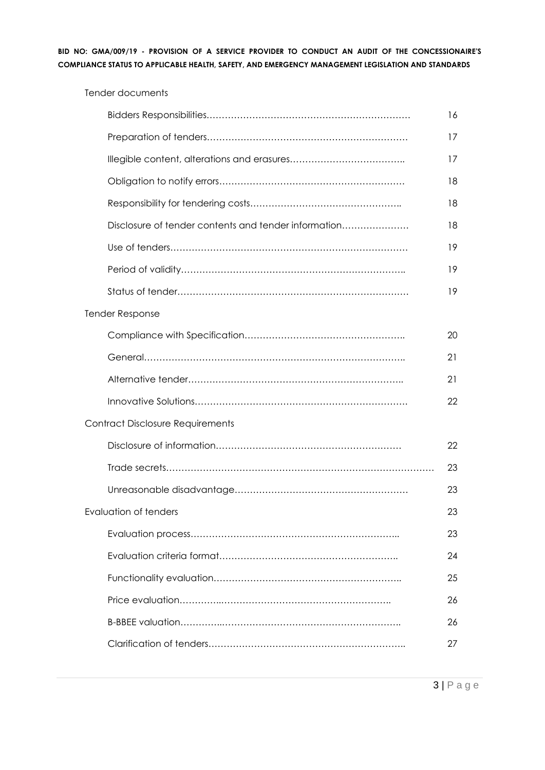Tender documents

| | |
|---|---|
| Bidders Responsibilities | 16 |
| Preparation of tenders | 17 |
| Illegible content, alterations and erasures | 17 |
| Obligation to notify errors | 18 |
| Responsibility for tendering costs | 18 |
| Disclosure of tender contents and tender information | 18 |
| Use of tenders | 19 |
| Period of validity | 19 |
| Status of tender | 19 |

Tender Response

| | |
|---|---|
| Compliance with Specification | 20 |
| General | 21 |
| Alternative tender | 21 |
| Innovative Solutions | 22 |

Contract Disclosure Requirements

| | |
|---|---|
| Disclosure of information | 22 |
| Trade secrets | 23 |
| Unreasonable disadvantage | 23 |

Evaluation of tenders 23

| | |
|---|---|
| Evaluation process | 23 |
| Evaluation criteria format | 24 |
| Functionality evaluation | 25 |
| Price evaluation | 26 |
| B-BBEE valuation | 26 |
| Clarification of tenders | 27 |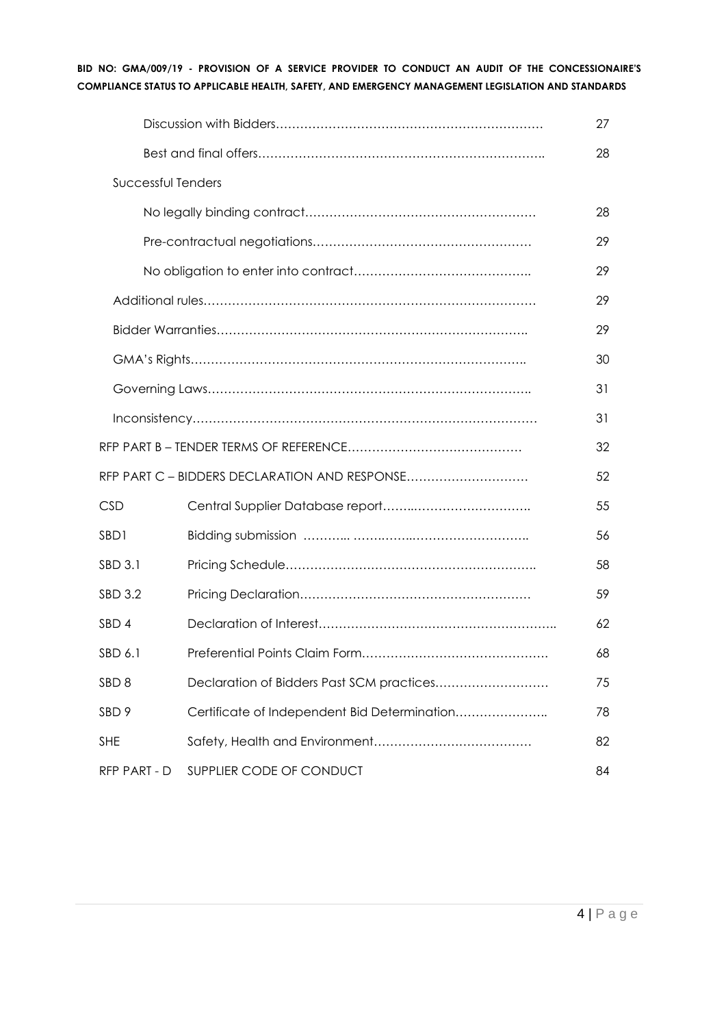| | | |
|---|---|---|
| | Discussion with Bidders………………………………………………………… | 27 |
| | Best and final offers…………………………………………………………….. | 28 |
| Successful Tenders | | |
| | No legally binding contract………………………………………………… | 28 |
| | Pre-contractual negotiations……………………………………………… | 29 |
| | No obligation to enter into contract…………………………………….. | 29 |
| | Additional rules……………………………………………………………………… | 29 |
| | Bidder Warranties………………………………………………………………. | 29 |
| | GMA's Rights……………………………………………………………………….. | 30 |
| | Governing Laws…………………………………………………………………….. | 31 |
| | Inconsistency………………………………………………………………………… | 31 |
| RFP PART B – TENDER TERMS OF REFERENCE…………………………………… | | 32 |
| RFP PART C – BIDDERS DECLARATION AND RESPONSE………………………… | | 52 |
| CSD | Central Supplier Database report……..………………………. | 55 |
| SBD1 | Bidding submission ……….. ……..……..…………………….. | 56 |
| SBD 3.1 | Pricing Schedule…………………………………………………….. | 58 |
| SBD 3.2 | Pricing Declaration………………………………………………… | 59 |
| SBD 4 | Declaration of Interest………………………………………………….. | 62 |
| SBD 6.1 | Preferential Points Claim Form……………………………………… | 68 |
| SBD 8 | Declaration of Bidders Past SCM practices……………………… | 75 |
| SBD 9 | Certificate of Independent Bid Determination………………….. | 78 |
| SHE | Safety, Health and Environment………………………………… | 82 |
| RFP PART - D | SUPPLIER CODE OF CONDUCT | 84 |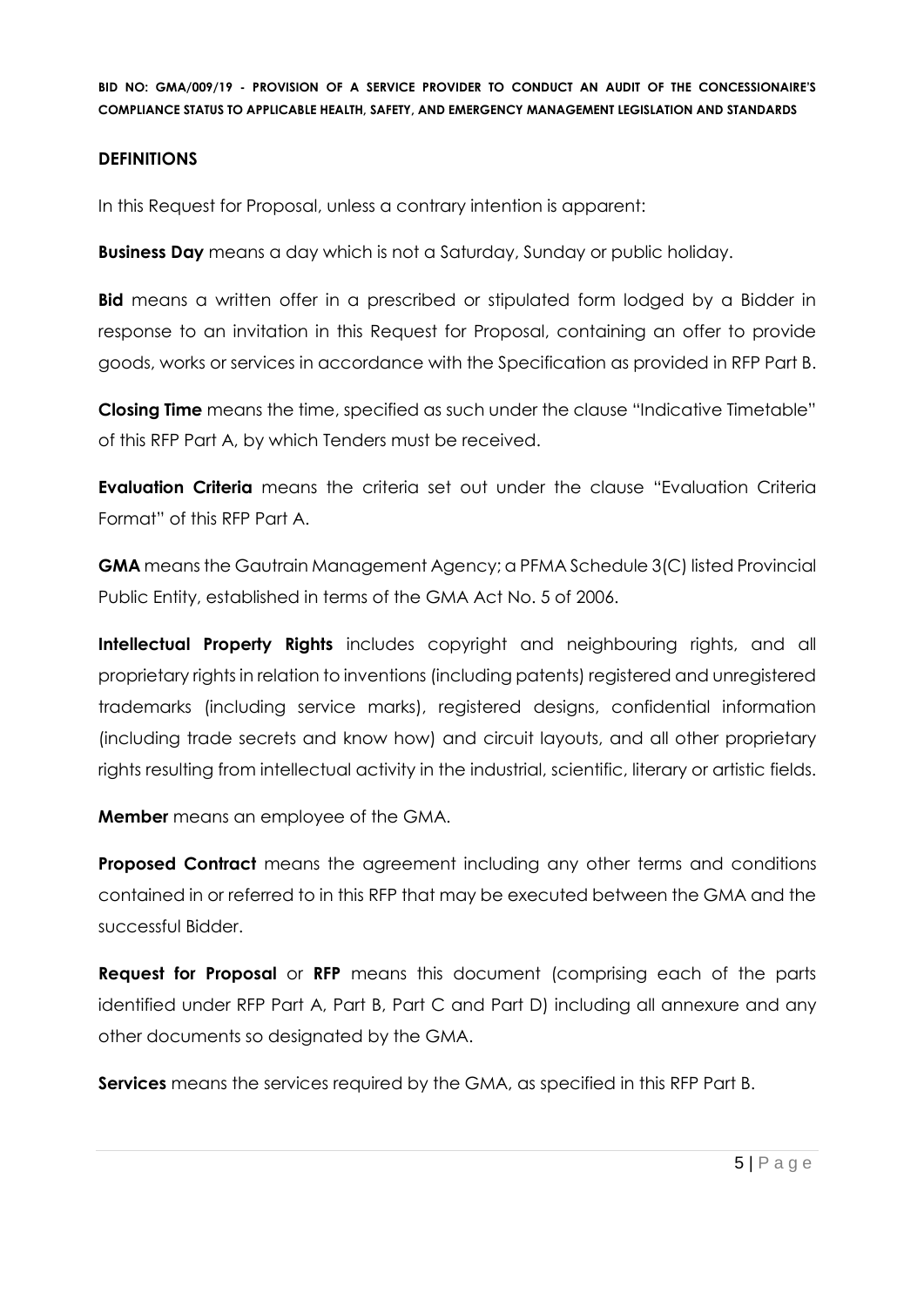## DEFINITIONS

In this Request for Proposal, unless a contrary intention is apparent:

**Business Day** means a day which is not a Saturday, Sunday or public holiday.

**Bid** means a written offer in a prescribed or stipulated form lodged by a Bidder in response to an invitation in this Request for Proposal, containing an offer to provide goods, works or services in accordance with the Specification as provided in RFP Part B.

**Closing Time** means the time, specified as such under the clause "Indicative Timetable" of this RFP Part A, by which Tenders must be received.

**Evaluation Criteria** means the criteria set out under the clause "Evaluation Criteria Format" of this RFP Part A.

**GMA** means the Gautrain Management Agency; a PFMA Schedule 3(C) listed Provincial Public Entity, established in terms of the GMA Act No. 5 of 2006.

**Intellectual Property Rights** includes copyright and neighbouring rights, and all proprietary rights in relation to inventions (including patents) registered and unregistered trademarks (including service marks), registered designs, confidential information (including trade secrets and know how) and circuit layouts, and all other proprietary rights resulting from intellectual activity in the industrial, scientific, literary or artistic fields.

**Member** means an employee of the GMA.

**Proposed Contract** means the agreement including any other terms and conditions contained in or referred to in this RFP that may be executed between the GMA and the successful Bidder.

**Request for Proposal** or **RFP** means this document (comprising each of the parts identified under RFP Part A, Part B, Part C and Part D) including all annexure and any other documents so designated by the GMA.

**Services** means the services required by the GMA, as specified in this RFP Part B.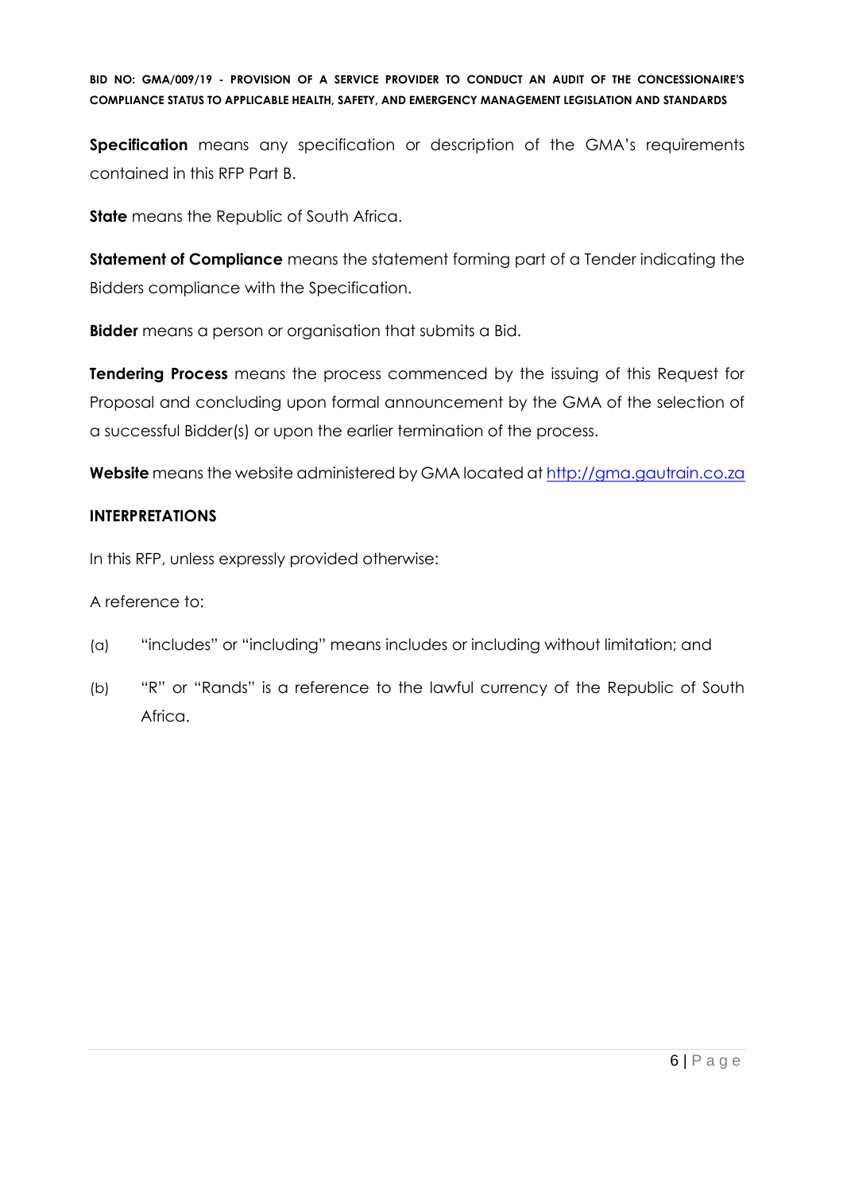**Specification** means any specification or description of the GMA's requirements contained in this RFP Part B.

**State** means the Republic of South Africa.

**Statement of Compliance** means the statement forming part of a Tender indicating the Bidders compliance with the Specification.

**Bidder** means a person or organisation that submits a Bid.

**Tendering Process** means the process commenced by the issuing of this Request for Proposal and concluding upon formal announcement by the GMA of the selection of a successful Bidder(s) or upon the earlier termination of the process.

**Website** means the website administered by GMA located at [http://gma.gautrain.co.za](http://gma.gautrain.co.za)

**INTERPRETATIONS**

In this RFP, unless expressly provided otherwise:

A reference to:

(a) "includes" or "including" means includes or including without limitation; and

(b) "R" or "Rands" is a reference to the lawful currency of the Republic of South Africa.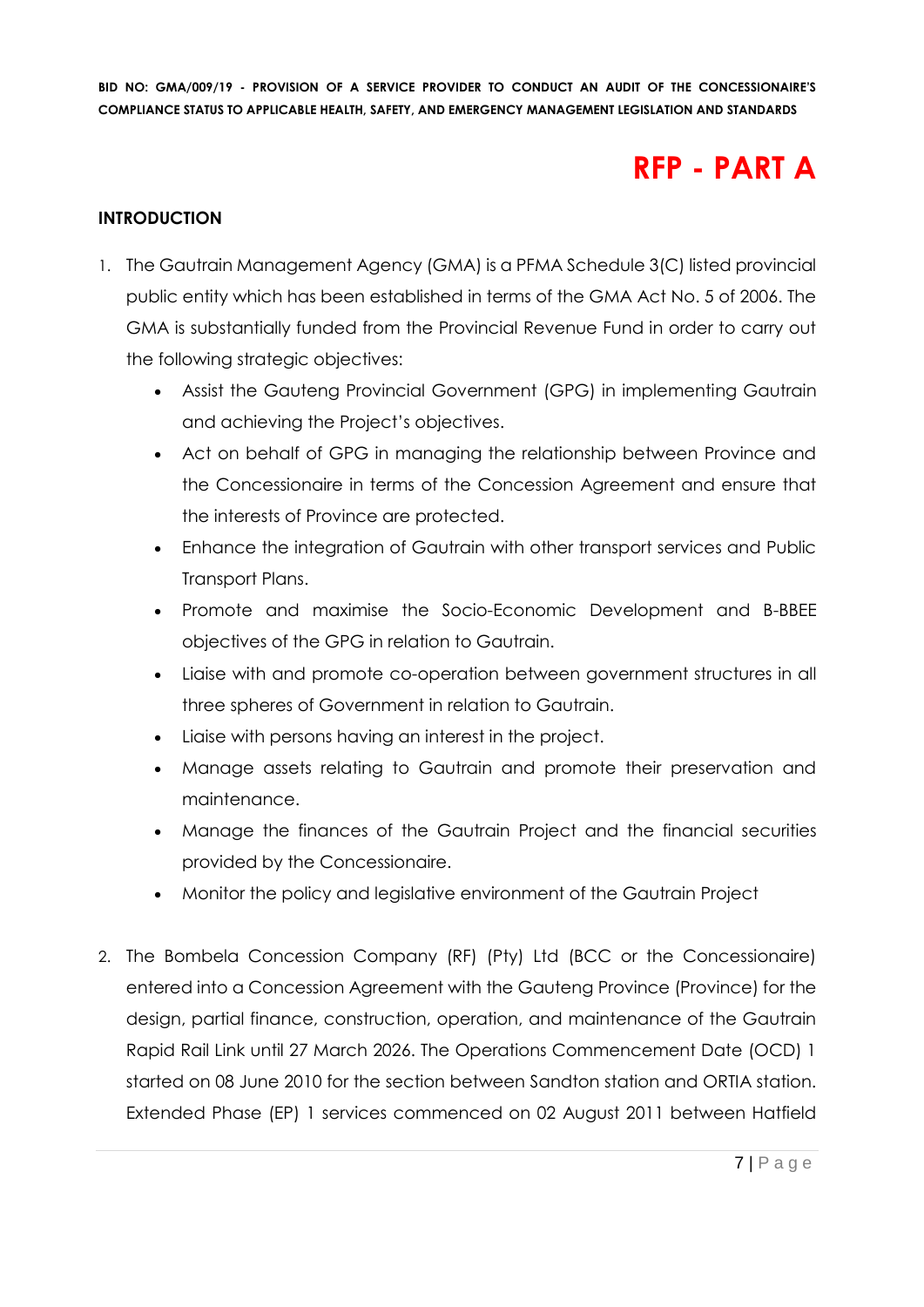# RFP - PART A

## INTRODUCTION

1. The Gautrain Management Agency (GMA) is a PFMA Schedule 3(C) listed provincial public entity which has been established in terms of the GMA Act No. 5 of 2006. The GMA is substantially funded from the Provincial Revenue Fund in order to carry out the following strategic objectives:
   - Assist the Gauteng Provincial Government (GPG) in implementing Gautrain and achieving the Project's objectives.
   - Act on behalf of GPG in managing the relationship between Province and the Concessionaire in terms of the Concession Agreement and ensure that the interests of Province are protected.
   - Enhance the integration of Gautrain with other transport services and Public Transport Plans.
   - Promote and maximise the Socio-Economic Development and B-BBEE objectives of the GPG in relation to Gautrain.
   - Liaise with and promote co-operation between government structures in all three spheres of Government in relation to Gautrain.
   - Liaise with persons having an interest in the project.
   - Manage assets relating to Gautrain and promote their preservation and maintenance.
   - Manage the finances of the Gautrain Project and the financial securities provided by the Concessionaire.
   - Monitor the policy and legislative environment of the Gautrain Project

2. The Bombela Concession Company (RF) (Pty) Ltd (BCC or the Concessionaire) entered into a Concession Agreement with the Gauteng Province (Province) for the design, partial finance, construction, operation, and maintenance of the Gautrain Rapid Rail Link until 27 March 2026. The Operations Commencement Date (OCD) 1 started on 08 June 2010 for the section between Sandton station and ORTIA station. Extended Phase (EP) 1 services commenced on 02 August 2011 between Hatfield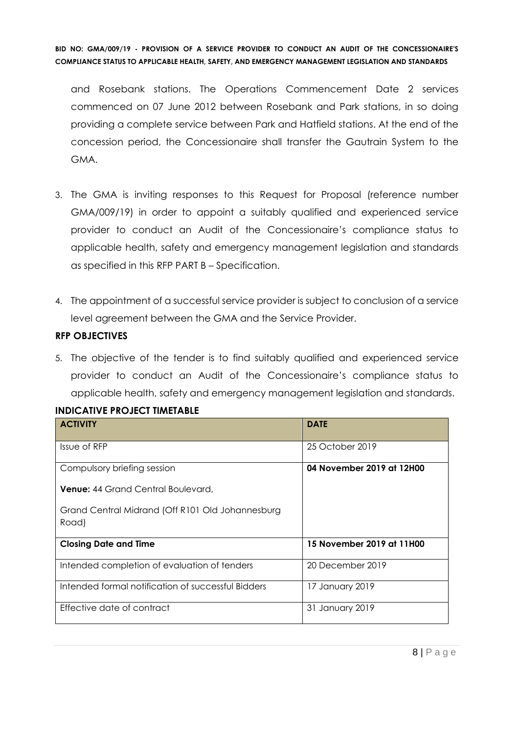and Rosebank stations. The Operations Commencement Date 2 services commenced on 07 June 2012 between Rosebank and Park stations, in so doing providing a complete service between Park and Hatfield stations. At the end of the concession period, the Concessionaire shall transfer the Gautrain System to the GMA.

3. The GMA is inviting responses to this Request for Proposal (reference number GMA/009/19) in order to appoint a suitably qualified and experienced service provider to conduct an Audit of the Concessionaire's compliance status to applicable health, safety and emergency management legislation and standards as specified in this RFP PART B – Specification.

4. The appointment of a successful service provider is subject to conclusion of a service level agreement between the GMA and the Service Provider.

**RFP OBJECTIVES**

5. The objective of the tender is to find suitably qualified and experienced service provider to conduct an Audit of the Concessionaire's compliance status to applicable health, safety and emergency management legislation and standards.

**INDICATIVE PROJECT TIMETABLE**

| ACTIVITY | DATE |
|---|---|
| Issue of RFP | 25 October 2019 |
| Compulsory briefing session<br><br>**Venue:** 44 Grand Central Boulevard,<br><br>Grand Central Midrand (Off R101 Old Johannesburg Road) | **04 November 2019 at 12H00** |
| **Closing Date and Time** | **15 November 2019 at 11H00** |
| Intended completion of evaluation of tenders | 20 December 2019 |
| Intended formal notification of successful Bidders | 17 January 2019 |
| Effective date of contract | 31 January 2019 |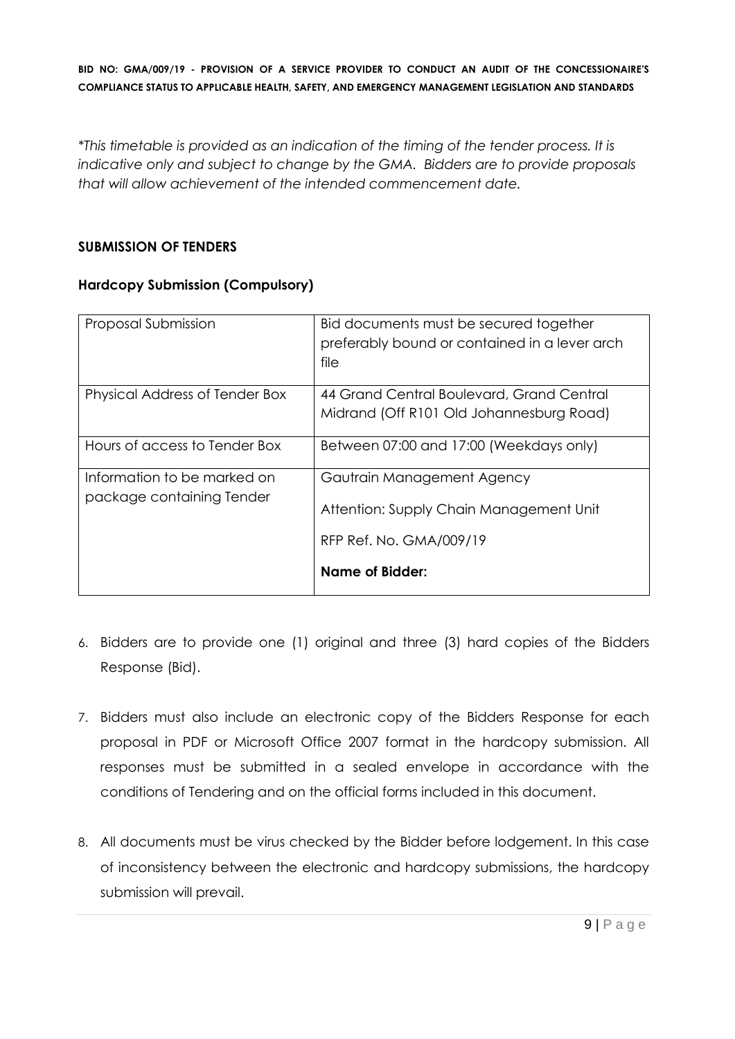*\*This timetable is provided as an indication of the timing of the tender process. It is indicative only and subject to change by the GMA. Bidders are to provide proposals that will allow achievement of the intended commencement date.*

## SUBMISSION OF TENDERS

### Hardcopy Submission (Compulsory)

| | |
|---|---|
| Proposal Submission | Bid documents must be secured together preferably bound or contained in a lever arch file |
| Physical Address of Tender Box | 44 Grand Central Boulevard, Grand Central Midrand (Off R101 Old Johannesburg Road) |
| Hours of access to Tender Box | Between 07:00 and 17:00 (Weekdays only) |
| Information to be marked on package containing Tender | Gautrain Management Agency<br><br>Attention: Supply Chain Management Unit<br><br>RFP Ref. No. GMA/009/19<br><br>**Name of Bidder:** |

6. Bidders are to provide one (1) original and three (3) hard copies of the Bidders Response (Bid).

7. Bidders must also include an electronic copy of the Bidders Response for each proposal in PDF or Microsoft Office 2007 format in the hardcopy submission. All responses must be submitted in a sealed envelope in accordance with the conditions of Tendering and on the official forms included in this document.

8. All documents must be virus checked by the Bidder before lodgement. In this case of inconsistency between the electronic and hardcopy submissions, the hardcopy submission will prevail.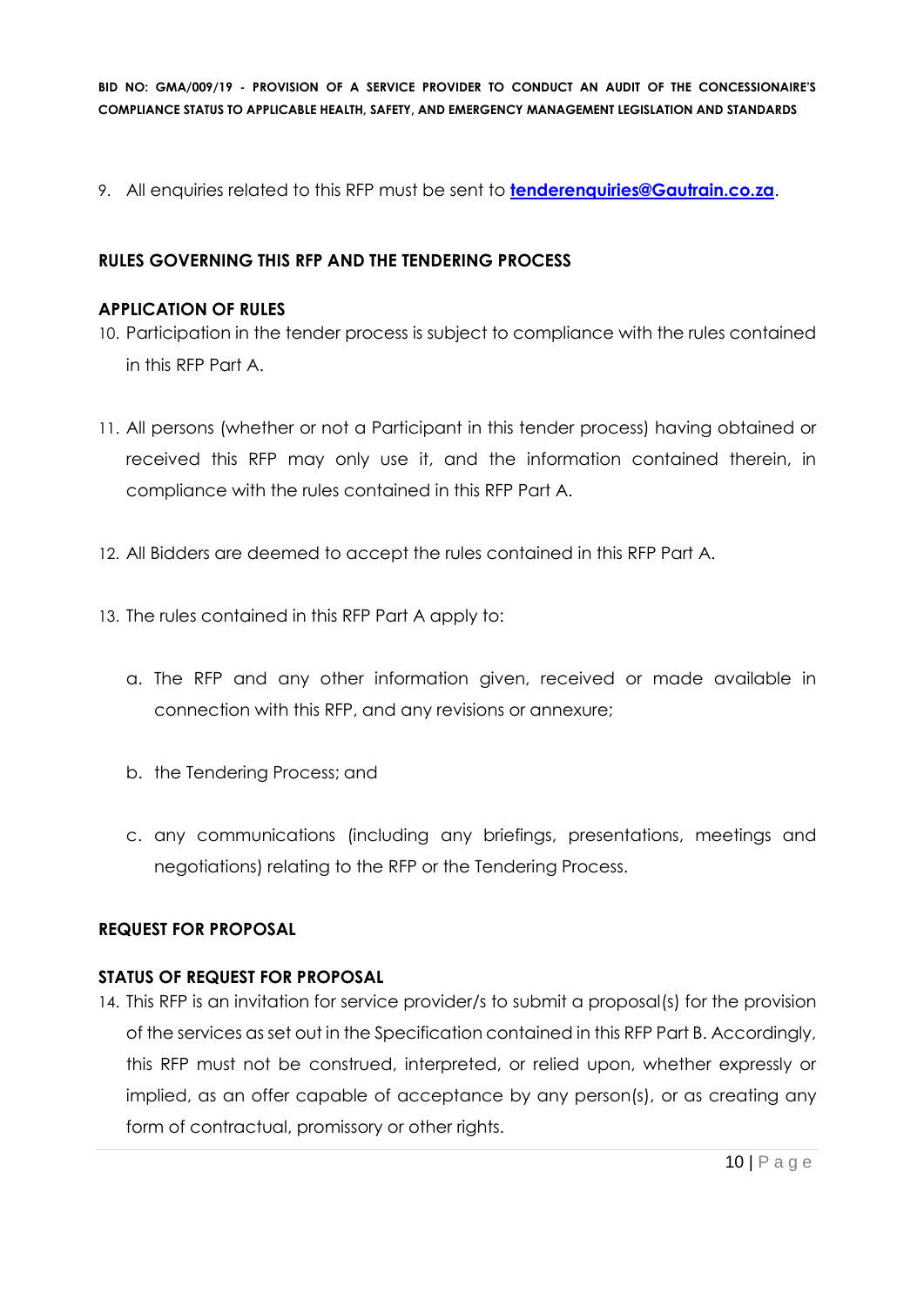9. All enquiries related to this RFP must be sent to **[tenderenquiries@Gautrain.co.za](mailto:tenderenquiries@Gautrain.co.za)**.

## RULES GOVERNING THIS RFP AND THE TENDERING PROCESS

### APPLICATION OF RULES

10. Participation in the tender process is subject to compliance with the rules contained in this RFP Part A.

11. All persons (whether or not a Participant in this tender process) having obtained or received this RFP may only use it, and the information contained therein, in compliance with the rules contained in this RFP Part A.

12. All Bidders are deemed to accept the rules contained in this RFP Part A.

13. The rules contained in this RFP Part A apply to:

    a. The RFP and any other information given, received or made available in connection with this RFP, and any revisions or annexure;

    b. the Tendering Process; and

    c. any communications (including any briefings, presentations, meetings and negotiations) relating to the RFP or the Tendering Process.

## REQUEST FOR PROPOSAL

### STATUS OF REQUEST FOR PROPOSAL

14. This RFP is an invitation for service provider/s to submit a proposal(s) for the provision of the services as set out in the Specification contained in this RFP Part B. Accordingly, this RFP must not be construed, interpreted, or relied upon, whether expressly or implied, as an offer capable of acceptance by any person(s), or as creating any form of contractual, promissory or other rights.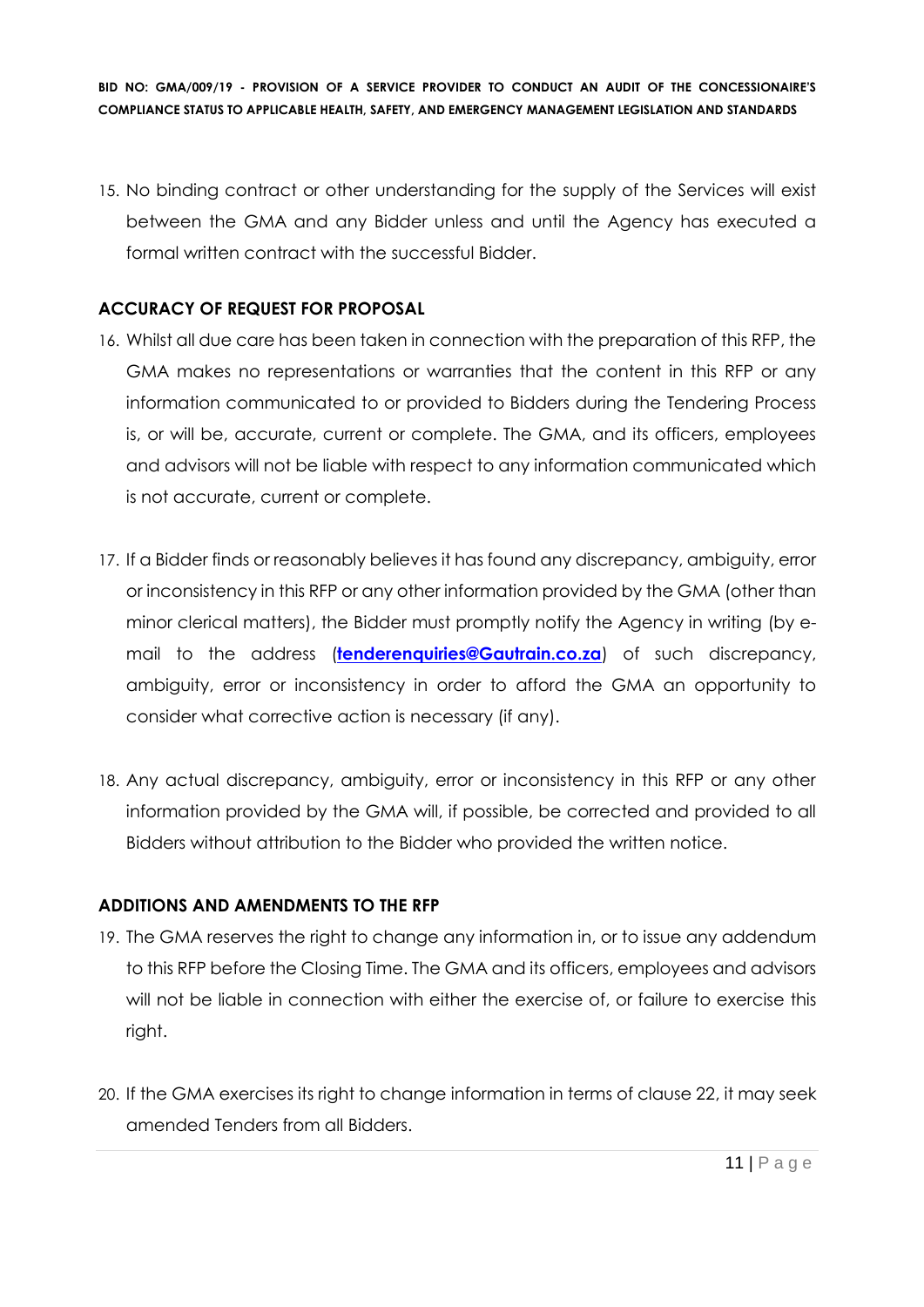15. No binding contract or other understanding for the supply of the Services will exist between the GMA and any Bidder unless and until the Agency has executed a formal written contract with the successful Bidder.

**ACCURACY OF REQUEST FOR PROPOSAL**

16. Whilst all due care has been taken in connection with the preparation of this RFP, the GMA makes no representations or warranties that the content in this RFP or any information communicated to or provided to Bidders during the Tendering Process is, or will be, accurate, current or complete. The GMA, and its officers, employees and advisors will not be liable with respect to any information communicated which is not accurate, current or complete.

17. If a Bidder finds or reasonably believes it has found any discrepancy, ambiguity, error or inconsistency in this RFP or any other information provided by the GMA (other than minor clerical matters), the Bidder must promptly notify the Agency in writing (by e-mail to the address (**tenderenquiries@Gautrain.co.za**) of such discrepancy, ambiguity, error or inconsistency in order to afford the GMA an opportunity to consider what corrective action is necessary (if any).

18. Any actual discrepancy, ambiguity, error or inconsistency in this RFP or any other information provided by the GMA will, if possible, be corrected and provided to all Bidders without attribution to the Bidder who provided the written notice.

**ADDITIONS AND AMENDMENTS TO THE RFP**

19. The GMA reserves the right to change any information in, or to issue any addendum to this RFP before the Closing Time. The GMA and its officers, employees and advisors will not be liable in connection with either the exercise of, or failure to exercise this right.

20. If the GMA exercises its right to change information in terms of clause 22, it may seek amended Tenders from all Bidders.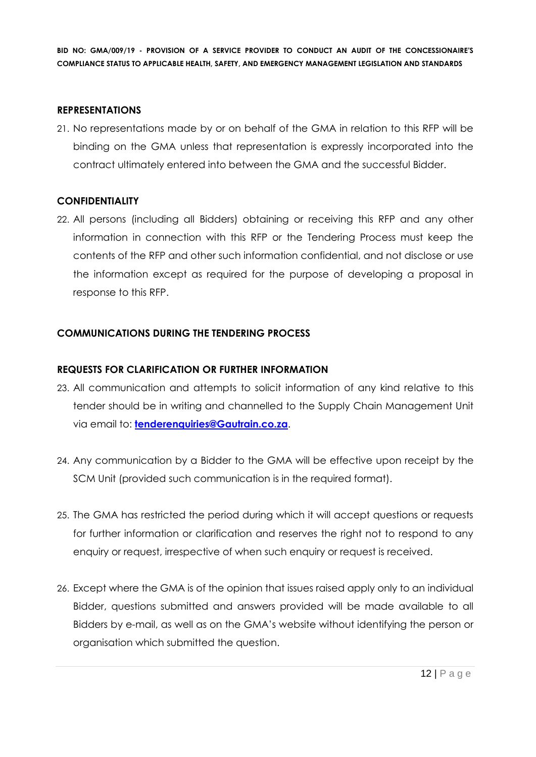**REPRESENTATIONS**

21. No representations made by or on behalf of the GMA in relation to this RFP will be binding on the GMA unless that representation is expressly incorporated into the contract ultimately entered into between the GMA and the successful Bidder.

**CONFIDENTIALITY**

22. All persons (including all Bidders) obtaining or receiving this RFP and any other information in connection with this RFP or the Tendering Process must keep the contents of the RFP and other such information confidential, and not disclose or use the information except as required for the purpose of developing a proposal in response to this RFP.

**COMMUNICATIONS DURING THE TENDERING PROCESS**

**REQUESTS FOR CLARIFICATION OR FURTHER INFORMATION**

23. All communication and attempts to solicit information of any kind relative to this tender should be in writing and channelled to the Supply Chain Management Unit via email to: **tenderenquiries@Gautrain.co.za**.

24. Any communication by a Bidder to the GMA will be effective upon receipt by the SCM Unit (provided such communication is in the required format).

25. The GMA has restricted the period during which it will accept questions or requests for further information or clarification and reserves the right not to respond to any enquiry or request, irrespective of when such enquiry or request is received.

26. Except where the GMA is of the opinion that issues raised apply only to an individual Bidder, questions submitted and answers provided will be made available to all Bidders by e-mail, as well as on the GMA's website without identifying the person or organisation which submitted the question.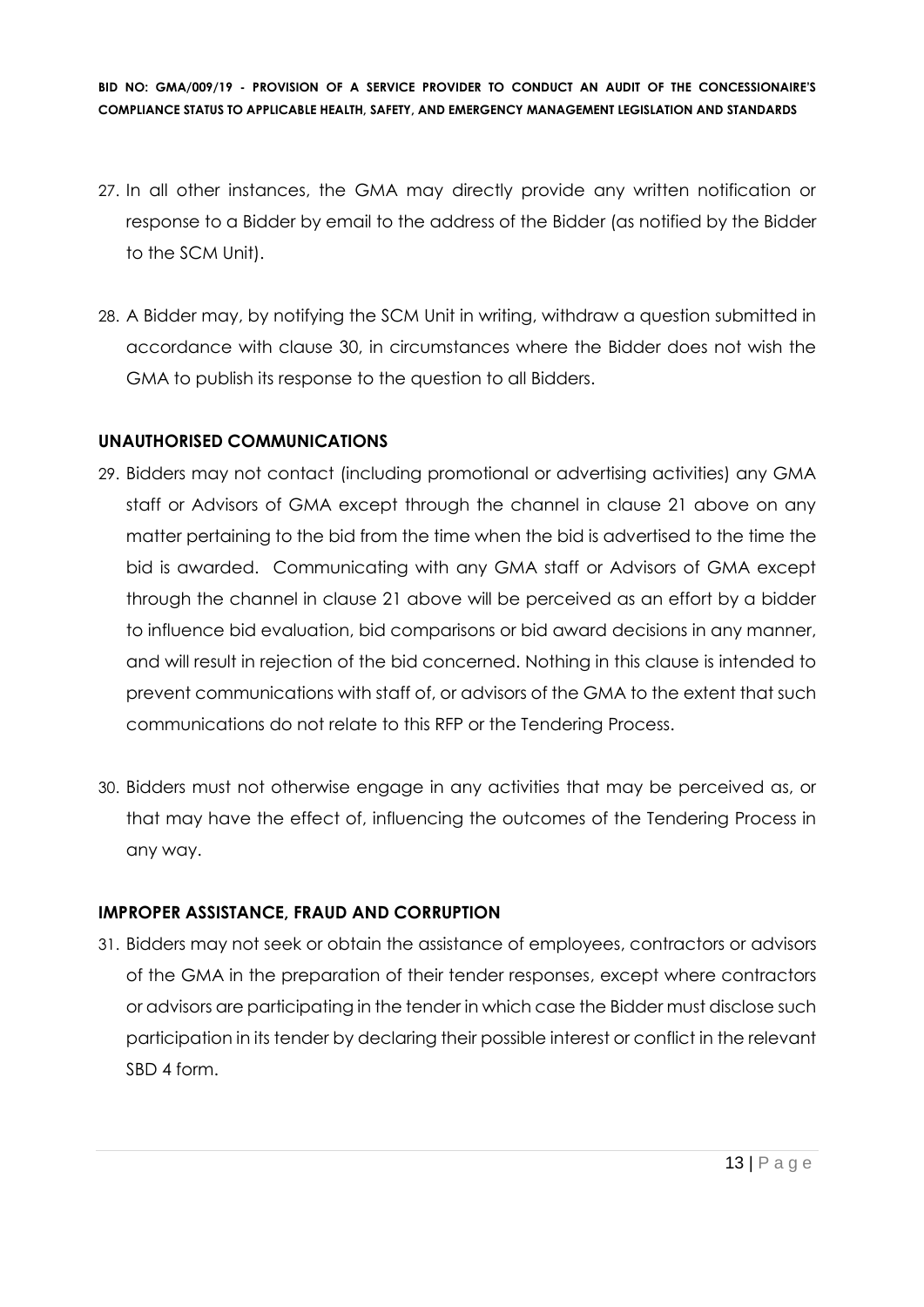27. In all other instances, the GMA may directly provide any written notification or response to a Bidder by email to the address of the Bidder (as notified by the Bidder to the SCM Unit).

28. A Bidder may, by notifying the SCM Unit in writing, withdraw a question submitted in accordance with clause 30, in circumstances where the Bidder does not wish the GMA to publish its response to the question to all Bidders.

**UNAUTHORISED COMMUNICATIONS**

29. Bidders may not contact (including promotional or advertising activities) any GMA staff or Advisors of GMA except through the channel in clause 21 above on any matter pertaining to the bid from the time when the bid is advertised to the time the bid is awarded. Communicating with any GMA staff or Advisors of GMA except through the channel in clause 21 above will be perceived as an effort by a bidder to influence bid evaluation, bid comparisons or bid award decisions in any manner, and will result in rejection of the bid concerned. Nothing in this clause is intended to prevent communications with staff of, or advisors of the GMA to the extent that such communications do not relate to this RFP or the Tendering Process.

30. Bidders must not otherwise engage in any activities that may be perceived as, or that may have the effect of, influencing the outcomes of the Tendering Process in any way.

**IMPROPER ASSISTANCE, FRAUD AND CORRUPTION**

31. Bidders may not seek or obtain the assistance of employees, contractors or advisors of the GMA in the preparation of their tender responses, except where contractors or advisors are participating in the tender in which case the Bidder must disclose such participation in its tender by declaring their possible interest or conflict in the relevant SBD 4 form.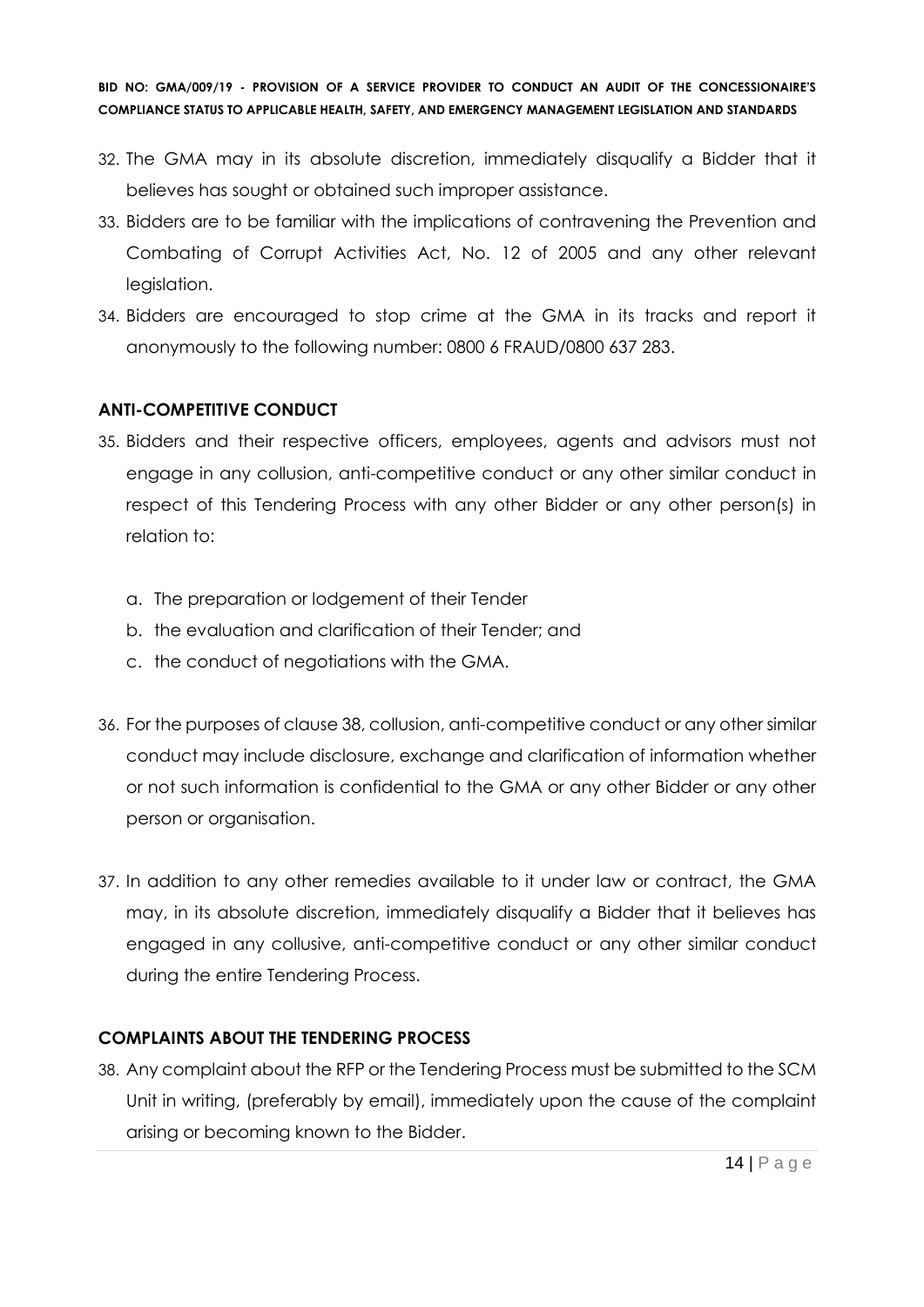32. The GMA may in its absolute discretion, immediately disqualify a Bidder that it believes has sought or obtained such improper assistance.
33. Bidders are to be familiar with the implications of contravening the Prevention and Combating of Corrupt Activities Act, No. 12 of 2005 and any other relevant legislation.
34. Bidders are encouraged to stop crime at the GMA in its tracks and report it anonymously to the following number: 0800 6 FRAUD/0800 637 283.

## ANTI-COMPETITIVE CONDUCT

35. Bidders and their respective officers, employees, agents and advisors must not engage in any collusion, anti-competitive conduct or any other similar conduct in respect of this Tendering Process with any other Bidder or any other person(s) in relation to:

    a. The preparation or lodgement of their Tender
    b. the evaluation and clarification of their Tender; and
    c. the conduct of negotiations with the GMA.

36. For the purposes of clause 38, collusion, anti-competitive conduct or any other similar conduct may include disclosure, exchange and clarification of information whether or not such information is confidential to the GMA or any other Bidder or any other person or organisation.

37. In addition to any other remedies available to it under law or contract, the GMA may, in its absolute discretion, immediately disqualify a Bidder that it believes has engaged in any collusive, anti-competitive conduct or any other similar conduct during the entire Tendering Process.

## COMPLAINTS ABOUT THE TENDERING PROCESS

38. Any complaint about the RFP or the Tendering Process must be submitted to the SCM Unit in writing, (preferably by email), immediately upon the cause of the complaint arising or becoming known to the Bidder.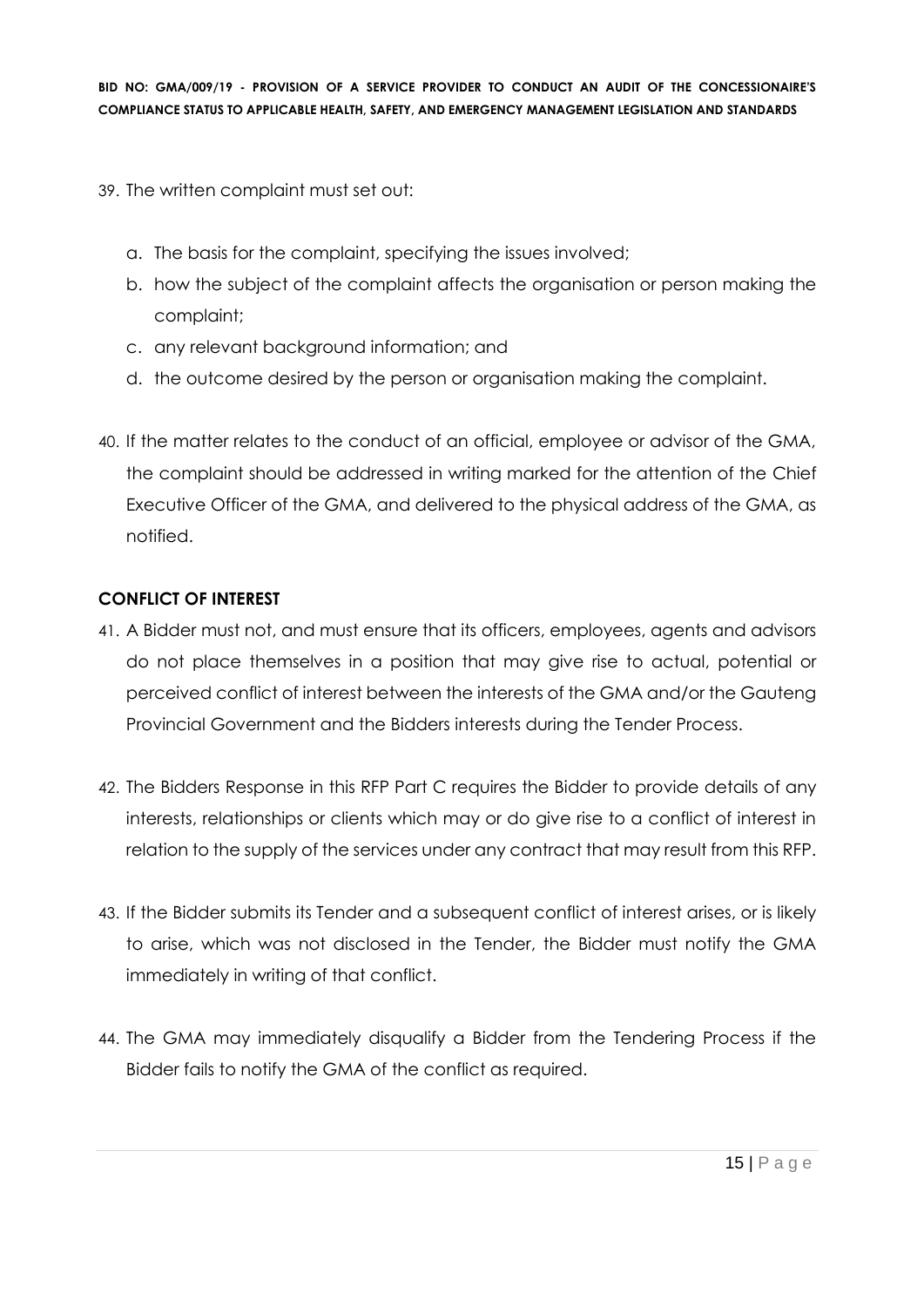39. The written complaint must set out:

    a. The basis for the complaint, specifying the issues involved;
    b. how the subject of the complaint affects the organisation or person making the complaint;
    c. any relevant background information; and
    d. the outcome desired by the person or organisation making the complaint.

40. If the matter relates to the conduct of an official, employee or advisor of the GMA, the complaint should be addressed in writing marked for the attention of the Chief Executive Officer of the GMA, and delivered to the physical address of the GMA, as notified.

**CONFLICT OF INTEREST**

41. A Bidder must not, and must ensure that its officers, employees, agents and advisors do not place themselves in a position that may give rise to actual, potential or perceived conflict of interest between the interests of the GMA and/or the Gauteng Provincial Government and the Bidders interests during the Tender Process.

42. The Bidders Response in this RFP Part C requires the Bidder to provide details of any interests, relationships or clients which may or do give rise to a conflict of interest in relation to the supply of the services under any contract that may result from this RFP.

43. If the Bidder submits its Tender and a subsequent conflict of interest arises, or is likely to arise, which was not disclosed in the Tender, the Bidder must notify the GMA immediately in writing of that conflict.

44. The GMA may immediately disqualify a Bidder from the Tendering Process if the Bidder fails to notify the GMA of the conflict as required.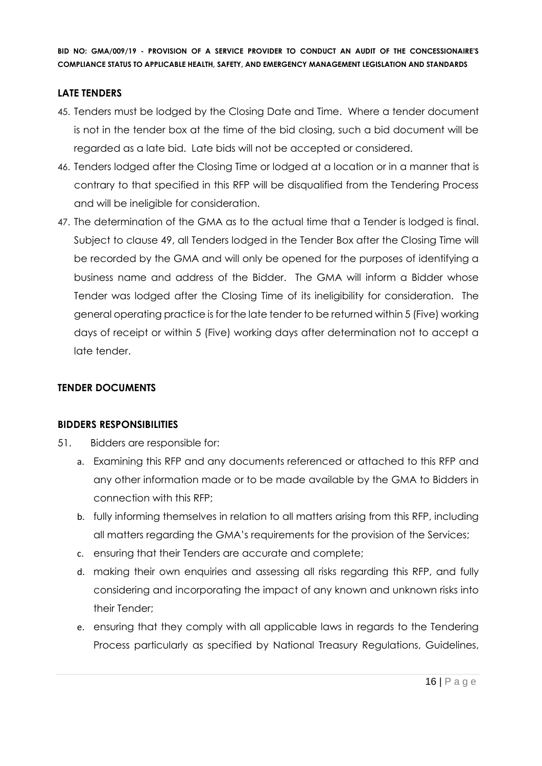## LATE TENDERS

45. Tenders must be lodged by the Closing Date and Time. Where a tender document is not in the tender box at the time of the bid closing, such a bid document will be regarded as a late bid. Late bids will not be accepted or considered.
46. Tenders lodged after the Closing Time or lodged at a location or in a manner that is contrary to that specified in this RFP will be disqualified from the Tendering Process and will be ineligible for consideration.
47. The determination of the GMA as to the actual time that a Tender is lodged is final. Subject to clause 49, all Tenders lodged in the Tender Box after the Closing Time will be recorded by the GMA and will only be opened for the purposes of identifying a business name and address of the Bidder. The GMA will inform a Bidder whose Tender was lodged after the Closing Time of its ineligibility for consideration. The general operating practice is for the late tender to be returned within 5 (Five) working days of receipt or within 5 (Five) working days after determination not to accept a late tender.

## TENDER DOCUMENTS

## BIDDERS RESPONSIBILITIES

51. Bidders are responsible for:
    a. Examining this RFP and any documents referenced or attached to this RFP and any other information made or to be made available by the GMA to Bidders in connection with this RFP;
    b. fully informing themselves in relation to all matters arising from this RFP, including all matters regarding the GMA's requirements for the provision of the Services;
    c. ensuring that their Tenders are accurate and complete;
    d. making their own enquiries and assessing all risks regarding this RFP, and fully considering and incorporating the impact of any known and unknown risks into their Tender;
    e. ensuring that they comply with all applicable laws in regards to the Tendering Process particularly as specified by National Treasury Regulations, Guidelines,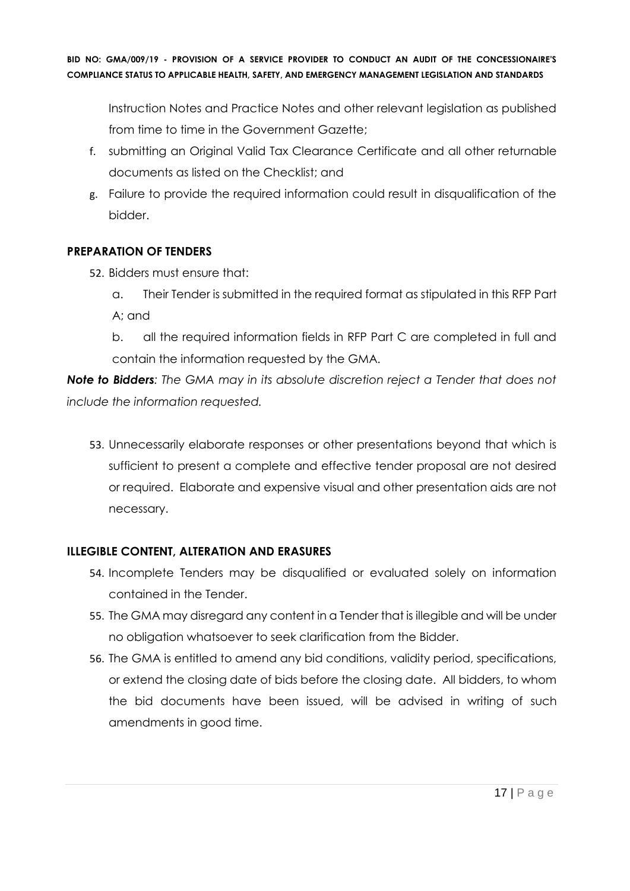Instruction Notes and Practice Notes and other relevant legislation as published from time to time in the Government Gazette;

f. submitting an Original Valid Tax Clearance Certificate and all other returnable documents as listed on the Checklist; and

g. Failure to provide the required information could result in disqualification of the bidder.

## PREPARATION OF TENDERS

52. Bidders must ensure that:

    a. Their Tender is submitted in the required format as stipulated in this RFP Part A; and

    b. all the required information fields in RFP Part C are completed in full and contain the information requested by the GMA.

***Note to Bidders****: The GMA may in its absolute discretion reject a Tender that does not include the information requested.*

53. Unnecessarily elaborate responses or other presentations beyond that which is sufficient to present a complete and effective tender proposal are not desired or required. Elaborate and expensive visual and other presentation aids are not necessary.

## ILLEGIBLE CONTENT, ALTERATION AND ERASURES

54. Incomplete Tenders may be disqualified or evaluated solely on information contained in the Tender.
55. The GMA may disregard any content in a Tender that is illegible and will be under no obligation whatsoever to seek clarification from the Bidder.
56. The GMA is entitled to amend any bid conditions, validity period, specifications, or extend the closing date of bids before the closing date. All bidders, to whom the bid documents have been issued, will be advised in writing of such amendments in good time.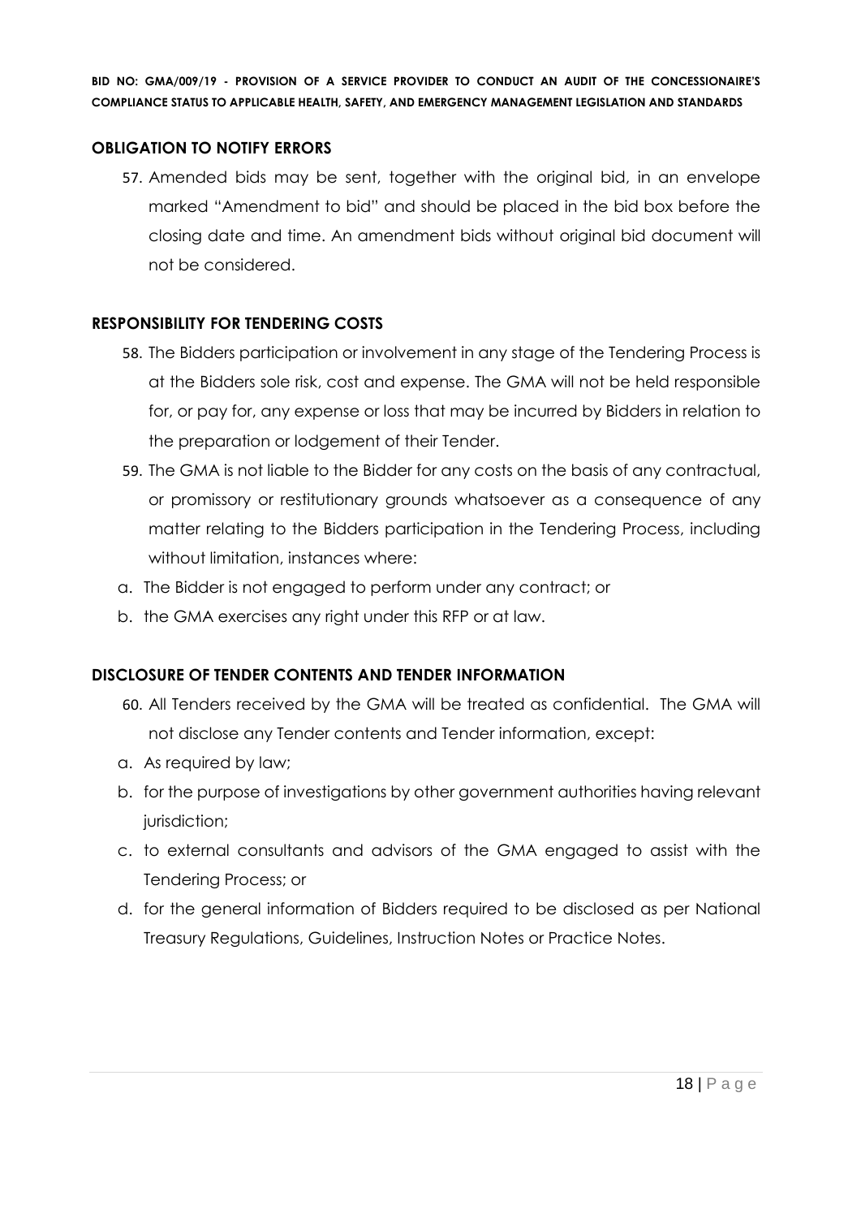**OBLIGATION TO NOTIFY ERRORS**

57. Amended bids may be sent, together with the original bid, in an envelope marked "Amendment to bid" and should be placed in the bid box before the closing date and time. An amendment bids without original bid document will not be considered.

**RESPONSIBILITY FOR TENDERING COSTS**

58. The Bidders participation or involvement in any stage of the Tendering Process is at the Bidders sole risk, cost and expense. The GMA will not be held responsible for, or pay for, any expense or loss that may be incurred by Bidders in relation to the preparation or lodgement of their Tender.
59. The GMA is not liable to the Bidder for any costs on the basis of any contractual, or promissory or restitutionary grounds whatsoever as a consequence of any matter relating to the Bidders participation in the Tendering Process, including without limitation, instances where:

a. The Bidder is not engaged to perform under any contract; or
b. the GMA exercises any right under this RFP or at law.

**DISCLOSURE OF TENDER CONTENTS AND TENDER INFORMATION**

60. All Tenders received by the GMA will be treated as confidential. The GMA will not disclose any Tender contents and Tender information, except:

a. As required by law;
b. for the purpose of investigations by other government authorities having relevant jurisdiction;
c. to external consultants and advisors of the GMA engaged to assist with the Tendering Process; or
d. for the general information of Bidders required to be disclosed as per National Treasury Regulations, Guidelines, Instruction Notes or Practice Notes.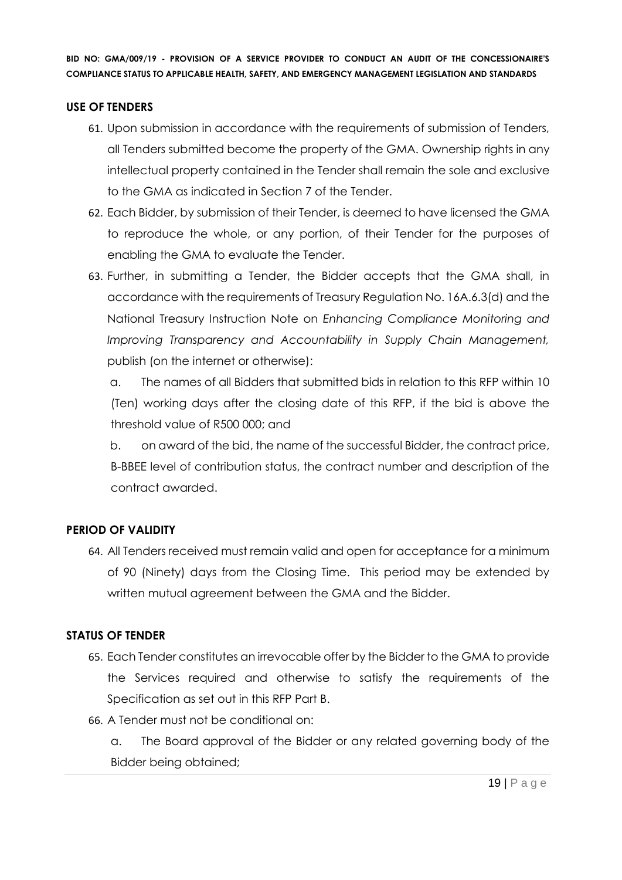## USE OF TENDERS

61. Upon submission in accordance with the requirements of submission of Tenders, all Tenders submitted become the property of the GMA. Ownership rights in any intellectual property contained in the Tender shall remain the sole and exclusive to the GMA as indicated in Section 7 of the Tender.
62. Each Bidder, by submission of their Tender, is deemed to have licensed the GMA to reproduce the whole, or any portion, of their Tender for the purposes of enabling the GMA to evaluate the Tender.
63. Further, in submitting a Tender, the Bidder accepts that the GMA shall, in accordance with the requirements of Treasury Regulation No. 16A.6.3(d) and the National Treasury Instruction Note on *Enhancing Compliance Monitoring and Improving Transparency and Accountability in Supply Chain Management,* publish (on the internet or otherwise):

    a. The names of all Bidders that submitted bids in relation to this RFP within 10 (Ten) working days after the closing date of this RFP, if the bid is above the threshold value of R500 000; and

    b. on award of the bid, the name of the successful Bidder, the contract price, B-BBEE level of contribution status, the contract number and description of the contract awarded.

## PERIOD OF VALIDITY

64. All Tenders received must remain valid and open for acceptance for a minimum of 90 (Ninety) days from the Closing Time. This period may be extended by written mutual agreement between the GMA and the Bidder.

## STATUS OF TENDER

65. Each Tender constitutes an irrevocable offer by the Bidder to the GMA to provide the Services required and otherwise to satisfy the requirements of the Specification as set out in this RFP Part B.
66. A Tender must not be conditional on:

    a. The Board approval of the Bidder or any related governing body of the Bidder being obtained;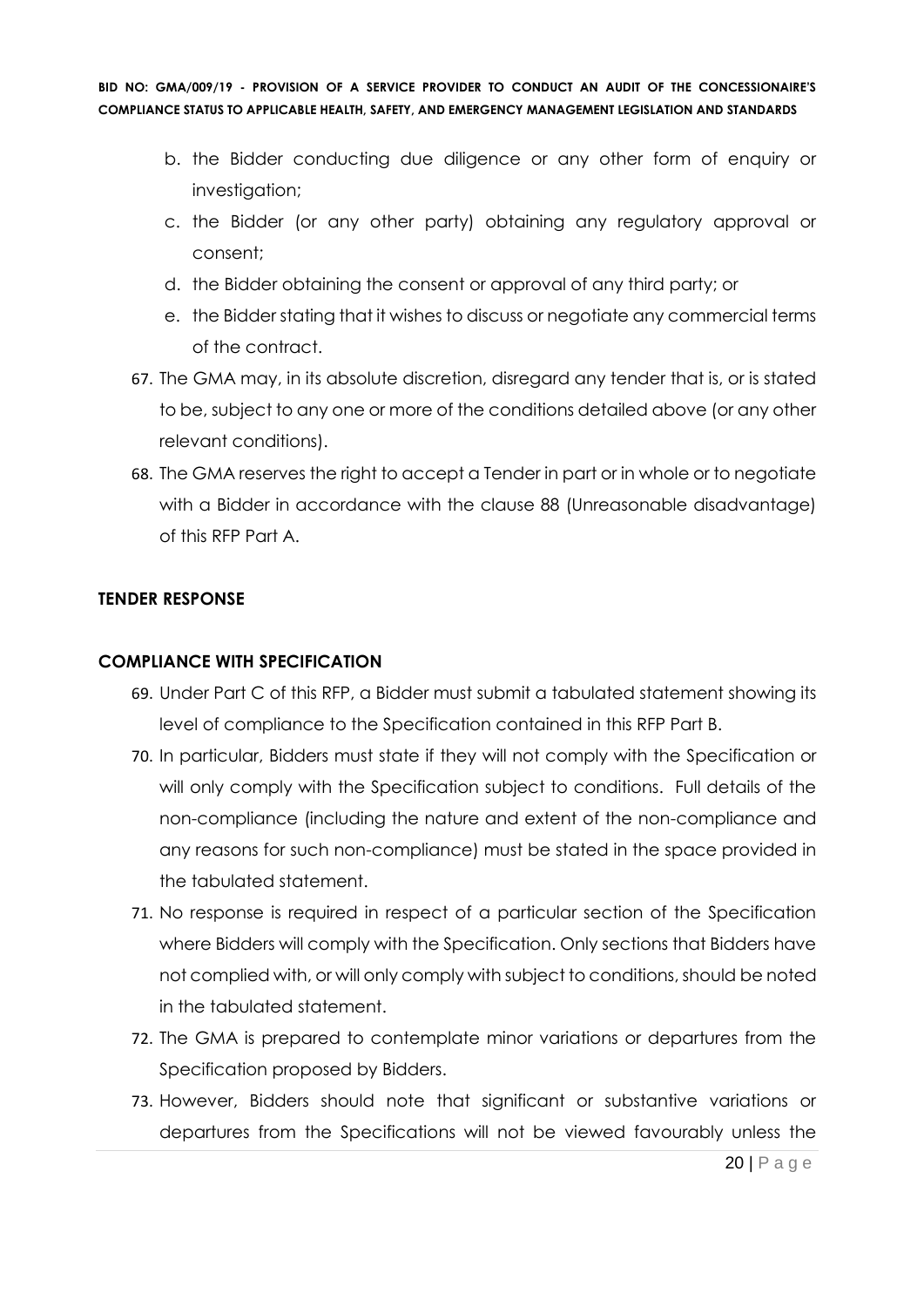b. the Bidder conducting due diligence or any other form of enquiry or investigation;
c. the Bidder (or any other party) obtaining any regulatory approval or consent;
d. the Bidder obtaining the consent or approval of any third party; or
e. the Bidder stating that it wishes to discuss or negotiate any commercial terms of the contract.

67. The GMA may, in its absolute discretion, disregard any tender that is, or is stated to be, subject to any one or more of the conditions detailed above (or any other relevant conditions).
68. The GMA reserves the right to accept a Tender in part or in whole or to negotiate with a Bidder in accordance with the clause 88 (Unreasonable disadvantage) of this RFP Part A.

**TENDER RESPONSE**

**COMPLIANCE WITH SPECIFICATION**

69. Under Part C of this RFP, a Bidder must submit a tabulated statement showing its level of compliance to the Specification contained in this RFP Part B.
70. In particular, Bidders must state if they will not comply with the Specification or will only comply with the Specification subject to conditions. Full details of the non-compliance (including the nature and extent of the non-compliance and any reasons for such non-compliance) must be stated in the space provided in the tabulated statement.
71. No response is required in respect of a particular section of the Specification where Bidders will comply with the Specification. Only sections that Bidders have not complied with, or will only comply with subject to conditions, should be noted in the tabulated statement.
72. The GMA is prepared to contemplate minor variations or departures from the Specification proposed by Bidders.
73. However, Bidders should note that significant or substantive variations or departures from the Specifications will not be viewed favourably unless the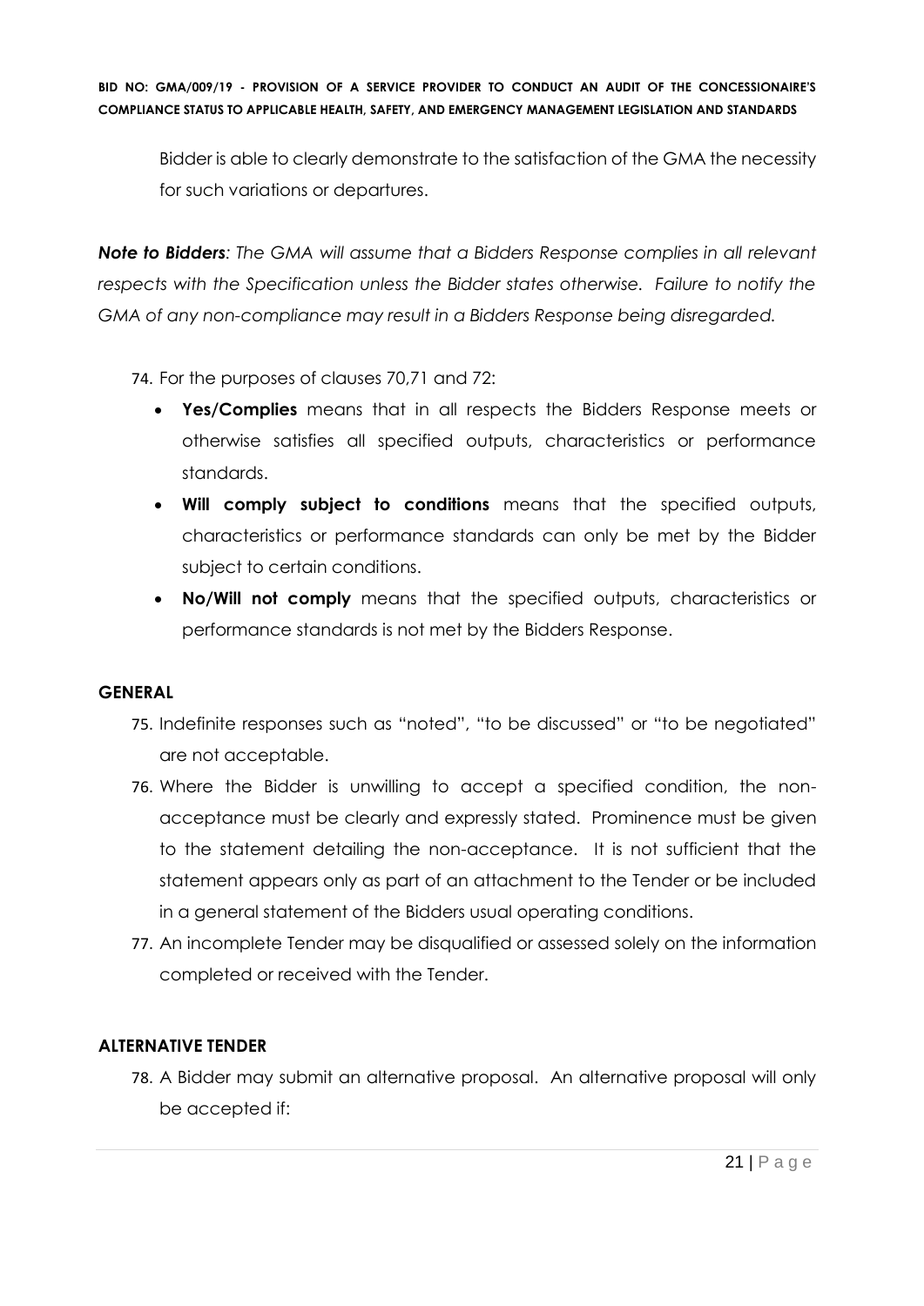Bidder is able to clearly demonstrate to the satisfaction of the GMA the necessity for such variations or departures.

***Note to Bidders****: The GMA will assume that a Bidders Response complies in all relevant respects with the Specification unless the Bidder states otherwise. Failure to notify the GMA of any non-compliance may result in a Bidders Response being disregarded.*

74. For the purposes of clauses 70,71 and 72:
    - **Yes/Complies** means that in all respects the Bidders Response meets or otherwise satisfies all specified outputs, characteristics or performance standards.
    - **Will comply subject to conditions** means that the specified outputs, characteristics or performance standards can only be met by the Bidder subject to certain conditions.
    - **No/Will not comply** means that the specified outputs, characteristics or performance standards is not met by the Bidders Response.

**GENERAL**

75. Indefinite responses such as "noted", "to be discussed" or "to be negotiated" are not acceptable.
76. Where the Bidder is unwilling to accept a specified condition, the non-acceptance must be clearly and expressly stated. Prominence must be given to the statement detailing the non-acceptance. It is not sufficient that the statement appears only as part of an attachment to the Tender or be included in a general statement of the Bidders usual operating conditions.
77. An incomplete Tender may be disqualified or assessed solely on the information completed or received with the Tender.

**ALTERNATIVE TENDER**

78. A Bidder may submit an alternative proposal. An alternative proposal will only be accepted if: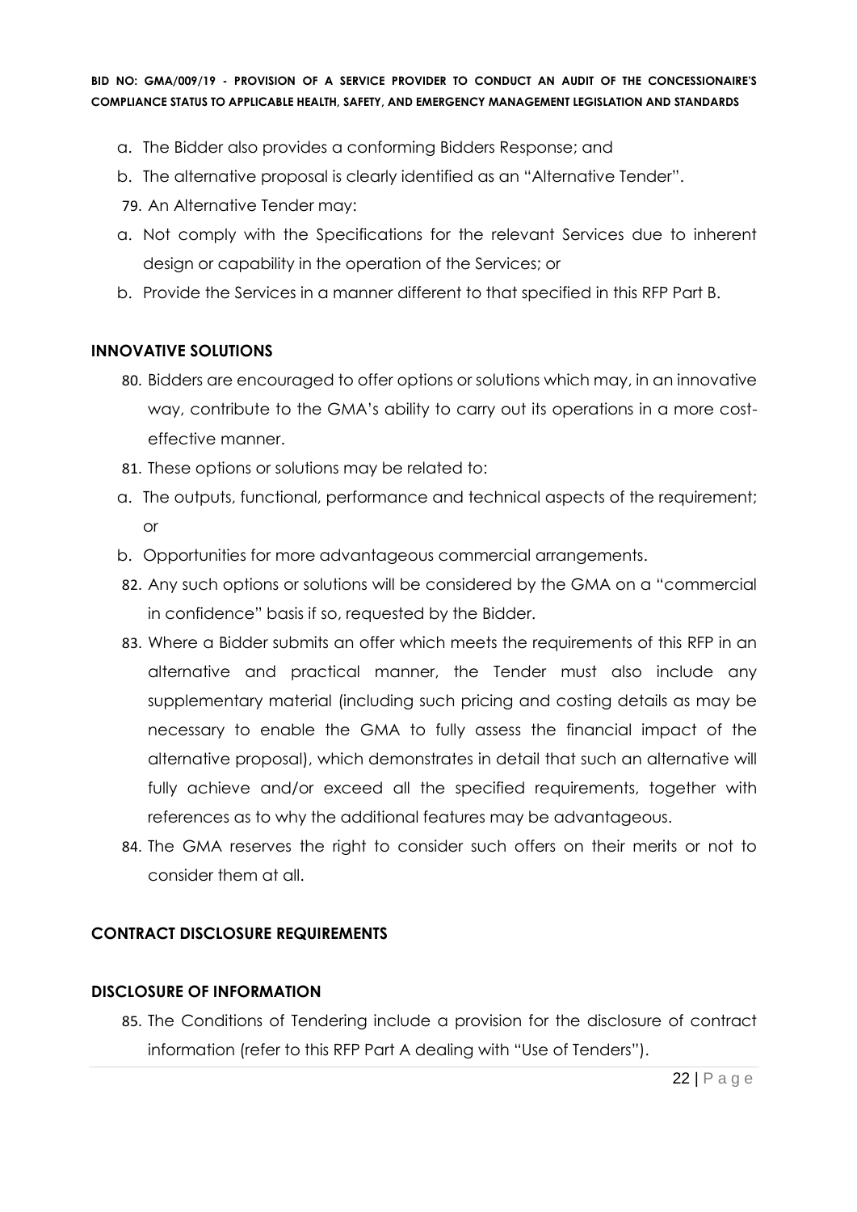a. The Bidder also provides a conforming Bidders Response; and
b. The alternative proposal is clearly identified as an "Alternative Tender".

79. An Alternative Tender may:

a. Not comply with the Specifications for the relevant Services due to inherent design or capability in the operation of the Services; or
b. Provide the Services in a manner different to that specified in this RFP Part B.

## INNOVATIVE SOLUTIONS

80. Bidders are encouraged to offer options or solutions which may, in an innovative way, contribute to the GMA's ability to carry out its operations in a more cost-effective manner.
81. These options or solutions may be related to:

a. The outputs, functional, performance and technical aspects of the requirement; or
b. Opportunities for more advantageous commercial arrangements.

82. Any such options or solutions will be considered by the GMA on a "commercial in confidence" basis if so, requested by the Bidder.
83. Where a Bidder submits an offer which meets the requirements of this RFP in an alternative and practical manner, the Tender must also include any supplementary material (including such pricing and costing details as may be necessary to enable the GMA to fully assess the financial impact of the alternative proposal), which demonstrates in detail that such an alternative will fully achieve and/or exceed all the specified requirements, together with references as to why the additional features may be advantageous.
84. The GMA reserves the right to consider such offers on their merits or not to consider them at all.

## CONTRACT DISCLOSURE REQUIREMENTS

## DISCLOSURE OF INFORMATION

85. The Conditions of Tendering include a provision for the disclosure of contract information (refer to this RFP Part A dealing with "Use of Tenders").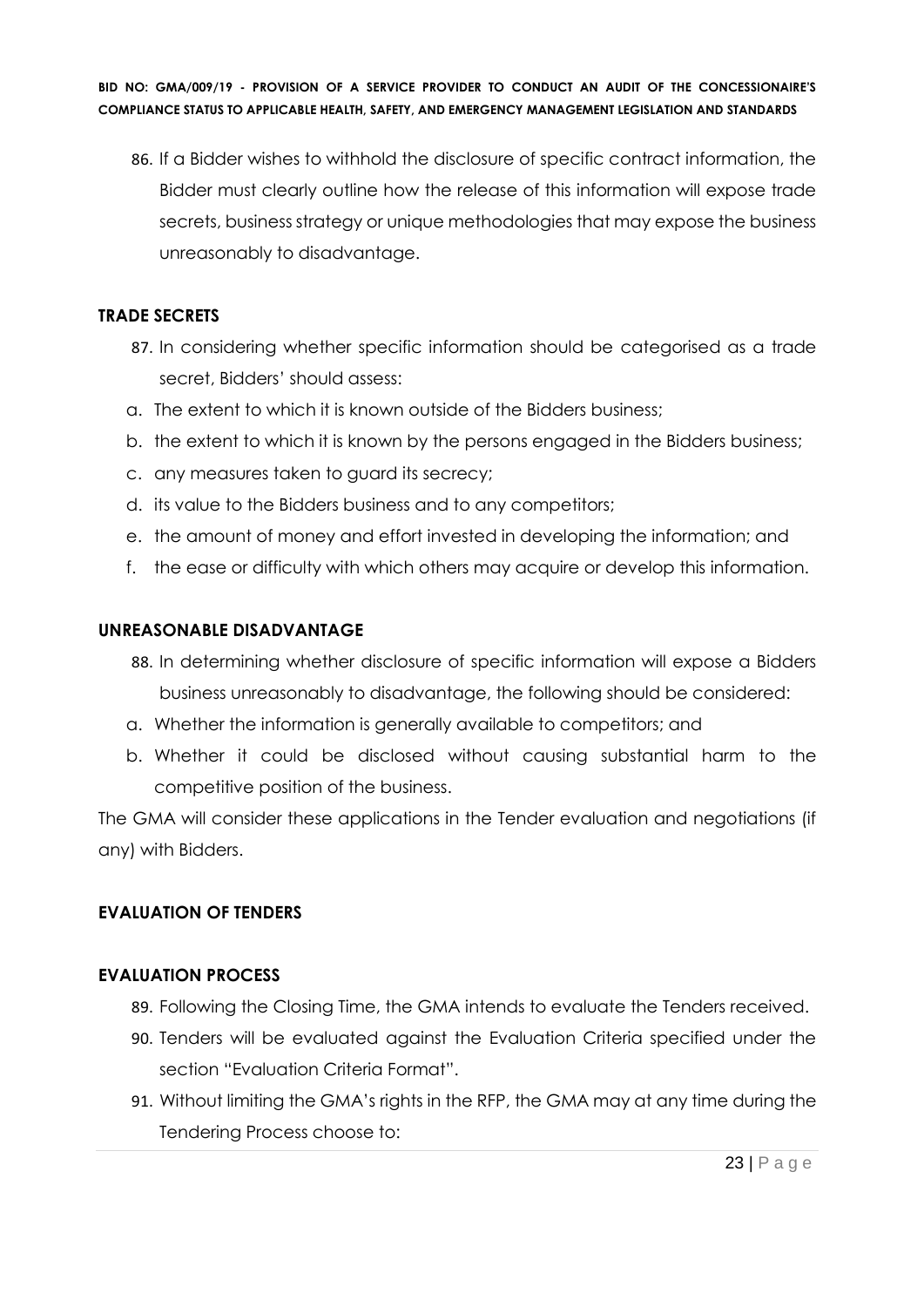86. If a Bidder wishes to withhold the disclosure of specific contract information, the Bidder must clearly outline how the release of this information will expose trade secrets, business strategy or unique methodologies that may expose the business unreasonably to disadvantage.

### TRADE SECRETS

87. In considering whether specific information should be categorised as a trade secret, Bidders' should assess:

a. The extent to which it is known outside of the Bidders business;
b. the extent to which it is known by the persons engaged in the Bidders business;
c. any measures taken to guard its secrecy;
d. its value to the Bidders business and to any competitors;
e. the amount of money and effort invested in developing the information; and
f. the ease or difficulty with which others may acquire or develop this information.

### UNREASONABLE DISADVANTAGE

88. In determining whether disclosure of specific information will expose a Bidders business unreasonably to disadvantage, the following should be considered:

a. Whether the information is generally available to competitors; and
b. Whether it could be disclosed without causing substantial harm to the competitive position of the business.

The GMA will consider these applications in the Tender evaluation and negotiations (if any) with Bidders.

### EVALUATION OF TENDERS

### EVALUATION PROCESS

89. Following the Closing Time, the GMA intends to evaluate the Tenders received.
90. Tenders will be evaluated against the Evaluation Criteria specified under the section "Evaluation Criteria Format".
91. Without limiting the GMA's rights in the RFP, the GMA may at any time during the Tendering Process choose to: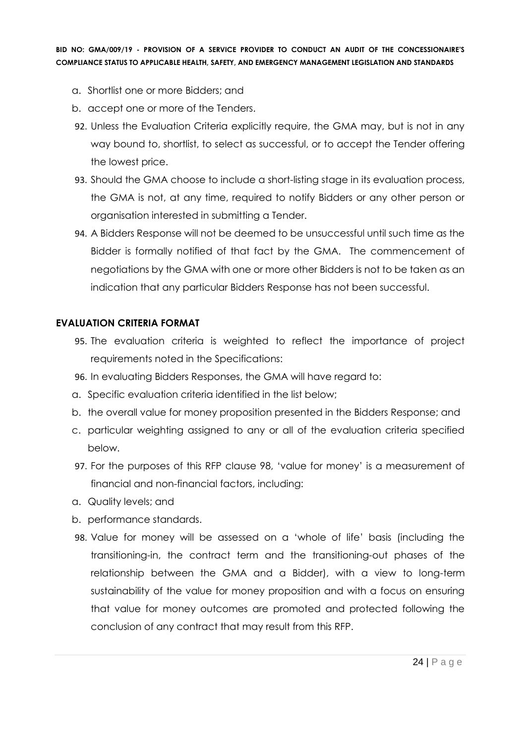a. Shortlist one or more Bidders; and
b. accept one or more of the Tenders.

92. Unless the Evaluation Criteria explicitly require, the GMA may, but is not in any way bound to, shortlist, to select as successful, or to accept the Tender offering the lowest price.
93. Should the GMA choose to include a short-listing stage in its evaluation process, the GMA is not, at any time, required to notify Bidders or any other person or organisation interested in submitting a Tender.
94. A Bidders Response will not be deemed to be unsuccessful until such time as the Bidder is formally notified of that fact by the GMA. The commencement of negotiations by the GMA with one or more other Bidders is not to be taken as an indication that any particular Bidders Response has not been successful.

**EVALUATION CRITERIA FORMAT**

95. The evaluation criteria is weighted to reflect the importance of project requirements noted in the Specifications:
96. In evaluating Bidders Responses, the GMA will have regard to:

a. Specific evaluation criteria identified in the list below;
b. the overall value for money proposition presented in the Bidders Response; and
c. particular weighting assigned to any or all of the evaluation criteria specified below.

97. For the purposes of this RFP clause 98, 'value for money' is a measurement of financial and non-financial factors, including:

a. Quality levels; and
b. performance standards.

98. Value for money will be assessed on a 'whole of life' basis (including the transitioning-in, the contract term and the transitioning-out phases of the relationship between the GMA and a Bidder), with a view to long-term sustainability of the value for money proposition and with a focus on ensuring that value for money outcomes are promoted and protected following the conclusion of any contract that may result from this RFP.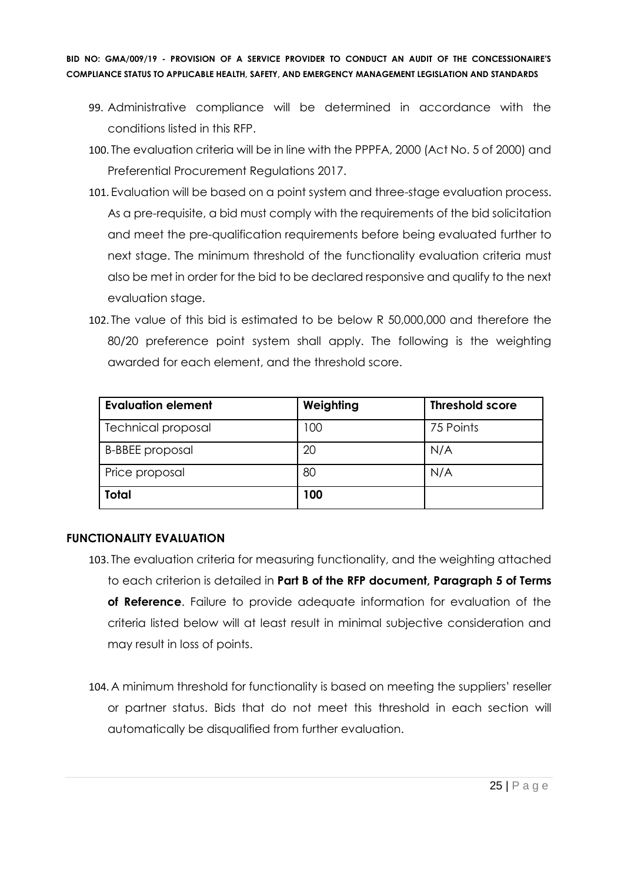99. Administrative compliance will be determined in accordance with the conditions listed in this RFP.
100. The evaluation criteria will be in line with the PPPFA, 2000 (Act No. 5 of 2000) and Preferential Procurement Regulations 2017.
101. Evaluation will be based on a point system and three-stage evaluation process. As a pre-requisite, a bid must comply with the requirements of the bid solicitation and meet the pre-qualification requirements before being evaluated further to next stage. The minimum threshold of the functionality evaluation criteria must also be met in order for the bid to be declared responsive and qualify to the next evaluation stage.
102. The value of this bid is estimated to be below R 50,000,000 and therefore the 80/20 preference point system shall apply. The following is the weighting awarded for each element, and the threshold score.

| Evaluation element | Weighting | Threshold score |
| --- | --- | --- |
| Technical proposal | 100 | 75 Points |
| B-BBEE proposal | 20 | N/A |
| Price proposal | 80 | N/A |
| **Total** | **100** | |

## FUNCTIONALITY EVALUATION

103. The evaluation criteria for measuring functionality, and the weighting attached to each criterion is detailed in **Part B of the RFP document, Paragraph 5 of Terms of Reference**. Failure to provide adequate information for evaluation of the criteria listed below will at least result in minimal subjective consideration and may result in loss of points.

104. A minimum threshold for functionality is based on meeting the suppliers' reseller or partner status. Bids that do not meet this threshold in each section will automatically be disqualified from further evaluation.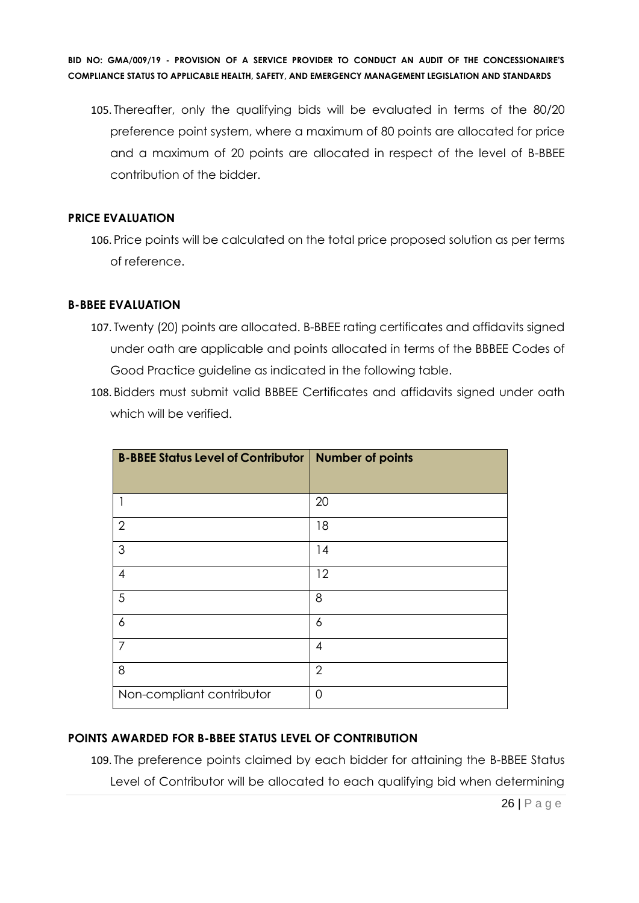105. Thereafter, only the qualifying bids will be evaluated in terms of the 80/20 preference point system, where a maximum of 80 points are allocated for price and a maximum of 20 points are allocated in respect of the level of B-BBEE contribution of the bidder.

**PRICE EVALUATION**

106. Price points will be calculated on the total price proposed solution as per terms of reference.

**B-BBEE EVALUATION**

107. Twenty (20) points are allocated. B-BBEE rating certificates and affidavits signed under oath are applicable and points allocated in terms of the BBBEE Codes of Good Practice guideline as indicated in the following table.

108. Bidders must submit valid BBBEE Certificates and affidavits signed under oath which will be verified.

| B-BBEE Status Level of Contributor | Number of points |
|---|---|
| 1 | 20 |
| 2 | 18 |
| 3 | 14 |
| 4 | 12 |
| 5 | 8 |
| 6 | 6 |
| 7 | 4 |
| 8 | 2 |
| Non-compliant contributor | 0 |

**POINTS AWARDED FOR B-BBEE STATUS LEVEL OF CONTRIBUTION**

109. The preference points claimed by each bidder for attaining the B-BBEE Status Level of Contributor will be allocated to each qualifying bid when determining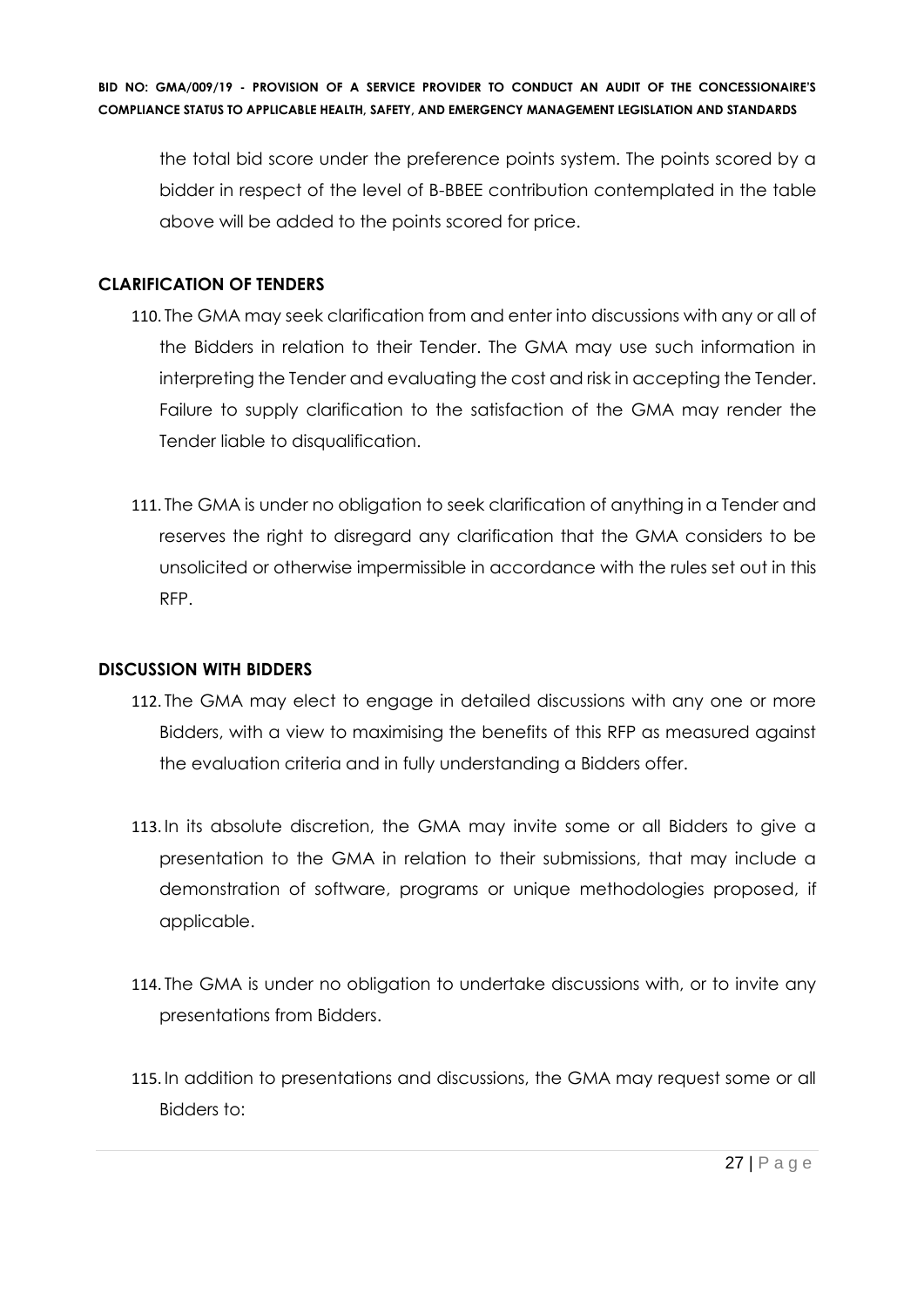the total bid score under the preference points system. The points scored by a bidder in respect of the level of B-BBEE contribution contemplated in the table above will be added to the points scored for price.

**CLARIFICATION OF TENDERS**

110. The GMA may seek clarification from and enter into discussions with any or all of the Bidders in relation to their Tender. The GMA may use such information in interpreting the Tender and evaluating the cost and risk in accepting the Tender. Failure to supply clarification to the satisfaction of the GMA may render the Tender liable to disqualification.

111. The GMA is under no obligation to seek clarification of anything in a Tender and reserves the right to disregard any clarification that the GMA considers to be unsolicited or otherwise impermissible in accordance with the rules set out in this RFP.

**DISCUSSION WITH BIDDERS**

112. The GMA may elect to engage in detailed discussions with any one or more Bidders, with a view to maximising the benefits of this RFP as measured against the evaluation criteria and in fully understanding a Bidders offer.

113. In its absolute discretion, the GMA may invite some or all Bidders to give a presentation to the GMA in relation to their submissions, that may include a demonstration of software, programs or unique methodologies proposed, if applicable.

114. The GMA is under no obligation to undertake discussions with, or to invite any presentations from Bidders.

115. In addition to presentations and discussions, the GMA may request some or all Bidders to: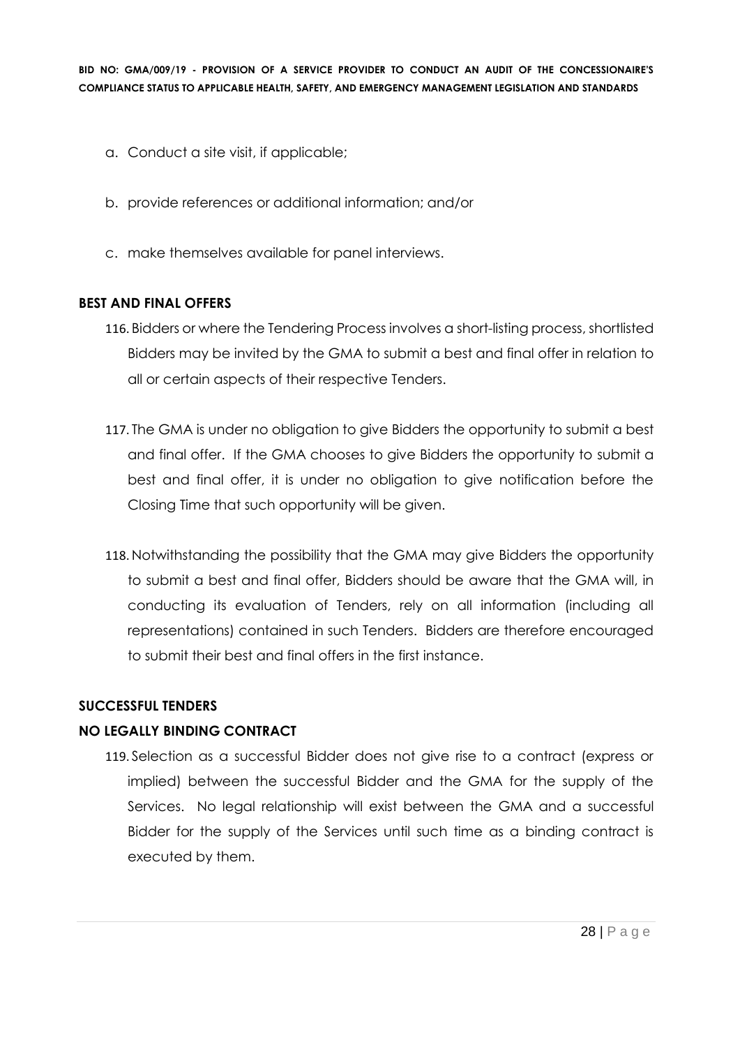a. Conduct a site visit, if applicable;

b. provide references or additional information; and/or

c. make themselves available for panel interviews.

**BEST AND FINAL OFFERS**

116. Bidders or where the Tendering Process involves a short-listing process, shortlisted Bidders may be invited by the GMA to submit a best and final offer in relation to all or certain aspects of their respective Tenders.

117. The GMA is under no obligation to give Bidders the opportunity to submit a best and final offer. If the GMA chooses to give Bidders the opportunity to submit a best and final offer, it is under no obligation to give notification before the Closing Time that such opportunity will be given.

118. Notwithstanding the possibility that the GMA may give Bidders the opportunity to submit a best and final offer, Bidders should be aware that the GMA will, in conducting its evaluation of Tenders, rely on all information (including all representations) contained in such Tenders. Bidders are therefore encouraged to submit their best and final offers in the first instance.

**SUCCESSFUL TENDERS**

**NO LEGALLY BINDING CONTRACT**

119. Selection as a successful Bidder does not give rise to a contract (express or implied) between the successful Bidder and the GMA for the supply of the Services. No legal relationship will exist between the GMA and a successful Bidder for the supply of the Services until such time as a binding contract is executed by them.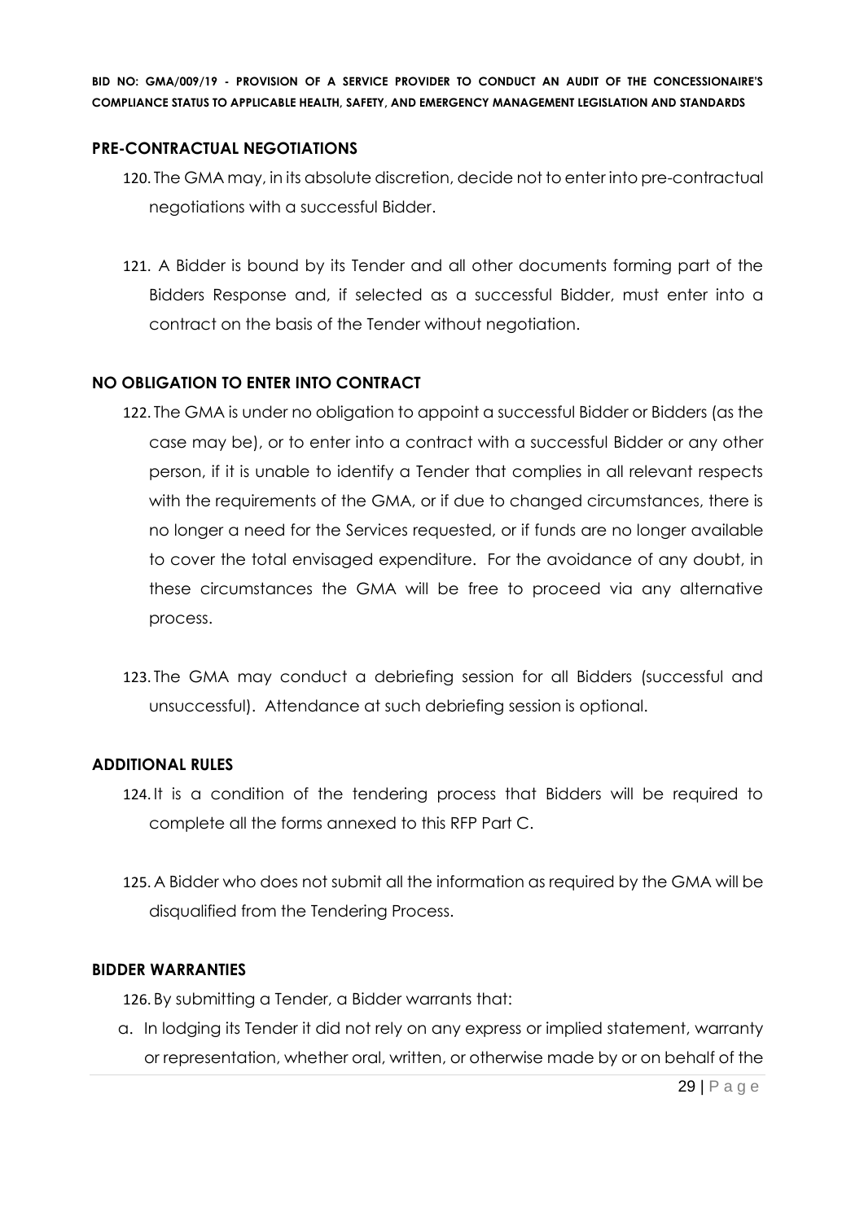## PRE-CONTRACTUAL NEGOTIATIONS

120. The GMA may, in its absolute discretion, decide not to enter into pre-contractual negotiations with a successful Bidder.

121. A Bidder is bound by its Tender and all other documents forming part of the Bidders Response and, if selected as a successful Bidder, must enter into a contract on the basis of the Tender without negotiation.

## NO OBLIGATION TO ENTER INTO CONTRACT

122. The GMA is under no obligation to appoint a successful Bidder or Bidders (as the case may be), or to enter into a contract with a successful Bidder or any other person, if it is unable to identify a Tender that complies in all relevant respects with the requirements of the GMA, or if due to changed circumstances, there is no longer a need for the Services requested, or if funds are no longer available to cover the total envisaged expenditure. For the avoidance of any doubt, in these circumstances the GMA will be free to proceed via any alternative process.

123. The GMA may conduct a debriefing session for all Bidders (successful and unsuccessful). Attendance at such debriefing session is optional.

## ADDITIONAL RULES

124. It is a condition of the tendering process that Bidders will be required to complete all the forms annexed to this RFP Part C.

125. A Bidder who does not submit all the information as required by the GMA will be disqualified from the Tendering Process.

## BIDDER WARRANTIES

126. By submitting a Tender, a Bidder warrants that:

a. In lodging its Tender it did not rely on any express or implied statement, warranty or representation, whether oral, written, or otherwise made by or on behalf of the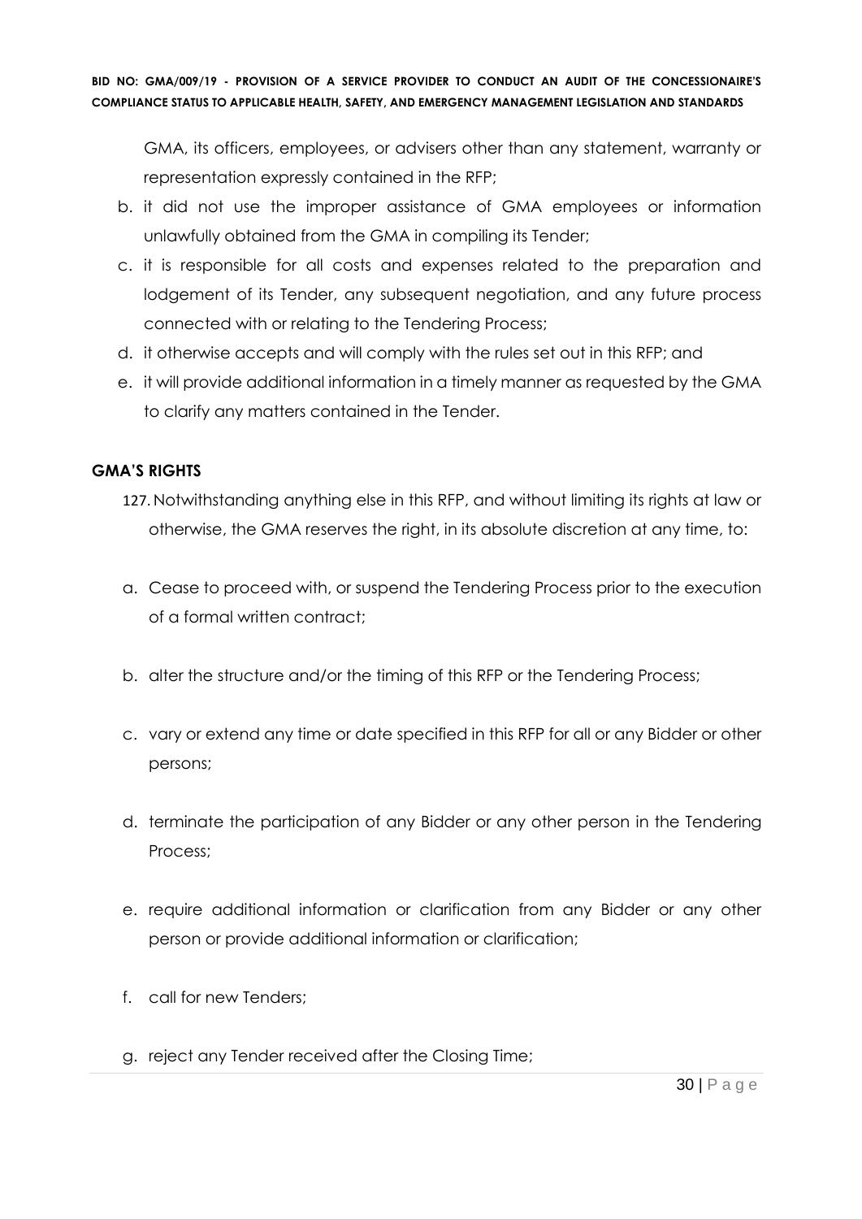GMA, its officers, employees, or advisers other than any statement, warranty or representation expressly contained in the RFP;

b. it did not use the improper assistance of GMA employees or information unlawfully obtained from the GMA in compiling its Tender;
c. it is responsible for all costs and expenses related to the preparation and lodgement of its Tender, any subsequent negotiation, and any future process connected with or relating to the Tendering Process;
d. it otherwise accepts and will comply with the rules set out in this RFP; and
e. it will provide additional information in a timely manner as requested by the GMA to clarify any matters contained in the Tender.

**GMA'S RIGHTS**

127. Notwithstanding anything else in this RFP, and without limiting its rights at law or otherwise, the GMA reserves the right, in its absolute discretion at any time, to:

a. Cease to proceed with, or suspend the Tendering Process prior to the execution of a formal written contract;

b. alter the structure and/or the timing of this RFP or the Tendering Process;

c. vary or extend any time or date specified in this RFP for all or any Bidder or other persons;

d. terminate the participation of any Bidder or any other person in the Tendering Process;

e. require additional information or clarification from any Bidder or any other person or provide additional information or clarification;

f. call for new Tenders;

g. reject any Tender received after the Closing Time;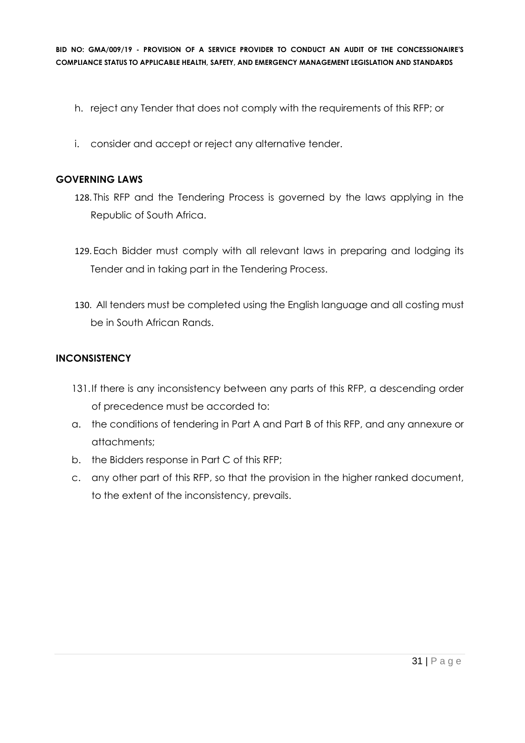h. reject any Tender that does not comply with the requirements of this RFP; or

i. consider and accept or reject any alternative tender.

**GOVERNING LAWS**

128. This RFP and the Tendering Process is governed by the laws applying in the Republic of South Africa.

129. Each Bidder must comply with all relevant laws in preparing and lodging its Tender and in taking part in the Tendering Process.

130. All tenders must be completed using the English language and all costing must be in South African Rands.

**INCONSISTENCY**

131. If there is any inconsistency between any parts of this RFP, a descending order of precedence must be accorded to:

a. the conditions of tendering in Part A and Part B of this RFP, and any annexure or attachments;
b. the Bidders response in Part C of this RFP;
c. any other part of this RFP, so that the provision in the higher ranked document, to the extent of the inconsistency, prevails.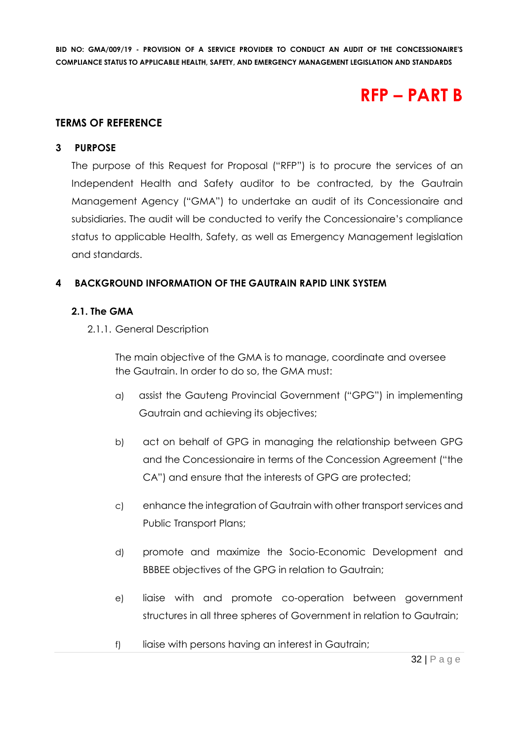# RFP – PART B

## TERMS OF REFERENCE

### 3 PURPOSE

The purpose of this Request for Proposal ("RFP") is to procure the services of an Independent Health and Safety auditor to be contracted, by the Gautrain Management Agency ("GMA") to undertake an audit of its Concessionaire and subsidiaries. The audit will be conducted to verify the Concessionaire's compliance status to applicable Health, Safety, as well as Emergency Management legislation and standards.

### 4 BACKGROUND INFORMATION OF THE GAUTRAIN RAPID LINK SYSTEM

#### 2.1. The GMA

2.1.1. General Description

The main objective of the GMA is to manage, coordinate and oversee the Gautrain. In order to do so, the GMA must:

a) assist the Gauteng Provincial Government ("GPG") in implementing Gautrain and achieving its objectives;

b) act on behalf of GPG in managing the relationship between GPG and the Concessionaire in terms of the Concession Agreement ("the CA") and ensure that the interests of GPG are protected;

c) enhance the integration of Gautrain with other transport services and Public Transport Plans;

d) promote and maximize the Socio-Economic Development and BBBEE objectives of the GPG in relation to Gautrain;

e) liaise with and promote co-operation between government structures in all three spheres of Government in relation to Gautrain;

f) liaise with persons having an interest in Gautrain;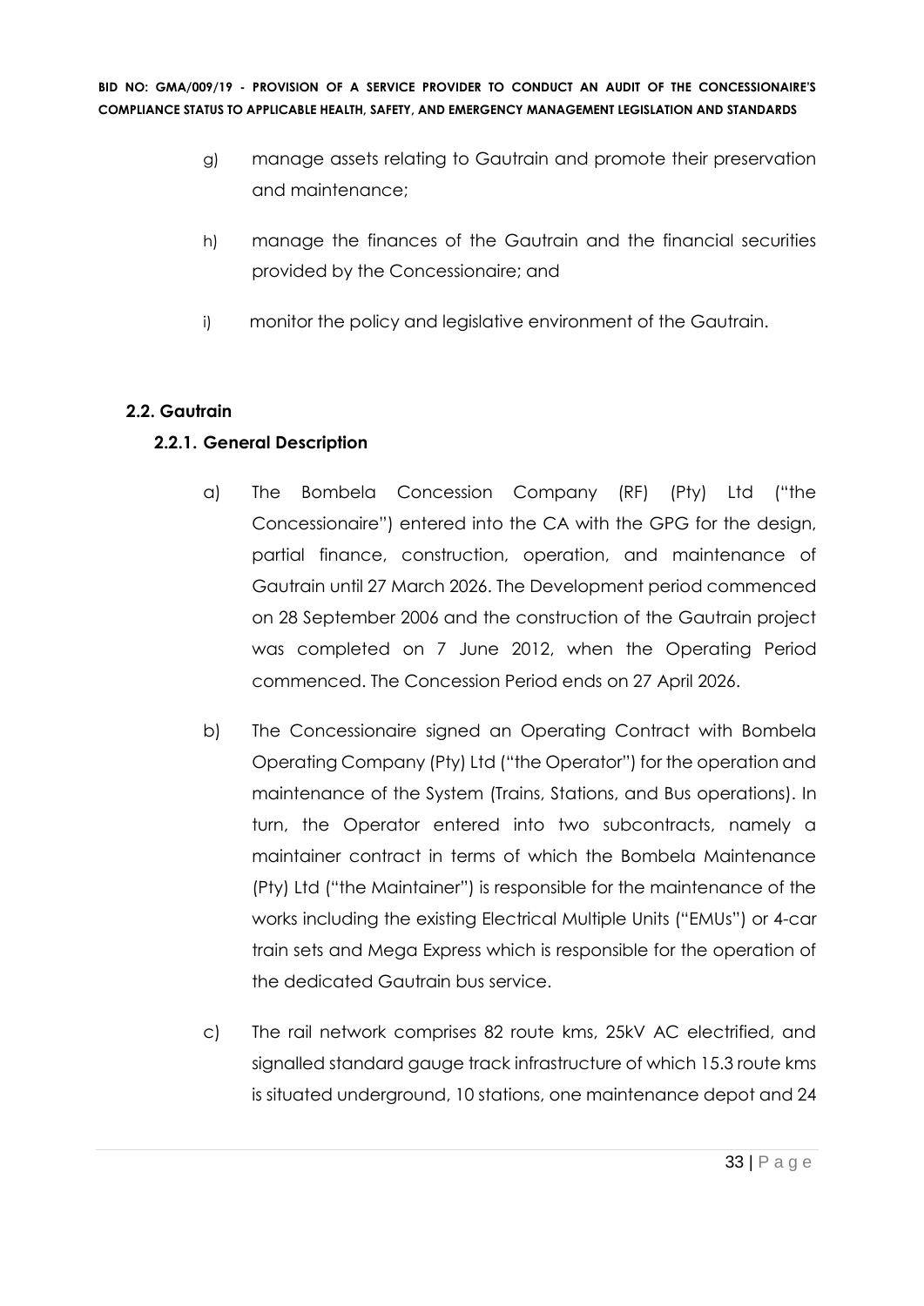g) manage assets relating to Gautrain and promote their preservation and maintenance;

h) manage the finances of the Gautrain and the financial securities provided by the Concessionaire; and

i) monitor the policy and legislative environment of the Gautrain.

### 2.2. Gautrain

#### 2.2.1. General Description

a) The Bombela Concession Company (RF) (Pty) Ltd ("the Concessionaire") entered into the CA with the GPG for the design, partial finance, construction, operation, and maintenance of Gautrain until 27 March 2026. The Development period commenced on 28 September 2006 and the construction of the Gautrain project was completed on 7 June 2012, when the Operating Period commenced. The Concession Period ends on 27 April 2026.

b) The Concessionaire signed an Operating Contract with Bombela Operating Company (Pty) Ltd ("the Operator") for the operation and maintenance of the System (Trains, Stations, and Bus operations). In turn, the Operator entered into two subcontracts, namely a maintainer contract in terms of which the Bombela Maintenance (Pty) Ltd ("the Maintainer") is responsible for the maintenance of the works including the existing Electrical Multiple Units ("EMUs") or 4-car train sets and Mega Express which is responsible for the operation of the dedicated Gautrain bus service.

c) The rail network comprises 82 route kms, 25kV AC electrified, and signalled standard gauge track infrastructure of which 15.3 route kms is situated underground, 10 stations, one maintenance depot and 24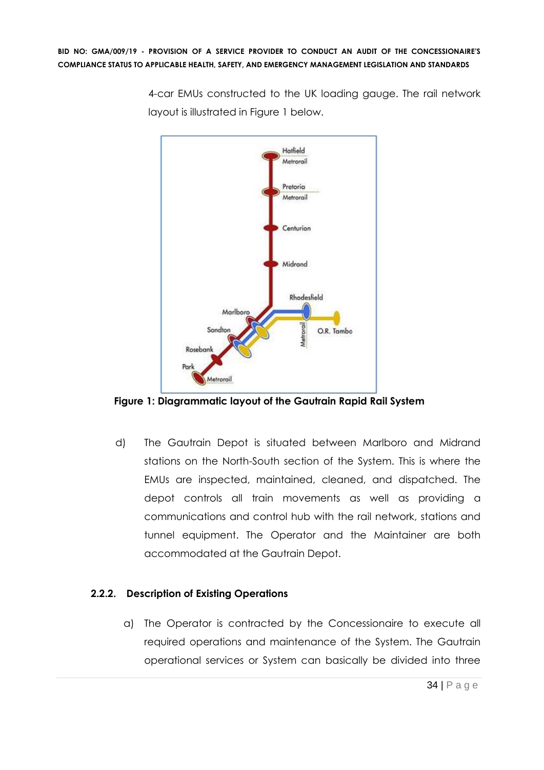4-car EMUs constructed to the UK loading gauge. The rail network layout is illustrated in Figure 1 below.

**Figure 1: Diagrammatic layout of the Gautrain Rapid Rail System**

d) The Gautrain Depot is situated between Marlboro and Midrand stations on the North-South section of the System. This is where the EMUs are inspected, maintained, cleaned, and dispatched. The depot controls all train movements as well as providing a communications and control hub with the rail network, stations and tunnel equipment. The Operator and the Maintainer are both accommodated at the Gautrain Depot.

### 2.2.2. Description of Existing Operations

a) The Operator is contracted by the Concessionaire to execute all required operations and maintenance of the System. The Gautrain operational services or System can basically be divided into three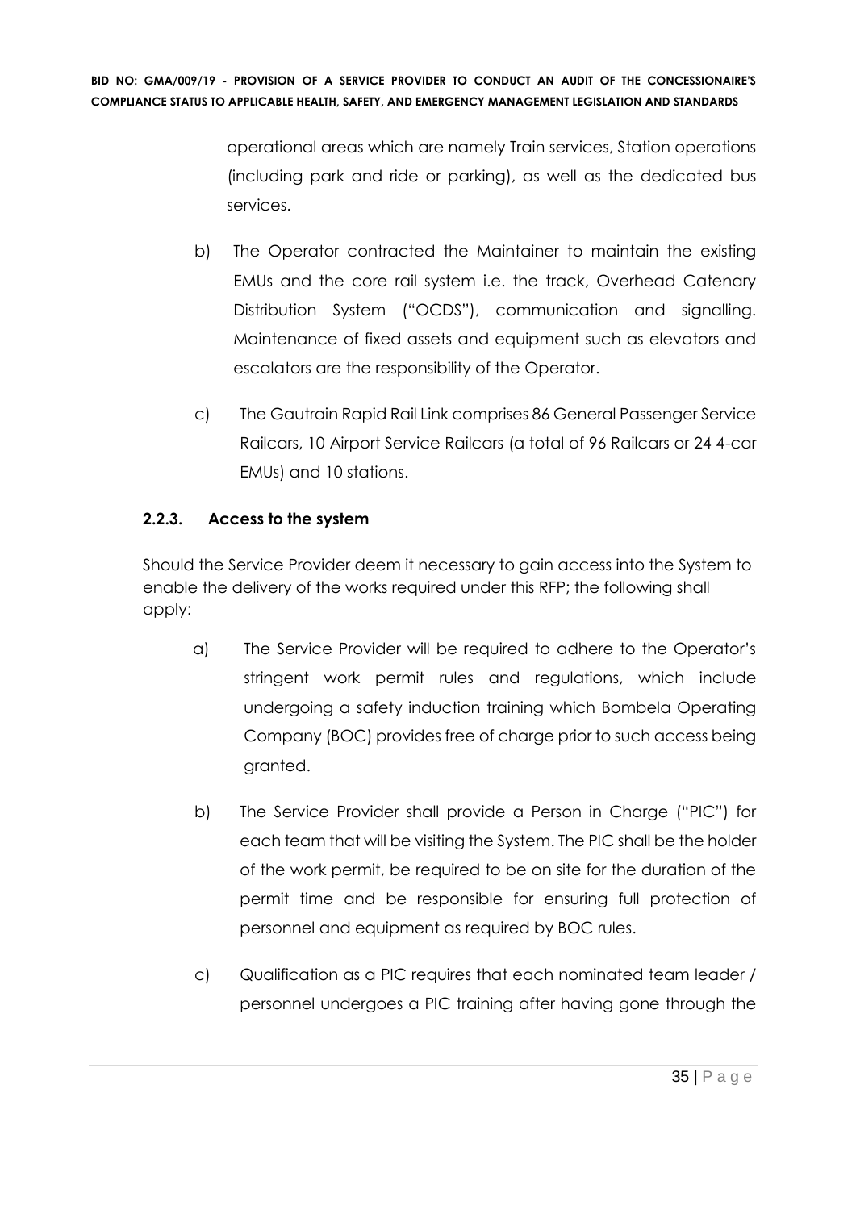operational areas which are namely Train services, Station operations (including park and ride or parking), as well as the dedicated bus services.

b) The Operator contracted the Maintainer to maintain the existing EMUs and the core rail system i.e. the track, Overhead Catenary Distribution System ("OCDS"), communication and signalling. Maintenance of fixed assets and equipment such as elevators and escalators are the responsibility of the Operator.

c) The Gautrain Rapid Rail Link comprises 86 General Passenger Service Railcars, 10 Airport Service Railcars (a total of 96 Railcars or 24 4-car EMUs) and 10 stations.

### 2.2.3. Access to the system

Should the Service Provider deem it necessary to gain access into the System to enable the delivery of the works required under this RFP; the following shall apply:

a) The Service Provider will be required to adhere to the Operator's stringent work permit rules and regulations, which include undergoing a safety induction training which Bombela Operating Company (BOC) provides free of charge prior to such access being granted.

b) The Service Provider shall provide a Person in Charge ("PIC") for each team that will be visiting the System. The PIC shall be the holder of the work permit, be required to be on site for the duration of the permit time and be responsible for ensuring full protection of personnel and equipment as required by BOC rules.

c) Qualification as a PIC requires that each nominated team leader / personnel undergoes a PIC training after having gone through the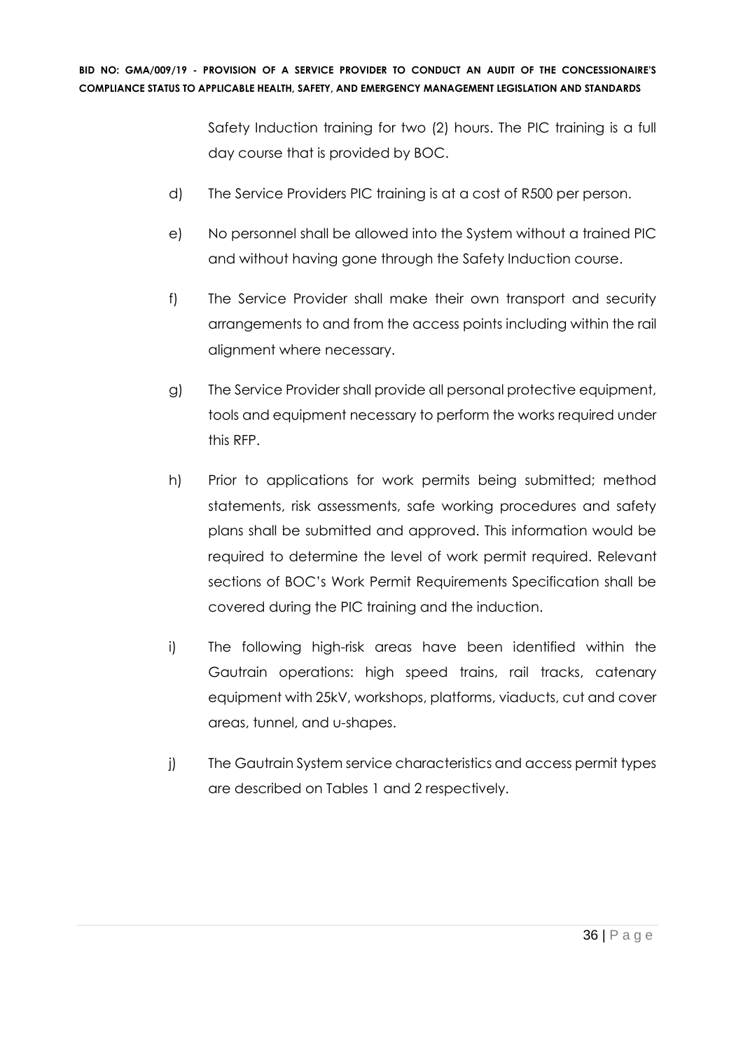Safety Induction training for two (2) hours. The PIC training is a full day course that is provided by BOC.

d) The Service Providers PIC training is at a cost of R500 per person.

e) No personnel shall be allowed into the System without a trained PIC and without having gone through the Safety Induction course.

f) The Service Provider shall make their own transport and security arrangements to and from the access points including within the rail alignment where necessary.

g) The Service Provider shall provide all personal protective equipment, tools and equipment necessary to perform the works required under this RFP.

h) Prior to applications for work permits being submitted; method statements, risk assessments, safe working procedures and safety plans shall be submitted and approved. This information would be required to determine the level of work permit required. Relevant sections of BOC's Work Permit Requirements Specification shall be covered during the PIC training and the induction.

i) The following high-risk areas have been identified within the Gautrain operations: high speed trains, rail tracks, catenary equipment with 25kV, workshops, platforms, viaducts, cut and cover areas, tunnel, and u-shapes.

j) The Gautrain System service characteristics and access permit types are described on Tables 1 and 2 respectively.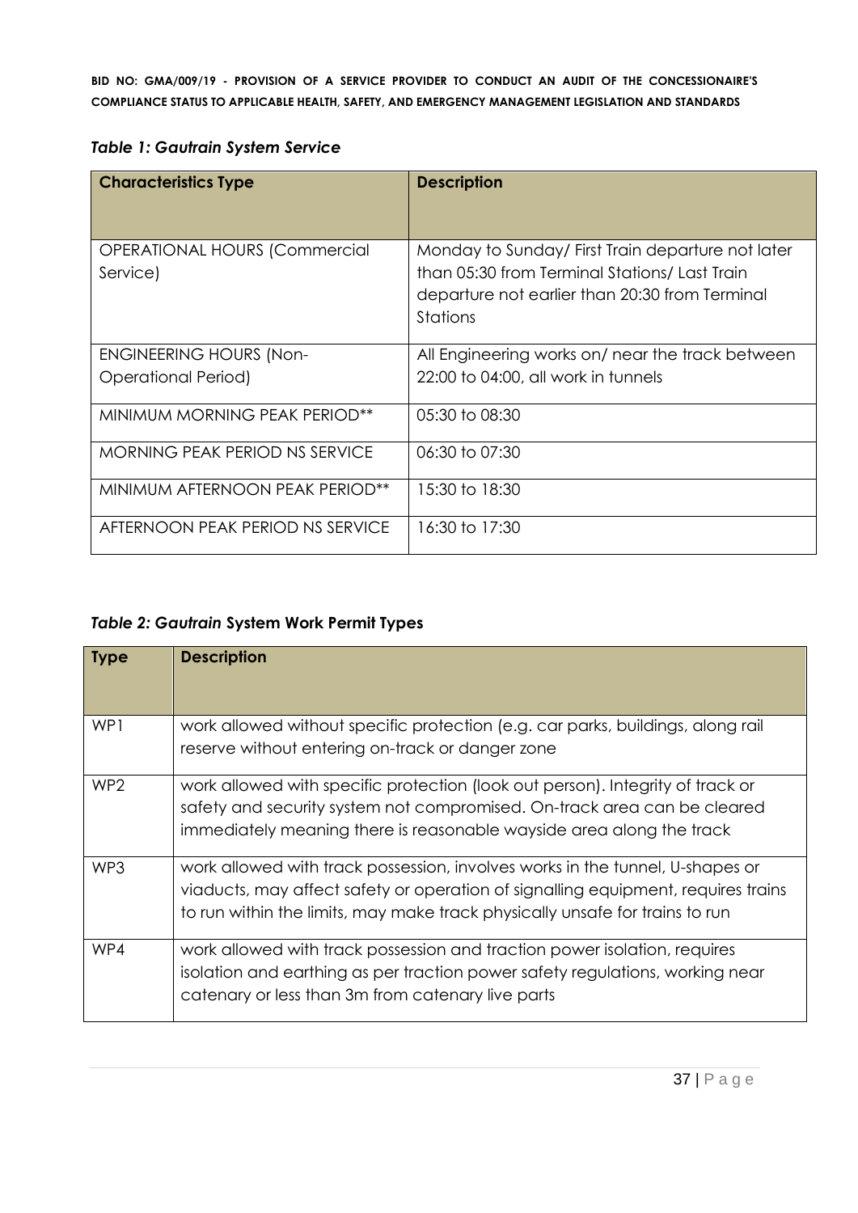*Table 1: Gautrain System Service*

| Characteristics Type | Description |
|---|---|
| OPERATIONAL HOURS (Commercial Service) | Monday to Sunday/ First Train departure not later than 05:30 from Terminal Stations/ Last Train departure not earlier than 20:30 from Terminal Stations |
| ENGINEERING HOURS (Non-Operational Period) | All Engineering works on/ near the track between 22:00 to 04:00, all work in tunnels |
| MINIMUM MORNING PEAK PERIOD** | 05:30 to 08:30 |
| MORNING PEAK PERIOD NS SERVICE | 06:30 to 07:30 |
| MINIMUM AFTERNOON PEAK PERIOD** | 15:30 to 18:30 |
| AFTERNOON PEAK PERIOD NS SERVICE | 16:30 to 17:30 |

***Table 2: Gautrain* System Work Permit Types**

| Type | Description |
|---|---|
| WP1 | work allowed without specific protection (e.g. car parks, buildings, along rail reserve without entering on-track or danger zone |
| WP2 | work allowed with specific protection (look out person). Integrity of track or safety and security system not compromised. On-track area can be cleared immediately meaning there is reasonable wayside area along the track |
| WP3 | work allowed with track possession, involves works in the tunnel, U-shapes or viaducts, may affect safety or operation of signalling equipment, requires trains to run within the limits, may make track physically unsafe for trains to run |
| WP4 | work allowed with track possession and traction power isolation, requires isolation and earthing as per traction power safety regulations, working near catenary or less than 3m from catenary live parts |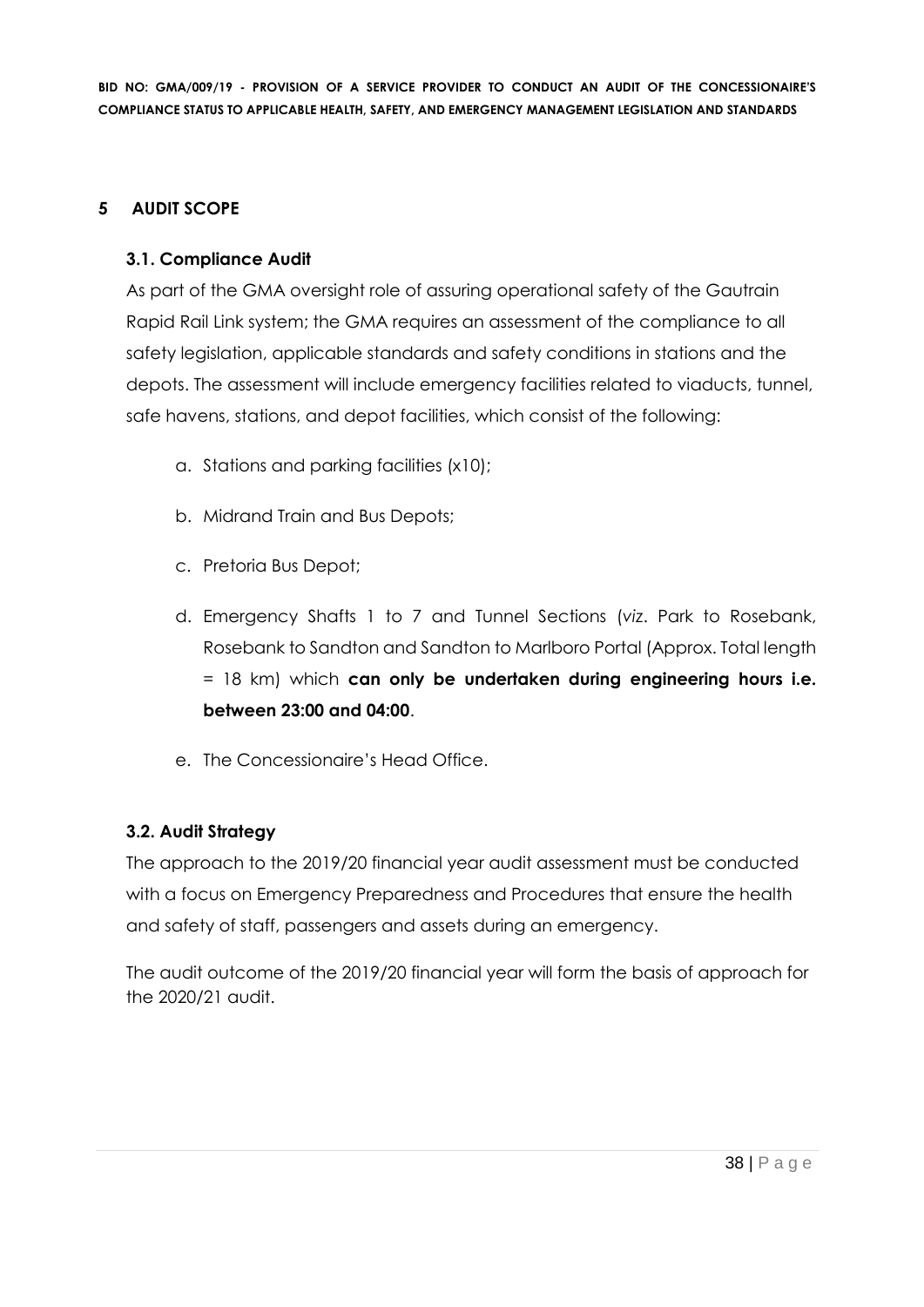## 5 AUDIT SCOPE

### 3.1. Compliance Audit

As part of the GMA oversight role of assuring operational safety of the Gautrain Rapid Rail Link system; the GMA requires an assessment of the compliance to all safety legislation, applicable standards and safety conditions in stations and the depots. The assessment will include emergency facilities related to viaducts, tunnel, safe havens, stations, and depot facilities, which consist of the following:

a. Stations and parking facilities (x10);

b. Midrand Train and Bus Depots;

c. Pretoria Bus Depot;

d. Emergency Shafts 1 to 7 and Tunnel Sections (*viz*. Park to Rosebank, Rosebank to Sandton and Sandton to Marlboro Portal (Approx. Total length = 18 km) which **can only be undertaken during engineering hours i.e. between 23:00 and 04:00**.

e. The Concessionaire's Head Office.

### 3.2. Audit Strategy

The approach to the 2019/20 financial year audit assessment must be conducted with a focus on Emergency Preparedness and Procedures that ensure the health and safety of staff, passengers and assets during an emergency.

The audit outcome of the 2019/20 financial year will form the basis of approach for the 2020/21 audit.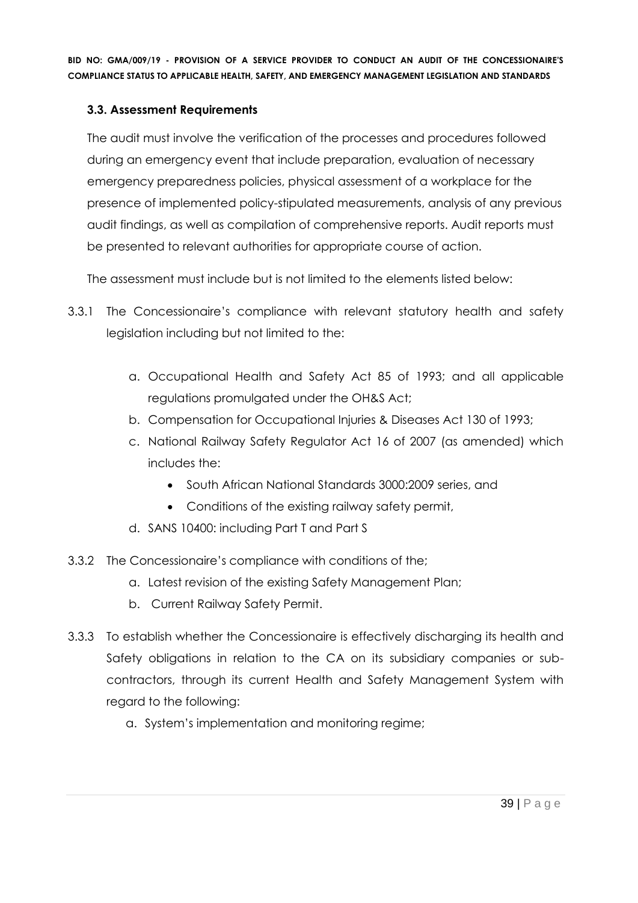### 3.3. Assessment Requirements

The audit must involve the verification of the processes and procedures followed during an emergency event that include preparation, evaluation of necessary emergency preparedness policies, physical assessment of a workplace for the presence of implemented policy-stipulated measurements, analysis of any previous audit findings, as well as compilation of comprehensive reports. Audit reports must be presented to relevant authorities for appropriate course of action.

The assessment must include but is not limited to the elements listed below:

3.3.1 The Concessionaire's compliance with relevant statutory health and safety legislation including but not limited to the:

a. Occupational Health and Safety Act 85 of 1993; and all applicable regulations promulgated under the OH&S Act;
b. Compensation for Occupational Injuries & Diseases Act 130 of 1993;
c. National Railway Safety Regulator Act 16 of 2007 (as amended) which includes the:
    - South African National Standards 3000:2009 series, and
    - Conditions of the existing railway safety permit,
d. SANS 10400: including Part T and Part S

3.3.2 The Concessionaire's compliance with conditions of the;

a. Latest revision of the existing Safety Management Plan;
b. Current Railway Safety Permit.

3.3.3 To establish whether the Concessionaire is effectively discharging its health and Safety obligations in relation to the CA on its subsidiary companies or sub-contractors, through its current Health and Safety Management System with regard to the following:

a. System's implementation and monitoring regime;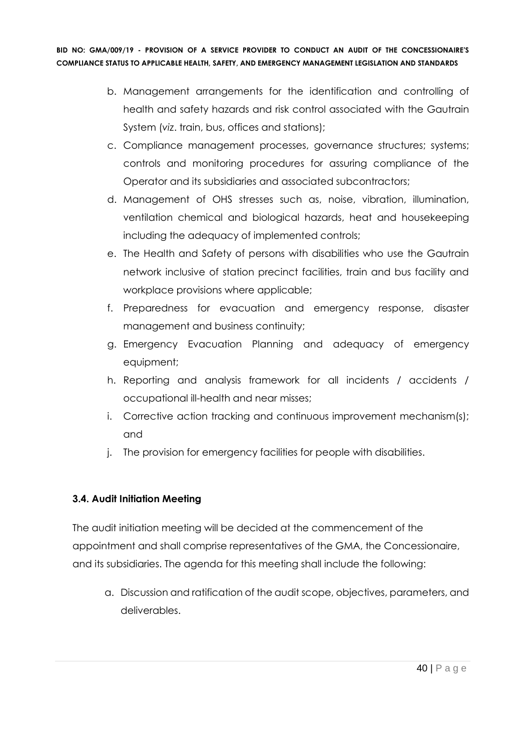b. Management arrangements for the identification and controlling of health and safety hazards and risk control associated with the Gautrain System (*viz*. train, bus, offices and stations);
c. Compliance management processes, governance structures; systems; controls and monitoring procedures for assuring compliance of the Operator and its subsidiaries and associated subcontractors;
d. Management of OHS stresses such as, noise, vibration, illumination, ventilation chemical and biological hazards, heat and housekeeping including the adequacy of implemented controls;
e. The Health and Safety of persons with disabilities who use the Gautrain network inclusive of station precinct facilities, train and bus facility and workplace provisions where applicable;
f. Preparedness for evacuation and emergency response, disaster management and business continuity;
g. Emergency Evacuation Planning and adequacy of emergency equipment;
h. Reporting and analysis framework for all incidents / accidents / occupational ill-health and near misses;
i. Corrective action tracking and continuous improvement mechanism(s); and
j. The provision for emergency facilities for people with disabilities.

### 3.4. Audit Initiation Meeting

The audit initiation meeting will be decided at the commencement of the appointment and shall comprise representatives of the GMA, the Concessionaire, and its subsidiaries. The agenda for this meeting shall include the following:

a. Discussion and ratification of the audit scope, objectives, parameters, and deliverables.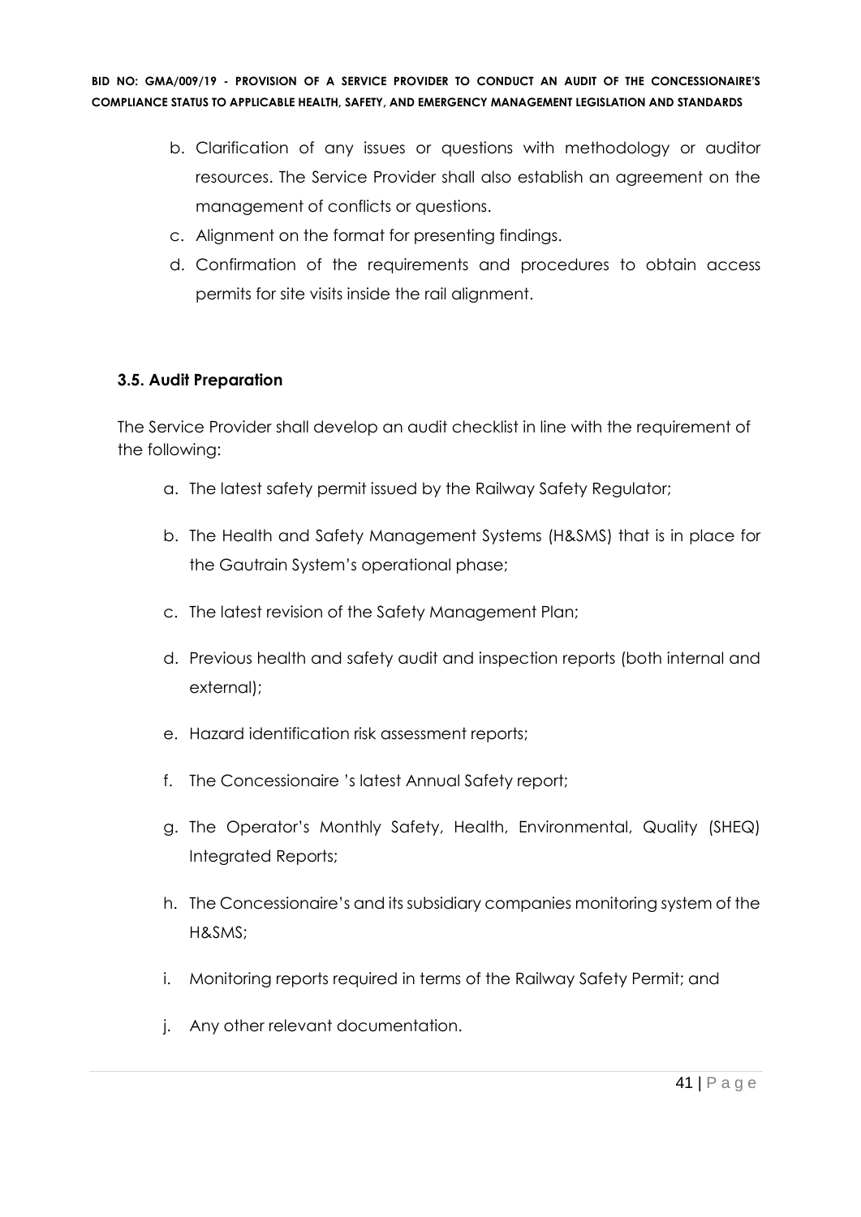b. Clarification of any issues or questions with methodology or auditor resources. The Service Provider shall also establish an agreement on the management of conflicts or questions.

c. Alignment on the format for presenting findings.

d. Confirmation of the requirements and procedures to obtain access permits for site visits inside the rail alignment.

### 3.5. Audit Preparation

The Service Provider shall develop an audit checklist in line with the requirement of the following:

a. The latest safety permit issued by the Railway Safety Regulator;

b. The Health and Safety Management Systems (H&SMS) that is in place for the Gautrain System's operational phase;

c. The latest revision of the Safety Management Plan;

d. Previous health and safety audit and inspection reports (both internal and external);

e. Hazard identification risk assessment reports;

f. The Concessionaire 's latest Annual Safety report;

g. The Operator's Monthly Safety, Health, Environmental, Quality (SHEQ) Integrated Reports;

h. The Concessionaire's and its subsidiary companies monitoring system of the H&SMS;

i. Monitoring reports required in terms of the Railway Safety Permit; and

j. Any other relevant documentation.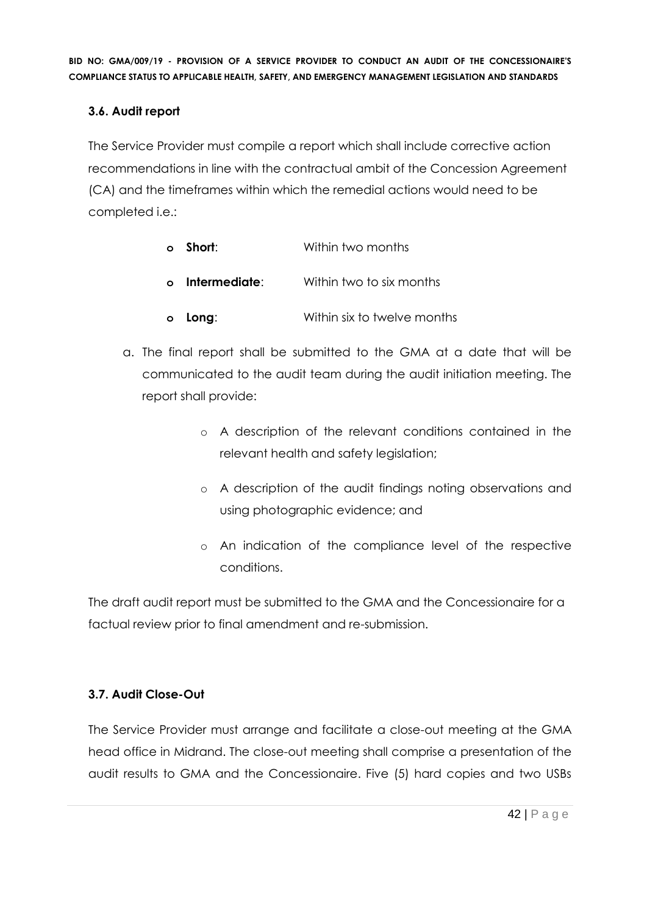### 3.6. Audit report

The Service Provider must compile a report which shall include corrective action recommendations in line with the contractual ambit of the Concession Agreement (CA) and the timeframes within which the remedial actions would need to be completed i.e.:

- **Short**: Within two months
- **Intermediate**: Within two to six months
- **Long**: Within six to twelve months

a. The final report shall be submitted to the GMA at a date that will be communicated to the audit team during the audit initiation meeting. The report shall provide:

   - A description of the relevant conditions contained in the relevant health and safety legislation;
   - A description of the audit findings noting observations and using photographic evidence; and
   - An indication of the compliance level of the respective conditions.

The draft audit report must be submitted to the GMA and the Concessionaire for a factual review prior to final amendment and re-submission.

### 3.7. Audit Close-Out

The Service Provider must arrange and facilitate a close-out meeting at the GMA head office in Midrand. The close-out meeting shall comprise a presentation of the audit results to GMA and the Concessionaire. Five (5) hard copies and two USBs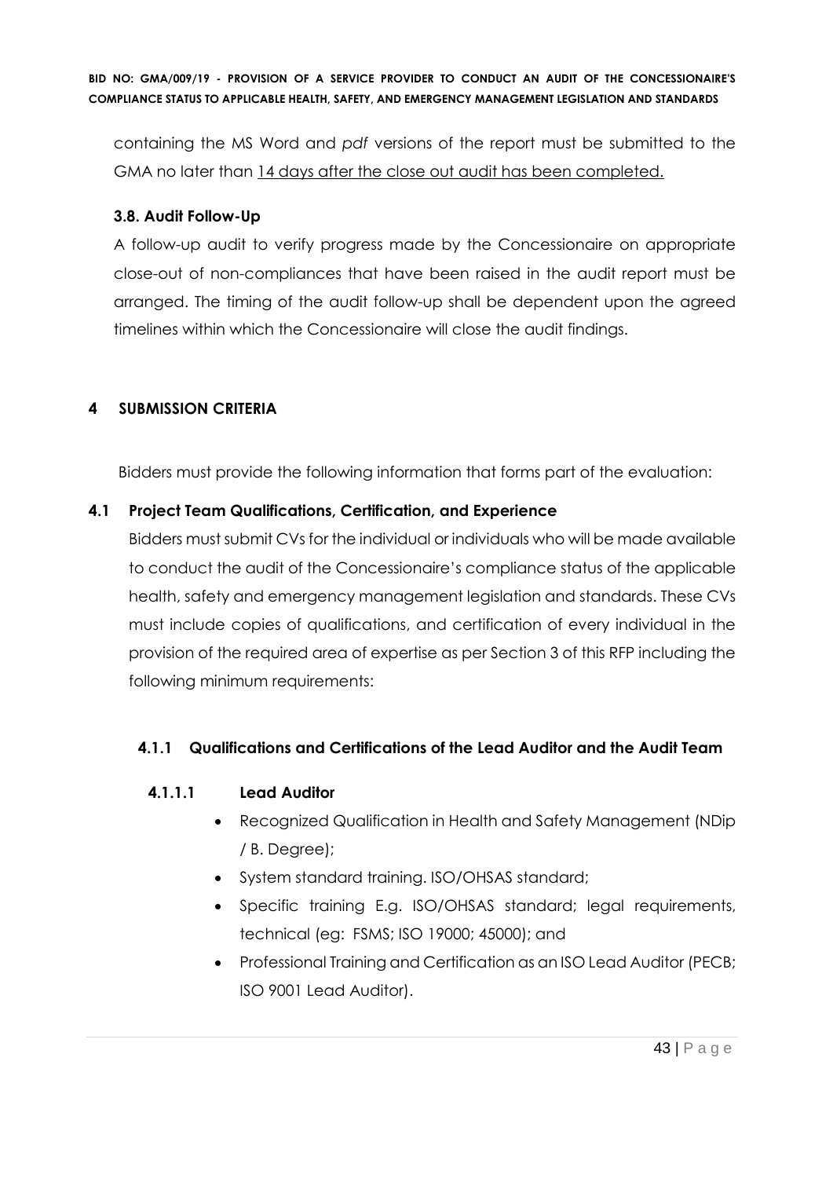containing the MS Word and *pdf* versions of the report must be submitted to the GMA no later than <u>14 days after the close out audit has been completed.</u>

### 3.8. Audit Follow-Up

A follow-up audit to verify progress made by the Concessionaire on appropriate close-out of non-compliances that have been raised in the audit report must be arranged. The timing of the audit follow-up shall be dependent upon the agreed timelines within which the Concessionaire will close the audit findings.

## 4 SUBMISSION CRITERIA

Bidders must provide the following information that forms part of the evaluation:

### 4.1 Project Team Qualifications, Certification, and Experience

Bidders must submit CVs for the individual or individuals who will be made available to conduct the audit of the Concessionaire's compliance status of the applicable health, safety and emergency management legislation and standards. These CVs must include copies of qualifications, and certification of every individual in the provision of the required area of expertise as per Section 3 of this RFP including the following minimum requirements:

#### 4.1.1 Qualifications and Certifications of the Lead Auditor and the Audit Team

##### 4.1.1.1 Lead Auditor

- Recognized Qualification in Health and Safety Management (NDip / B. Degree);
- System standard training. ISO/OHSAS standard;
- Specific training E.g. ISO/OHSAS standard; legal requirements, technical (eg: FSMS; ISO 19000; 45000); and
- Professional Training and Certification as an ISO Lead Auditor (PECB; ISO 9001 Lead Auditor).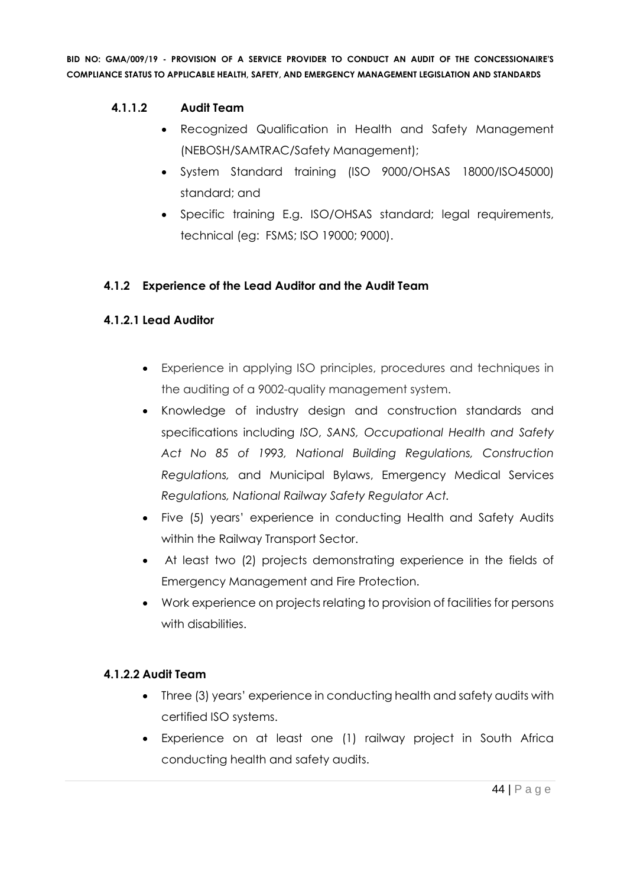#### 4.1.1.2 Audit Team

- Recognized Qualification in Health and Safety Management (NEBOSH/SAMTRAC/Safety Management);
- System Standard training (ISO 9000/OHSAS 18000/ISO45000) standard; and
- Specific training E.g. ISO/OHSAS standard; legal requirements, technical (eg: FSMS; ISO 19000; 9000).

### 4.1.2 Experience of the Lead Auditor and the Audit Team

#### 4.1.2.1 Lead Auditor

- Experience in applying ISO principles, procedures and techniques in the auditing of a 9002-quality management system.
- Knowledge of industry design and construction standards and specifications including *ISO*, *SANS, Occupational Health and Safety Act No 85 of 1993, National Building Regulations, Construction Regulations,* and Municipal Bylaws, Emergency Medical Services *Regulations, National Railway Safety Regulator Act.*
- Five (5) years' experience in conducting Health and Safety Audits within the Railway Transport Sector.
- At least two (2) projects demonstrating experience in the fields of Emergency Management and Fire Protection.
- Work experience on projects relating to provision of facilities for persons with disabilities.

#### 4.1.2.2 Audit Team

- Three (3) years' experience in conducting health and safety audits with certified ISO systems.
- Experience on at least one (1) railway project in South Africa conducting health and safety audits.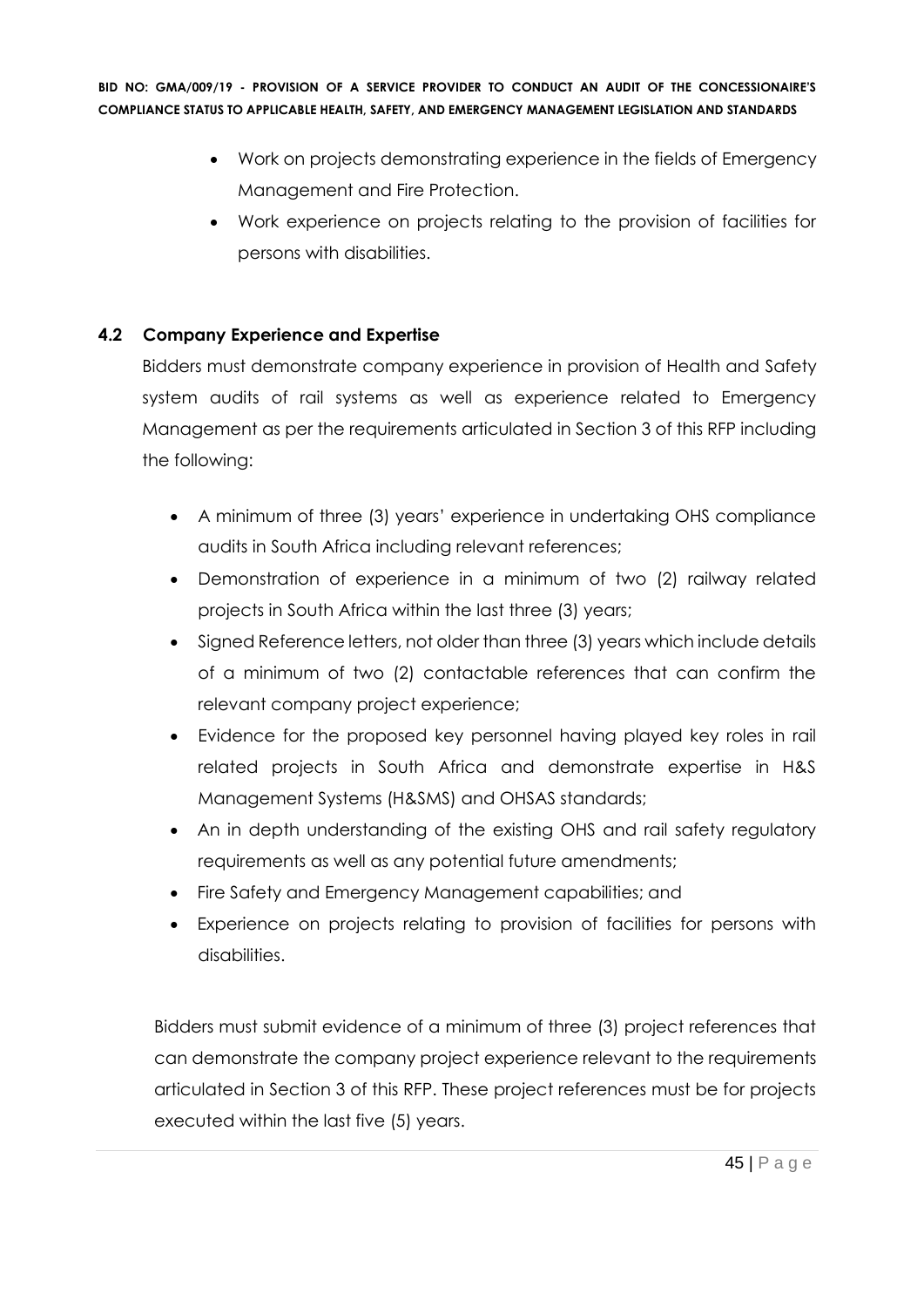- Work on projects demonstrating experience in the fields of Emergency Management and Fire Protection.
- Work experience on projects relating to the provision of facilities for persons with disabilities.

### 4.2 Company Experience and Expertise

Bidders must demonstrate company experience in provision of Health and Safety system audits of rail systems as well as experience related to Emergency Management as per the requirements articulated in Section 3 of this RFP including the following:

- A minimum of three (3) years' experience in undertaking OHS compliance audits in South Africa including relevant references;
- Demonstration of experience in a minimum of two (2) railway related projects in South Africa within the last three (3) years;
- Signed Reference letters, not older than three (3) years which include details of a minimum of two (2) contactable references that can confirm the relevant company project experience;
- Evidence for the proposed key personnel having played key roles in rail related projects in South Africa and demonstrate expertise in H&S Management Systems (H&SMS) and OHSAS standards;
- An in depth understanding of the existing OHS and rail safety regulatory requirements as well as any potential future amendments;
- Fire Safety and Emergency Management capabilities; and
- Experience on projects relating to provision of facilities for persons with disabilities.

Bidders must submit evidence of a minimum of three (3) project references that can demonstrate the company project experience relevant to the requirements articulated in Section 3 of this RFP. These project references must be for projects executed within the last five (5) years.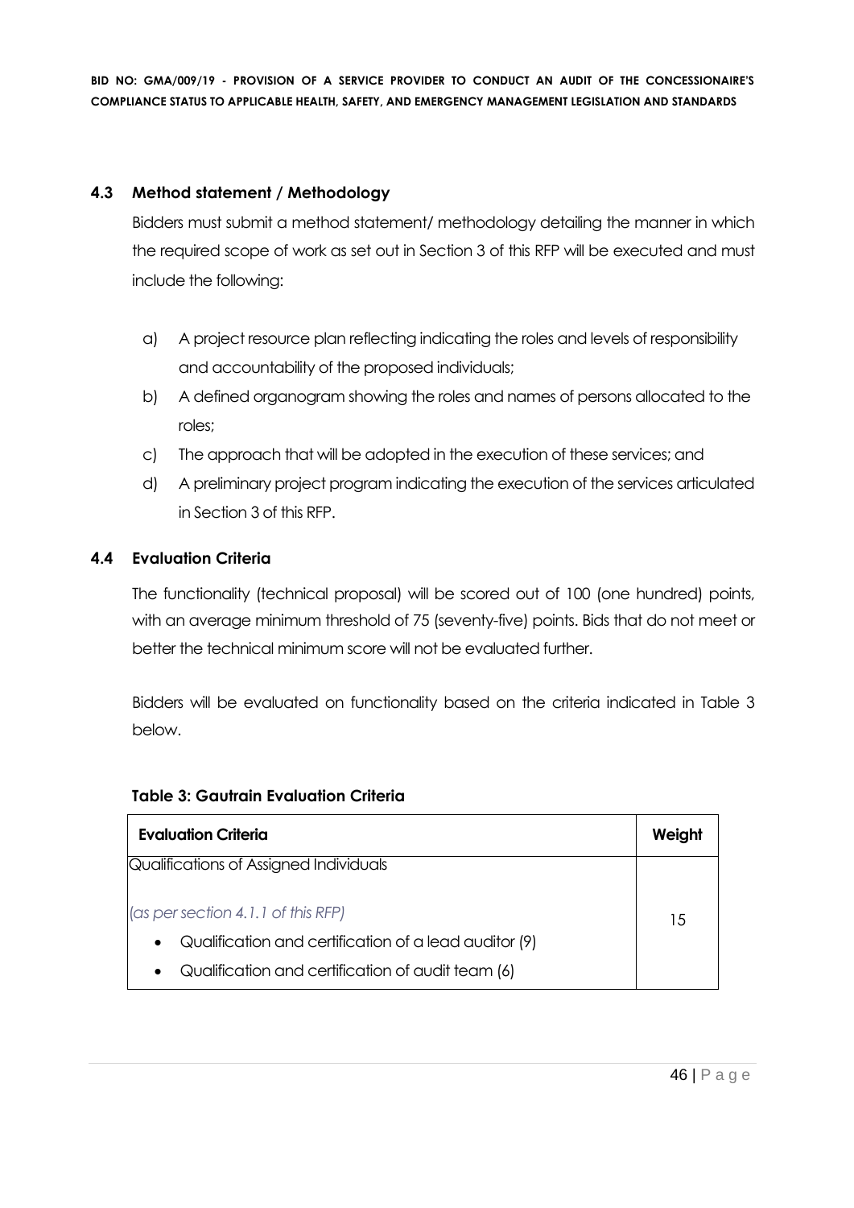### 4.3 Method statement / Methodology

Bidders must submit a method statement/ methodology detailing the manner in which the required scope of work as set out in Section 3 of this RFP will be executed and must include the following:

a) A project resource plan reflecting indicating the roles and levels of responsibility and accountability of the proposed individuals;

b) A defined organogram showing the roles and names of persons allocated to the roles;

c) The approach that will be adopted in the execution of these services; and

d) A preliminary project program indicating the execution of the services articulated in Section 3 of this RFP.

### 4.4 Evaluation Criteria

The functionality (technical proposal) will be scored out of 100 (one hundred) points, with an average minimum threshold of 75 (seventy-five) points. Bids that do not meet or better the technical minimum score will not be evaluated further.

Bidders will be evaluated on functionality based on the criteria indicated in Table 3 below.

**Table 3: Gautrain Evaluation Criteria**

| Evaluation Criteria | Weight |
|---|---|
| Qualifications of Assigned Individuals<br><br>*(as per section 4.1.1 of this RFP)*<br>• Qualification and certification of a lead auditor (9)<br>• Qualification and certification of audit team (6) | 15 |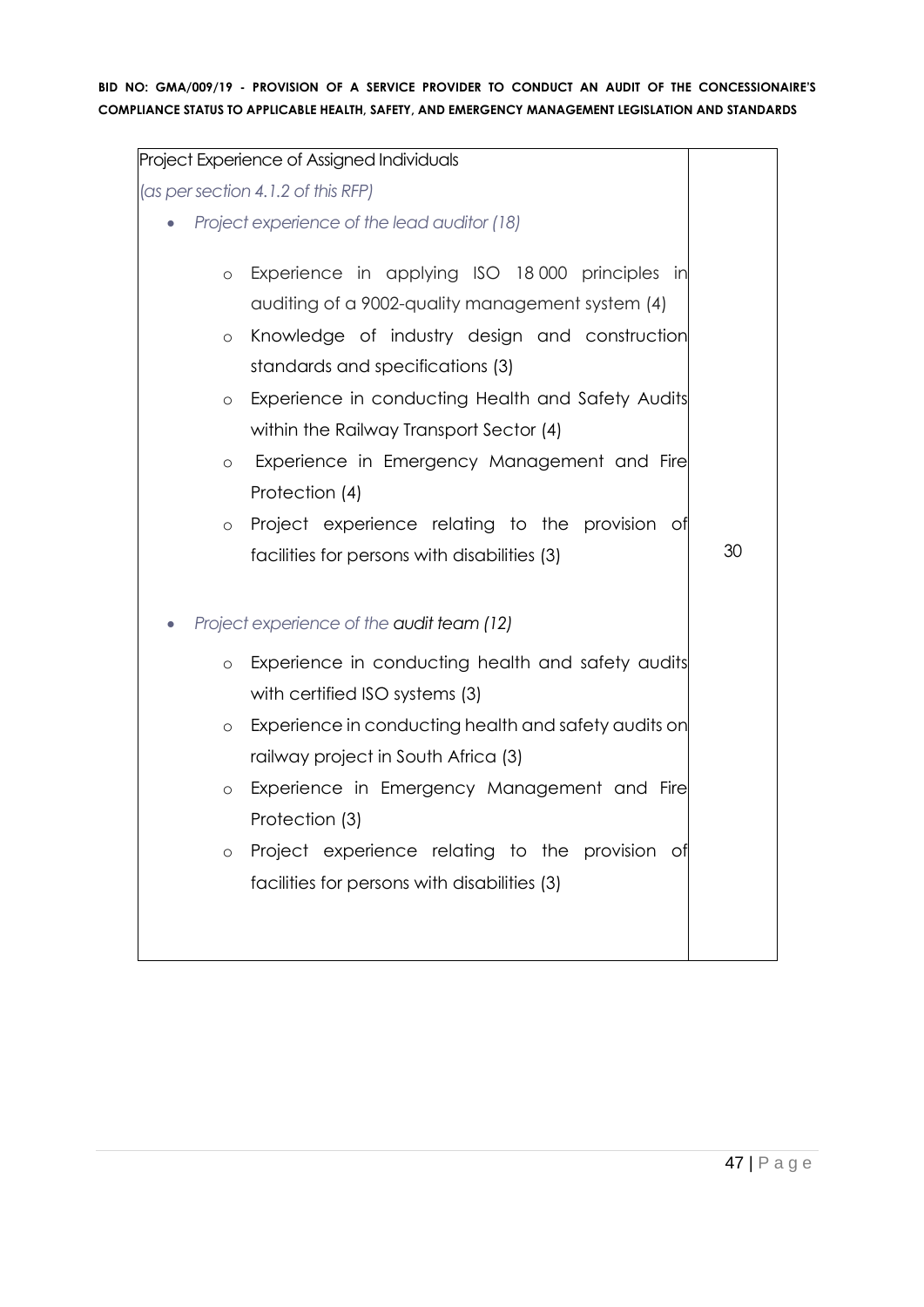| Project Experience of Assigned Individuals<br>*(as per section 4.1.2 of this RFP)*<br>• *Project experience of the lead auditor (18)*<br>&nbsp;&nbsp;&nbsp;&nbsp;o Experience in applying ISO 18 000 principles in auditing of a 9002-quality management system (4)<br>&nbsp;&nbsp;&nbsp;&nbsp;o Knowledge of industry design and construction standards and specifications (3)<br>&nbsp;&nbsp;&nbsp;&nbsp;o Experience in conducting Health and Safety Audits within the Railway Transport Sector (4)<br>&nbsp;&nbsp;&nbsp;&nbsp;o Experience in Emergency Management and Fire Protection (4)<br>&nbsp;&nbsp;&nbsp;&nbsp;o Project experience relating to the provision of facilities for persons with disabilities (3)<br>• *Project experience of the audit team (12)*<br>&nbsp;&nbsp;&nbsp;&nbsp;o Experience in conducting health and safety audits with certified ISO systems (3)<br>&nbsp;&nbsp;&nbsp;&nbsp;o Experience in conducting health and safety audits on railway project in South Africa (3)<br>&nbsp;&nbsp;&nbsp;&nbsp;o Experience in Emergency Management and Fire Protection (3)<br>&nbsp;&nbsp;&nbsp;&nbsp;o Project experience relating to the provision of facilities for persons with disabilities (3) | 30 |
|---|---|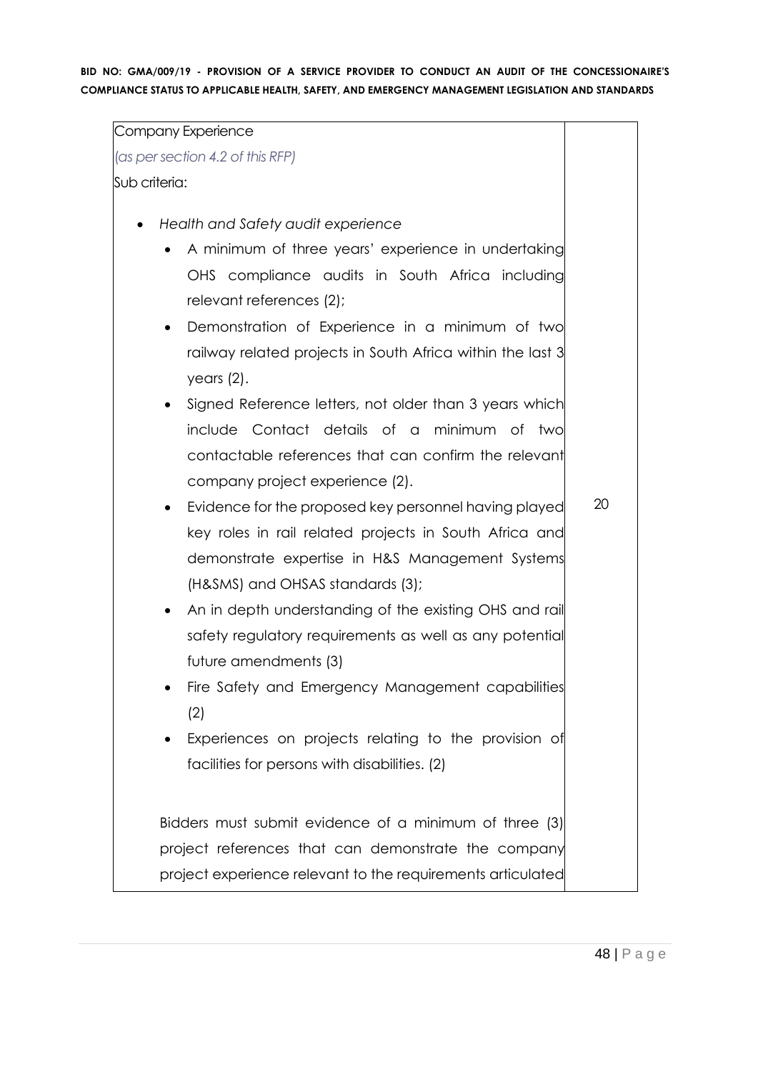| Company Experience<br>*(as per section 4.2 of this RFP)*<br>Sub criteria:<br><br>• *Health and Safety audit experience*<br>  ◦ A minimum of three years' experience in undertaking OHS compliance audits in South Africa including relevant references (2);<br>  ◦ Demonstration of Experience in a minimum of two railway related projects in South Africa within the last 3 years (2).<br>  ◦ Signed Reference letters, not older than 3 years which include Contact details of a minimum of two contactable references that can confirm the relevant company project experience (2).<br>  ◦ Evidence for the proposed key personnel having played key roles in rail related projects in South Africa and demonstrate expertise in H&S Management Systems (H&SMS) and OHSAS standards (3);<br>  ◦ An in depth understanding of the existing OHS and rail safety regulatory requirements as well as any potential future amendments (3)<br>  ◦ Fire Safety and Emergency Management capabilities (2)<br>  ◦ Experiences on projects relating to the provision of facilities for persons with disabilities. (2)<br><br>Bidders must submit evidence of a minimum of three (3) project references that can demonstrate the company project experience relevant to the requirements articulated | 20 |
|---|---|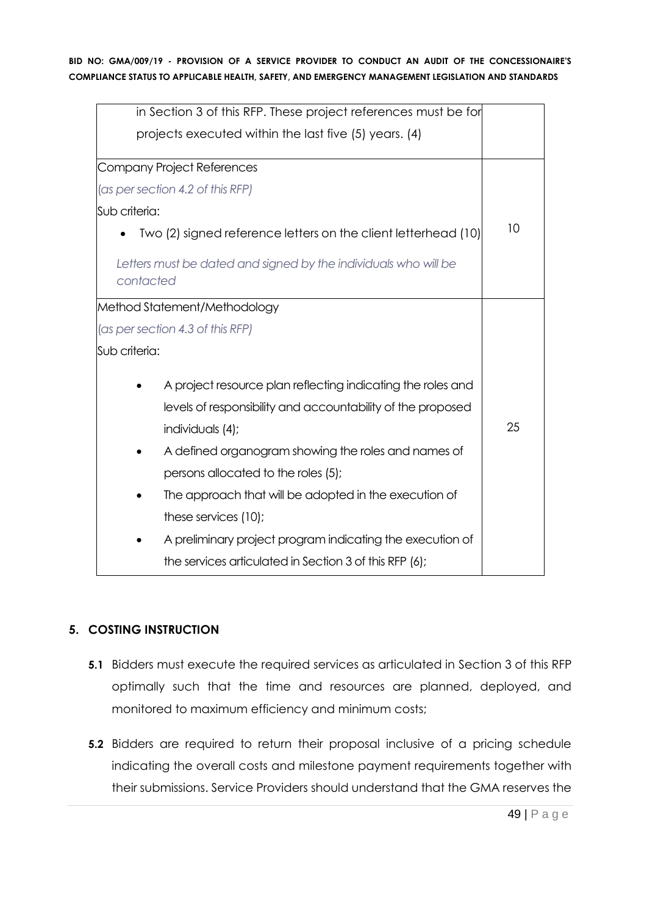| | |
|---|---|
| in Section 3 of this RFP. These project references must be for projects executed within the last five (5) years. (4) | |
| Company Project References<br>*(as per section 4.2 of this RFP)*<br>Sub criteria:<br>• Two (2) signed reference letters on the client letterhead (10)<br>*Letters must be dated and signed by the individuals who will be contacted* | 10 |
| Method Statement/Methodology<br>*(as per section 4.3 of this RFP)*<br>Sub criteria:<br>• A project resource plan reflecting indicating the roles and levels of responsibility and accountability of the proposed individuals (4);<br>• A defined organogram showing the roles and names of persons allocated to the roles (5);<br>• The approach that will be adopted in the execution of these services (10);<br>• A preliminary project program indicating the execution of the services articulated in Section 3 of this RFP (6); | 25 |

## 5. COSTING INSTRUCTION

**5.1** Bidders must execute the required services as articulated in Section 3 of this RFP optimally such that the time and resources are planned, deployed, and monitored to maximum efficiency and minimum costs;

**5.2** Bidders are required to return their proposal inclusive of a pricing schedule indicating the overall costs and milestone payment requirements together with their submissions. Service Providers should understand that the GMA reserves the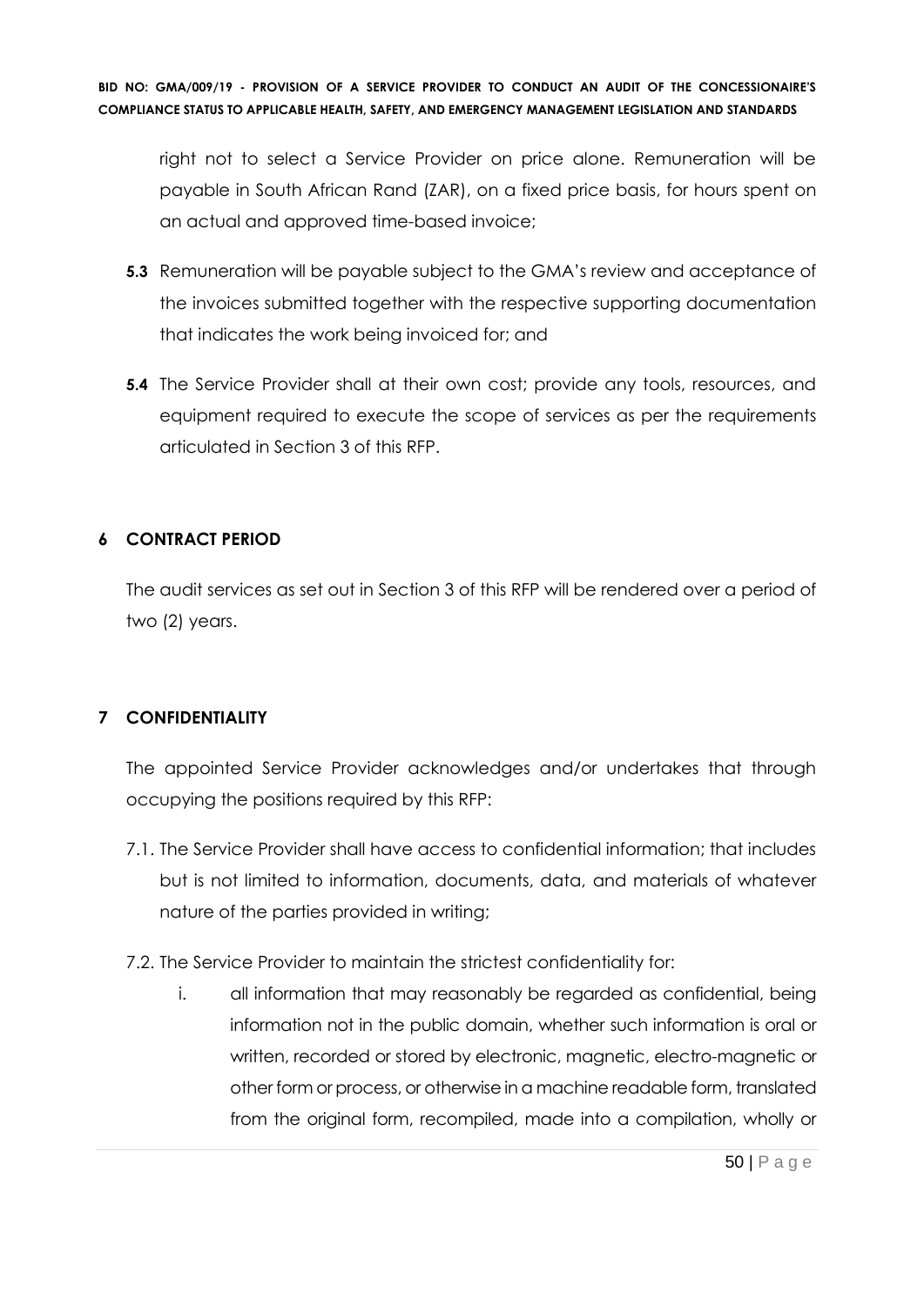right not to select a Service Provider on price alone. Remuneration will be payable in South African Rand (ZAR), on a fixed price basis, for hours spent on an actual and approved time-based invoice;

**5.3** Remuneration will be payable subject to the GMA's review and acceptance of the invoices submitted together with the respective supporting documentation that indicates the work being invoiced for; and

**5.4** The Service Provider shall at their own cost; provide any tools, resources, and equipment required to execute the scope of services as per the requirements articulated in Section 3 of this RFP.

## 6 CONTRACT PERIOD

The audit services as set out in Section 3 of this RFP will be rendered over a period of two (2) years.

## 7 CONFIDENTIALITY

The appointed Service Provider acknowledges and/or undertakes that through occupying the positions required by this RFP:

7.1. The Service Provider shall have access to confidential information; that includes but is not limited to information, documents, data, and materials of whatever nature of the parties provided in writing;

7.2. The Service Provider to maintain the strictest confidentiality for:

i. all information that may reasonably be regarded as confidential, being information not in the public domain, whether such information is oral or written, recorded or stored by electronic, magnetic, electro-magnetic or other form or process, or otherwise in a machine readable form, translated from the original form, recompiled, made into a compilation, wholly or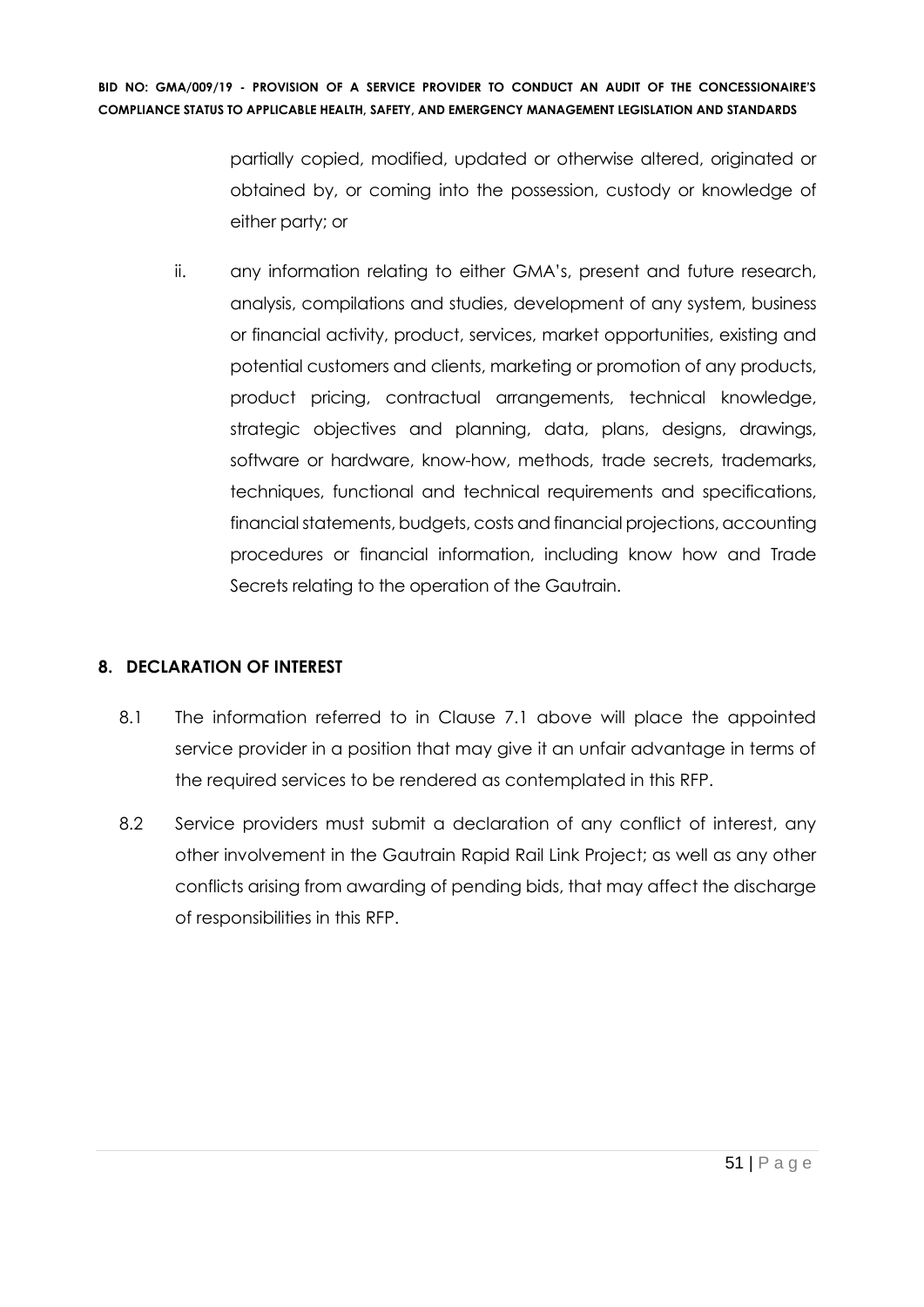partially copied, modified, updated or otherwise altered, originated or obtained by, or coming into the possession, custody or knowledge of either party; or

ii. any information relating to either GMA's, present and future research, analysis, compilations and studies, development of any system, business or financial activity, product, services, market opportunities, existing and potential customers and clients, marketing or promotion of any products, product pricing, contractual arrangements, technical knowledge, strategic objectives and planning, data, plans, designs, drawings, software or hardware, know-how, methods, trade secrets, trademarks, techniques, functional and technical requirements and specifications, financial statements, budgets, costs and financial projections, accounting procedures or financial information, including know how and Trade Secrets relating to the operation of the Gautrain.

## 8. DECLARATION OF INTEREST

8.1 The information referred to in Clause 7.1 above will place the appointed service provider in a position that may give it an unfair advantage in terms of the required services to be rendered as contemplated in this RFP.

8.2 Service providers must submit a declaration of any conflict of interest, any other involvement in the Gautrain Rapid Rail Link Project; as well as any other conflicts arising from awarding of pending bids, that may affect the discharge of responsibilities in this RFP.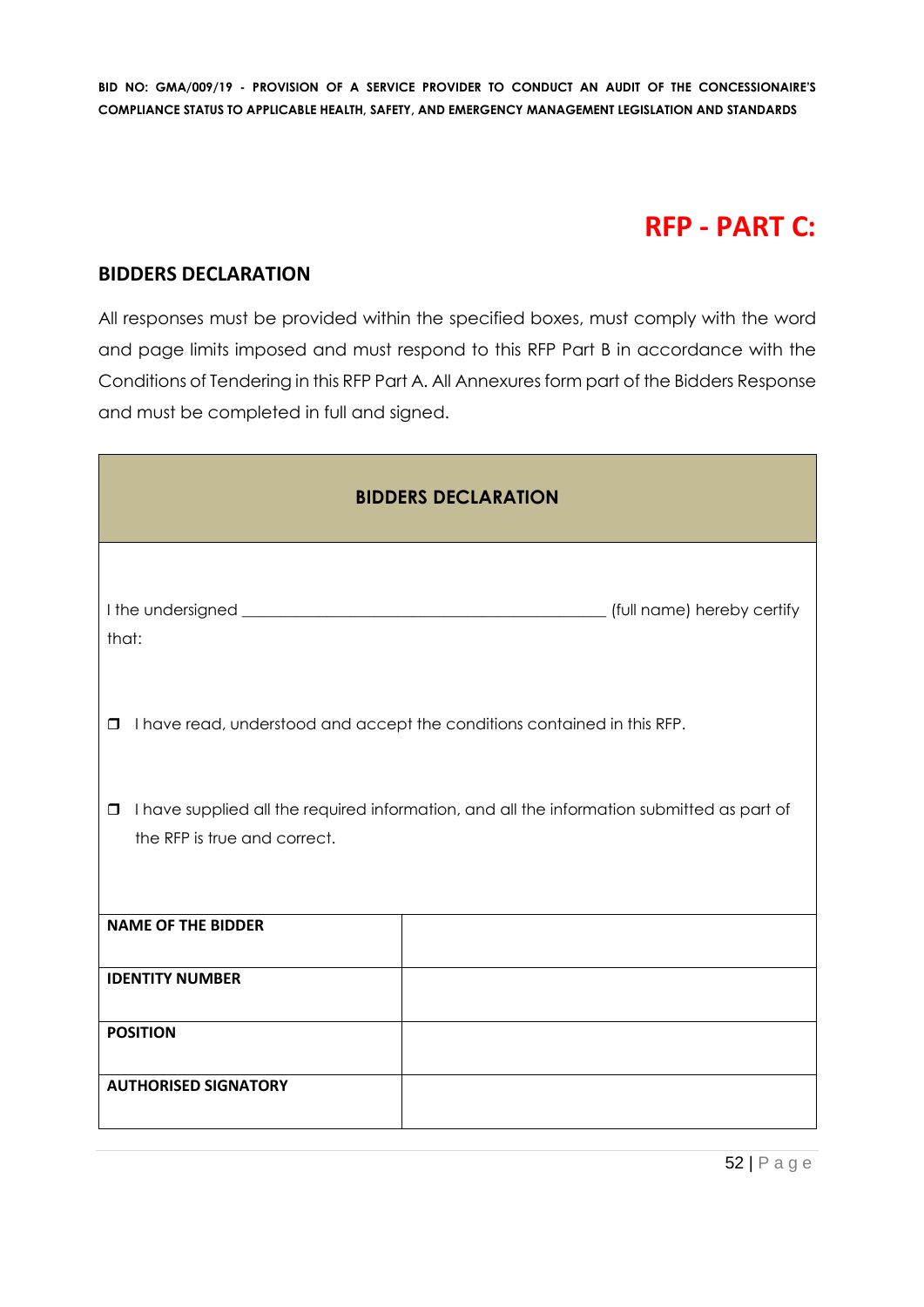# RFP - PART C:

## BIDDERS DECLARATION

All responses must be provided within the specified boxes, must comply with the word and page limits imposed and must respond to this RFP Part B in accordance with the Conditions of Tendering in this RFP Part A. All Annexures form part of the Bidders Response and must be completed in full and signed.

| BIDDERS DECLARATION | |
|---|---|
| I the undersigned _____________________________________________ (full name) hereby certify that:<br><br>☐ I have read, understood and accept the conditions contained in this RFP.<br><br>☐ I have supplied all the required information, and all the information submitted as part of the RFP is true and correct. | |
| **NAME OF THE BIDDER** | |
| **IDENTITY NUMBER** | |
| **POSITION** | |
| **AUTHORISED SIGNATORY** | |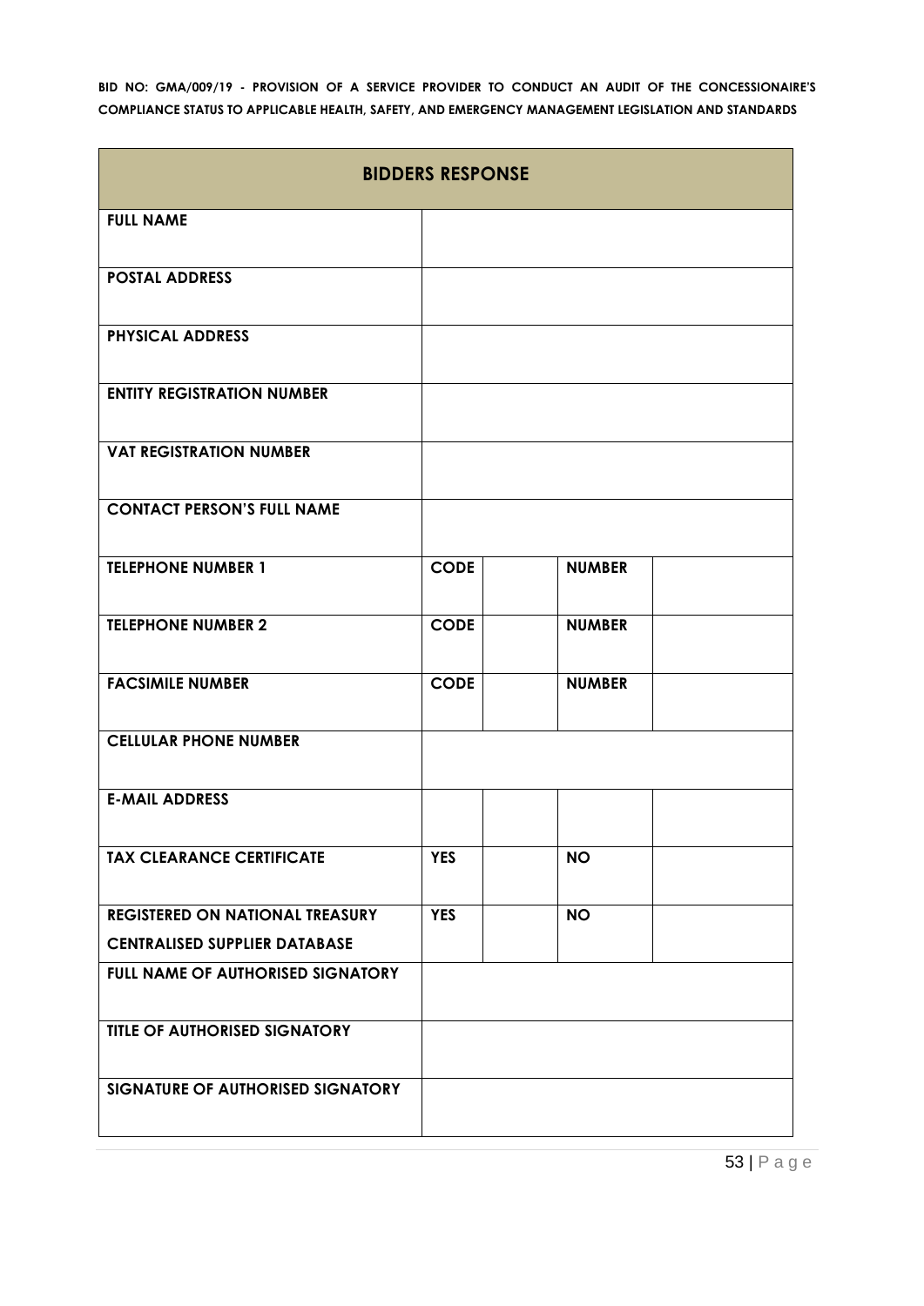| BIDDERS RESPONSE | | | | |
|---|---|---|---|---|
| **FULL NAME** | | | | |
| **POSTAL ADDRESS** | | | | |
| **PHYSICAL ADDRESS** | | | | |
| **ENTITY REGISTRATION NUMBER** | | | | |
| **VAT REGISTRATION NUMBER** | | | | |
| **CONTACT PERSON'S FULL NAME** | | | | |
| **TELEPHONE NUMBER 1** | **CODE** | | **NUMBER** | |
| **TELEPHONE NUMBER 2** | **CODE** | | **NUMBER** | |
| **FACSIMILE NUMBER** | **CODE** | | **NUMBER** | |
| **CELLULAR PHONE NUMBER** | | | | |
| **E-MAIL ADDRESS** | | | | |
| **TAX CLEARANCE CERTIFICATE** | **YES** | | **NO** | |
| **REGISTERED ON NATIONAL TREASURY CENTRALISED SUPPLIER DATABASE** | **YES** | | **NO** | |
| **FULL NAME OF AUTHORISED SIGNATORY** | | | | |
| **TITLE OF AUTHORISED SIGNATORY** | | | | |
| **SIGNATURE OF AUTHORISED SIGNATORY** | | | | |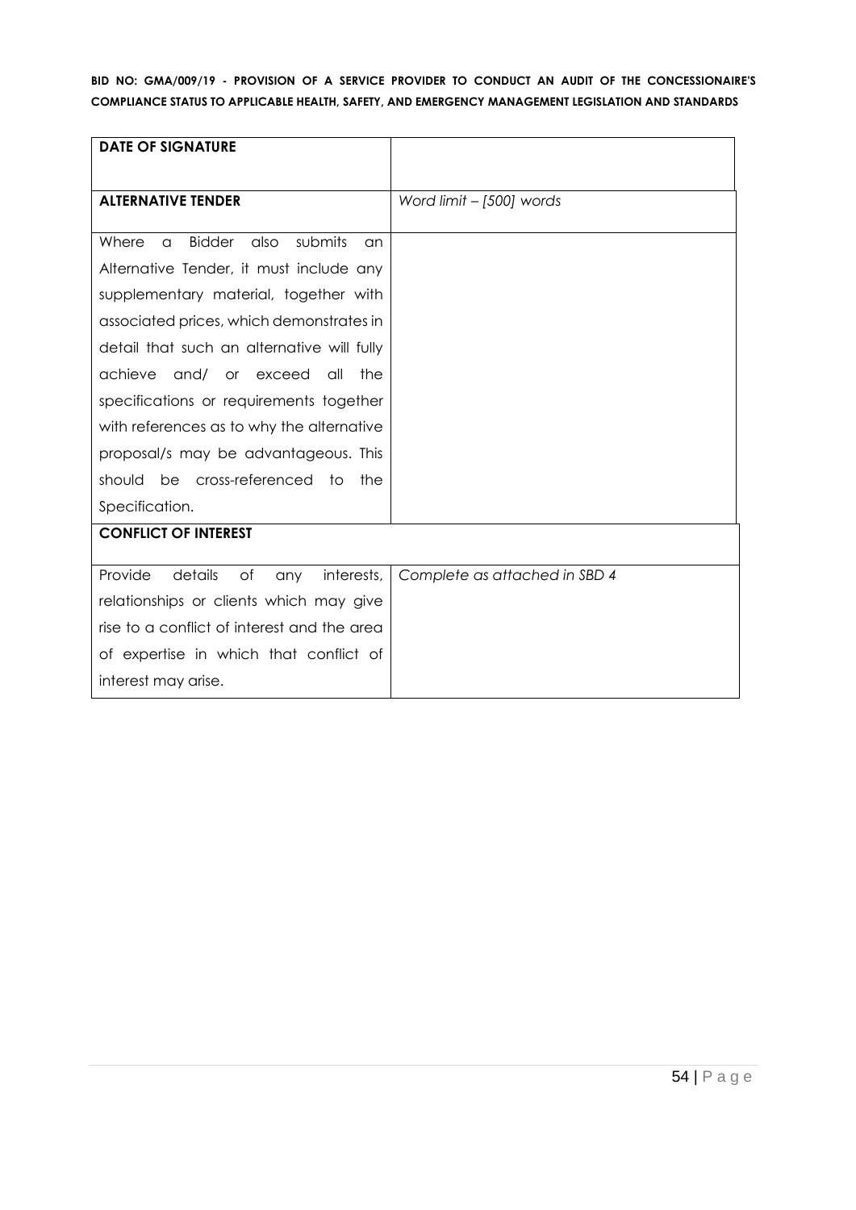| **DATE OF SIGNATURE** | |
|---|---|
| **ALTERNATIVE TENDER** | *Word limit – [500] words* |
| Where a Bidder also submits an Alternative Tender, it must include any supplementary material, together with associated prices, which demonstrates in detail that such an alternative will fully achieve and/ or exceed all the specifications or requirements together with references as to why the alternative proposal/s may be advantageous. This should be cross-referenced to the Specification. | |
| **CONFLICT OF INTEREST** | |
| Provide details of any interests, relationships or clients which may give rise to a conflict of interest and the area of expertise in which that conflict of interest may arise. | *Complete as attached in SBD 4* |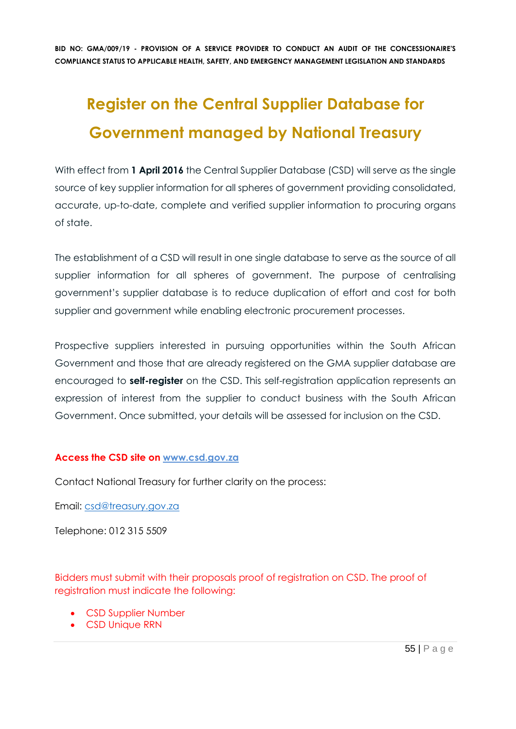# Register on the Central Supplier Database for Government managed by National Treasury

With effect from **1 April 2016** the Central Supplier Database (CSD) will serve as the single source of key supplier information for all spheres of government providing consolidated, accurate, up-to-date, complete and verified supplier information to procuring organs of state.

The establishment of a CSD will result in one single database to serve as the source of all supplier information for all spheres of government. The purpose of centralising government's supplier database is to reduce duplication of effort and cost for both supplier and government while enabling electronic procurement processes.

Prospective suppliers interested in pursuing opportunities within the South African Government and those that are already registered on the GMA supplier database are encouraged to **self-register** on the CSD. This self-registration application represents an expression of interest from the supplier to conduct business with the South African Government. Once submitted, your details will be assessed for inclusion on the CSD.

**Access the CSD site on www.csd.gov.za**

Contact National Treasury for further clarity on the process:

Email: csd@treasury.gov.za

Telephone: 012 315 5509

Bidders must submit with their proposals proof of registration on CSD. The proof of registration must indicate the following:

- CSD Supplier Number
- CSD Unique RRN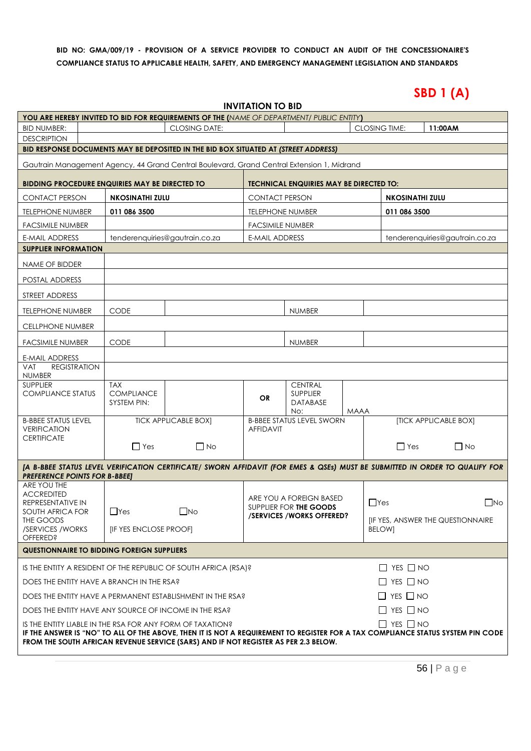**BID NO: GMA/009/19 - PROVISION OF A SERVICE PROVIDER TO CONDUCT AN AUDIT OF THE CONCESSIONAIRE'S COMPLIANCE STATUS TO APPLICABLE HEALTH, SAFETY, AND EMERGENCY MANAGEMENT LEGISLATION AND STANDARDS**

# SBD 1 (A)

## INVITATION TO BID

| **YOU ARE HEREBY INVITED TO BID FOR REQUIREMENTS OF THE (*NAME OF DEPARTMENT/ PUBLIC ENTITY*)** | | | | | | |
|---|---|---|---|---|---|---|
| BID NUMBER: | | CLOSING DATE: | | | CLOSING TIME: | **11:00AM** |
| DESCRIPTION | | | | | | |
| **BID RESPONSE DOCUMENTS MAY BE DEPOSITED IN THE BID BOX SITUATED AT (*STREET ADDRESS*)** | | | | | | |
| Gautrain Management Agency, 44 Grand Central Boulevard, Grand Central Extension 1, Midrand | | | | | | |
| **BIDDING PROCEDURE ENQUIRIES MAY BE DIRECTED TO** | | | **TECHNICAL ENQUIRIES MAY BE DIRECTED TO:** | | | |
| CONTACT PERSON | **NKOSINATHI ZULU** | | CONTACT PERSON | | **NKOSINATHI ZULU** | |
| TELEPHONE NUMBER | **011 086 3500** | | TELEPHONE NUMBER | | **011 086 3500** | |
| FACSIMILE NUMBER | | | FACSIMILE NUMBER | | | |
| E-MAIL ADDRESS | tenderenquiries@gautrain.co.za | | E-MAIL ADDRESS | | tenderenquiries@gautrain.co.za | |
| **SUPPLIER INFORMATION** | | | | | | |
| NAME OF BIDDER | | | | | | |
| POSTAL ADDRESS | | | | | | |
| STREET ADDRESS | | | | | | |
| TELEPHONE NUMBER | CODE | | | NUMBER | | |
| CELLPHONE NUMBER | | | | | | |
| FACSIMILE NUMBER | CODE | | | NUMBER | | |
| E-MAIL ADDRESS | | | | | | |
| VAT REGISTRATION NUMBER | | | | | | |
| SUPPLIER COMPLIANCE STATUS | TAX COMPLIANCE SYSTEM PIN: | | **OR** | CENTRAL SUPPLIER DATABASE No: | MAAA | |
| B-BBEE STATUS LEVEL VERIFICATION CERTIFICATE | TICK APPLICABLE BOX] ☐ Yes | ☐ No | B-BBEE STATUS LEVEL SWORN AFFIDAVIT | | [TICK APPLICABLE BOX] ☐ Yes | ☐ No |
| ***[A B-BBEE STATUS LEVEL VERIFICATION CERTIFICATE/ SWORN AFFIDAVIT (FOR EMES & QSEs) MUST BE SUBMITTED IN ORDER TO QUALIFY FOR PREFERENCE POINTS FOR B-BBEE]*** | | | | | | |
| ARE YOU THE ACCREDITED REPRESENTATIVE IN SOUTH AFRICA FOR THE GOODS /SERVICES /WORKS OFFERED? | ☐Yes [IF YES ENCLOSE PROOF] | ☐No | ARE YOU A FOREIGN BASED SUPPLIER FOR **THE GOODS /SERVICES /WORKS OFFERED?** | | ☐Yes [IF YES, ANSWER THE QUESTIONNAIRE BELOW] | ☐No |
| **QUESTIONNAIRE TO BIDDING FOREIGN SUPPLIERS** | | | | | | |
| IS THE ENTITY A RESIDENT OF THE REPUBLIC OF SOUTH AFRICA (RSA)? | | | | | ☐ YES ☐ NO | |
| DOES THE ENTITY HAVE A BRANCH IN THE RSA? | | | | | ☐ YES ☐ NO | |
| DOES THE ENTITY HAVE A PERMANENT ESTABLISHMENT IN THE RSA? | | | | | ☐ YES ☐ NO | |
| DOES THE ENTITY HAVE ANY SOURCE OF INCOME IN THE RSA? | | | | | ☐ YES ☐ NO | |
| IS THE ENTITY LIABLE IN THE RSA FOR ANY FORM OF TAXATION? | | | | | ☐ YES ☐ NO | |
| **IF THE ANSWER IS "NO" TO ALL OF THE ABOVE, THEN IT IS NOT A REQUIREMENT TO REGISTER FOR A TAX COMPLIANCE STATUS SYSTEM PIN CODE FROM THE SOUTH AFRICAN REVENUE SERVICE (SARS) AND IF NOT REGISTER AS PER 2.3 BELOW.** | | | | | | |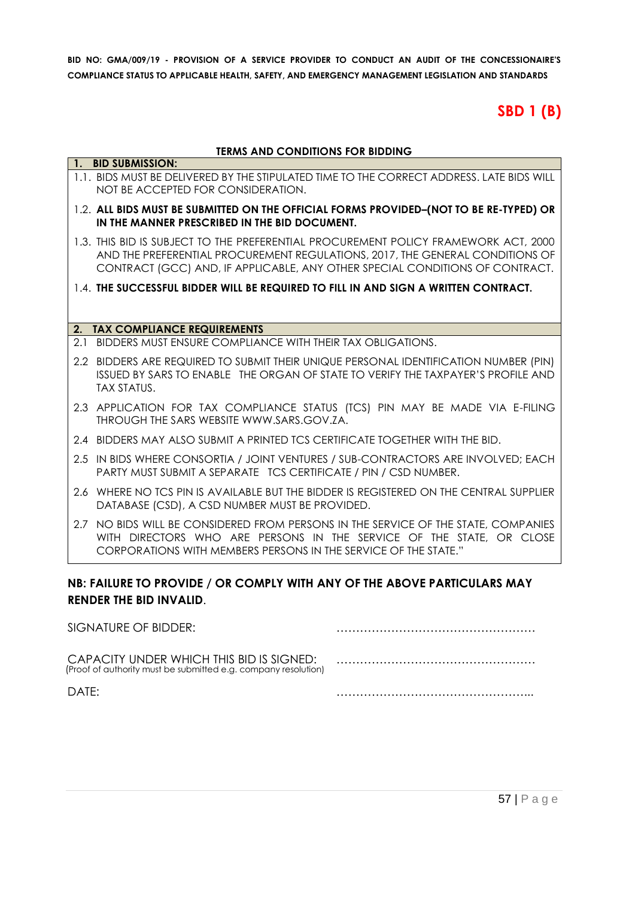**BID NO: GMA/009/19 - PROVISION OF A SERVICE PROVIDER TO CONDUCT AN AUDIT OF THE CONCESSIONAIRE'S COMPLIANCE STATUS TO APPLICABLE HEALTH, SAFETY, AND EMERGENCY MANAGEMENT LEGISLATION AND STANDARDS**

# SBD 1 (B)

## TERMS AND CONDITIONS FOR BIDDING

### 1. BID SUBMISSION:

1.1. BIDS MUST BE DELIVERED BY THE STIPULATED TIME TO THE CORRECT ADDRESS. LATE BIDS WILL NOT BE ACCEPTED FOR CONSIDERATION.

1.2. **ALL BIDS MUST BE SUBMITTED ON THE OFFICIAL FORMS PROVIDED–(NOT TO BE RE-TYPED) OR IN THE MANNER PRESCRIBED IN THE BID DOCUMENT.**

1.3. THIS BID IS SUBJECT TO THE PREFERENTIAL PROCUREMENT POLICY FRAMEWORK ACT, 2000 AND THE PREFERENTIAL PROCUREMENT REGULATIONS, 2017, THE GENERAL CONDITIONS OF CONTRACT (GCC) AND, IF APPLICABLE, ANY OTHER SPECIAL CONDITIONS OF CONTRACT.

1.4. **THE SUCCESSFUL BIDDER WILL BE REQUIRED TO FILL IN AND SIGN A WRITTEN CONTRACT.**

### 2. TAX COMPLIANCE REQUIREMENTS

2.1 BIDDERS MUST ENSURE COMPLIANCE WITH THEIR TAX OBLIGATIONS.

2.2 BIDDERS ARE REQUIRED TO SUBMIT THEIR UNIQUE PERSONAL IDENTIFICATION NUMBER (PIN) ISSUED BY SARS TO ENABLE THE ORGAN OF STATE TO VERIFY THE TAXPAYER'S PROFILE AND TAX STATUS.

2.3 APPLICATION FOR TAX COMPLIANCE STATUS (TCS) PIN MAY BE MADE VIA E-FILING THROUGH THE SARS WEBSITE WWW.SARS.GOV.ZA.

2.4 BIDDERS MAY ALSO SUBMIT A PRINTED TCS CERTIFICATE TOGETHER WITH THE BID.

2.5 IN BIDS WHERE CONSORTIA / JOINT VENTURES / SUB-CONTRACTORS ARE INVOLVED; EACH PARTY MUST SUBMIT A SEPARATE TCS CERTIFICATE / PIN / CSD NUMBER.

2.6 WHERE NO TCS PIN IS AVAILABLE BUT THE BIDDER IS REGISTERED ON THE CENTRAL SUPPLIER DATABASE (CSD), A CSD NUMBER MUST BE PROVIDED.

2.7 NO BIDS WILL BE CONSIDERED FROM PERSONS IN THE SERVICE OF THE STATE, COMPANIES WITH DIRECTORS WHO ARE PERSONS IN THE SERVICE OF THE STATE, OR CLOSE CORPORATIONS WITH MEMBERS PERSONS IN THE SERVICE OF THE STATE."

**NB: FAILURE TO PROVIDE / OR COMPLY WITH ANY OF THE ABOVE PARTICULARS MAY RENDER THE BID INVALID**.

SIGNATURE OF BIDDER: ……………………………………………

CAPACITY UNDER WHICH THIS BID IS SIGNED: ……………………………………………
(Proof of authority must be submitted e.g. company resolution)

DATE: …………………………………………...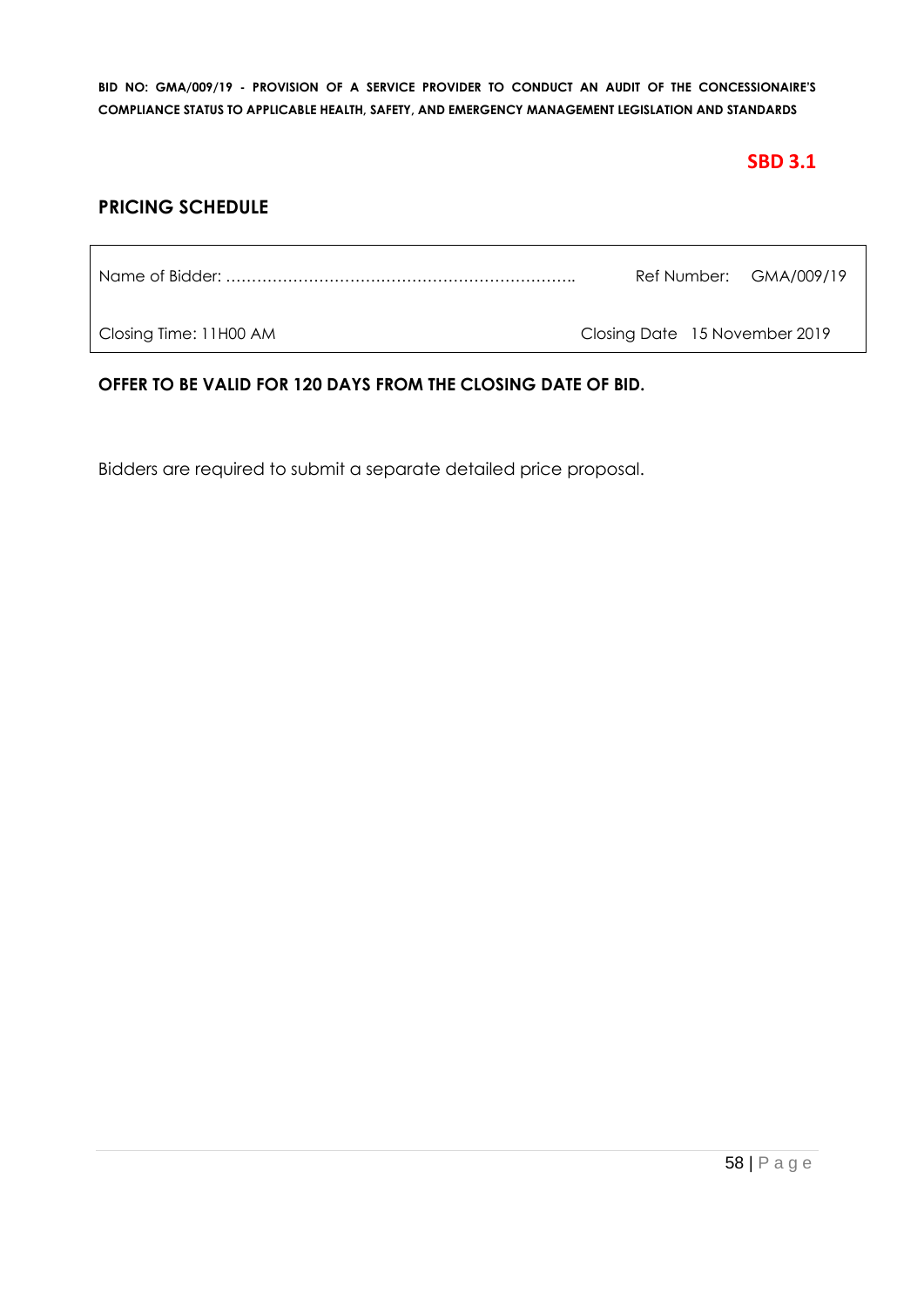SBD 3.1

## PRICING SCHEDULE

| Name of Bidder: ………………………………………………………….. | Ref Number: GMA/009/19 |
| --- | --- |
| Closing Time: 11H00 AM | Closing Date 15 November 2019 |

**OFFER TO BE VALID FOR 120 DAYS FROM THE CLOSING DATE OF BID.**

Bidders are required to submit a separate detailed price proposal.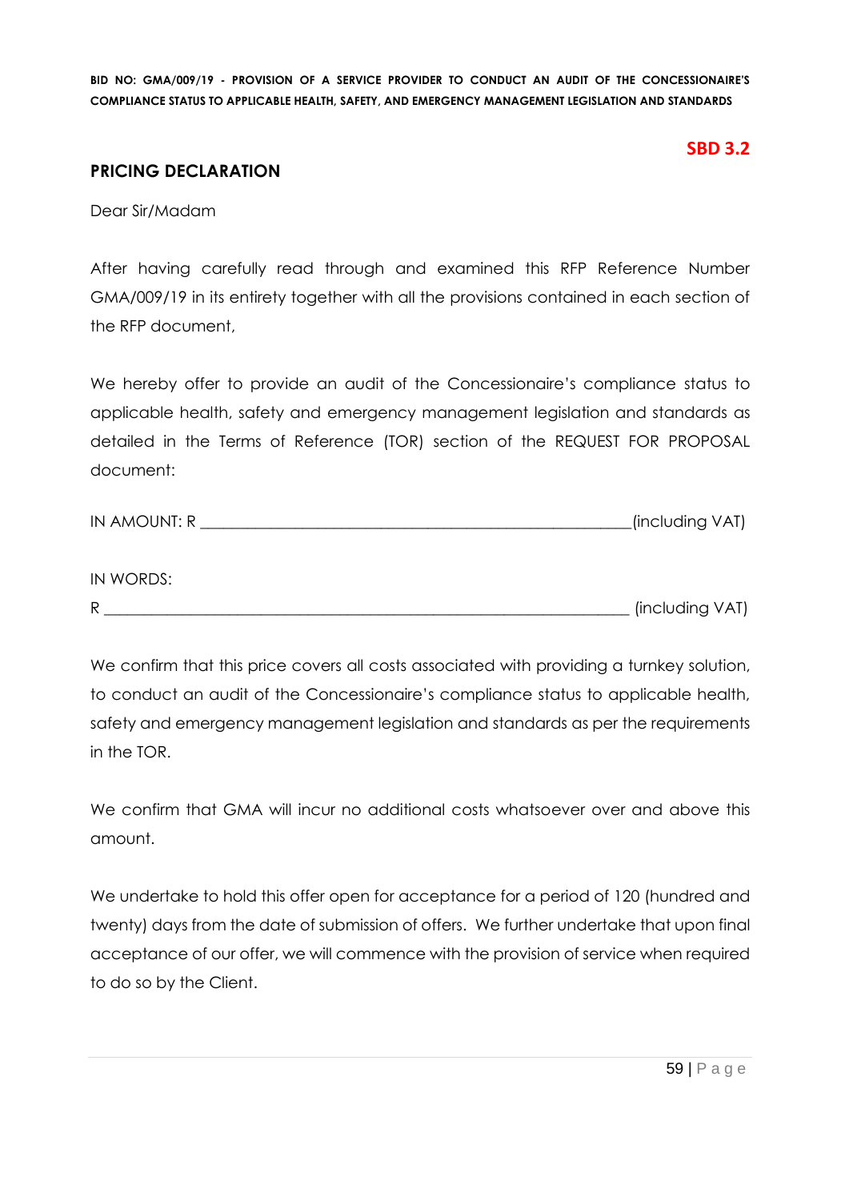**SBD 3.2**

## PRICING DECLARATION

Dear Sir/Madam

After having carefully read through and examined this RFP Reference Number GMA/009/19 in its entirety together with all the provisions contained in each section of the RFP document,

We hereby offer to provide an audit of the Concessionaire's compliance status to applicable health, safety and emergency management legislation and standards as detailed in the Terms of Reference (TOR) section of the REQUEST FOR PROPOSAL document:

IN AMOUNT: R ______________________________________________________(including VAT)

IN WORDS:

R ____________________________________________________________________ (including VAT)

We confirm that this price covers all costs associated with providing a turnkey solution, to conduct an audit of the Concessionaire's compliance status to applicable health, safety and emergency management legislation and standards as per the requirements in the TOR.

We confirm that GMA will incur no additional costs whatsoever over and above this amount.

We undertake to hold this offer open for acceptance for a period of 120 (hundred and twenty) days from the date of submission of offers. We further undertake that upon final acceptance of our offer, we will commence with the provision of service when required to do so by the Client.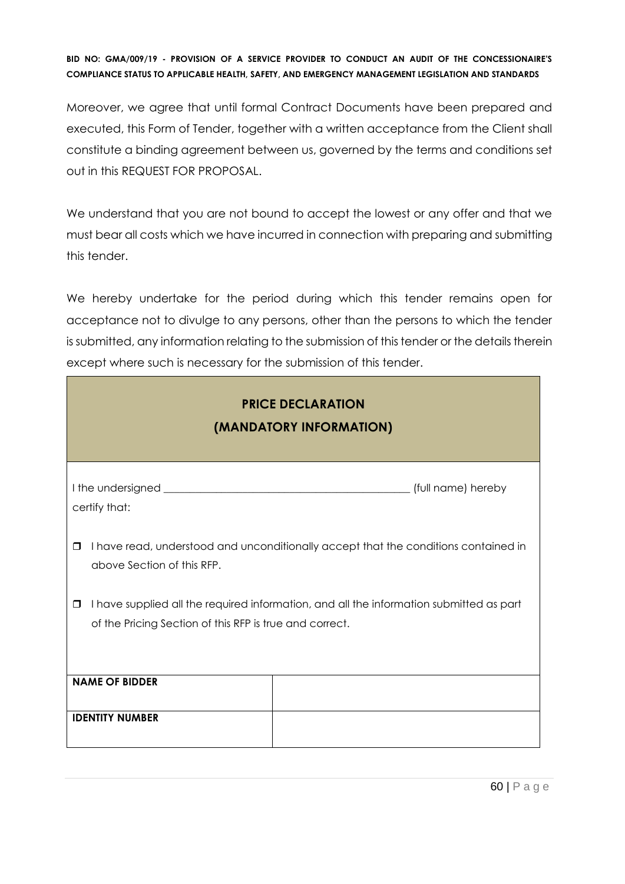Moreover, we agree that until formal Contract Documents have been prepared and executed, this Form of Tender, together with a written acceptance from the Client shall constitute a binding agreement between us, governed by the terms and conditions set out in this REQUEST FOR PROPOSAL.

We understand that you are not bound to accept the lowest or any offer and that we must bear all costs which we have incurred in connection with preparing and submitting this tender.

We hereby undertake for the period during which this tender remains open for acceptance not to divulge to any persons, other than the persons to which the tender is submitted, any information relating to the submission of this tender or the details therein except where such is necessary for the submission of this tender.

**PRICE DECLARATION**
**(MANDATORY INFORMATION)**

I the undersigned _____________________________________________ (full name) hereby certify that:

- ❒ I have read, understood and unconditionally accept that the conditions contained in above Section of this RFP.
- ❒ I have supplied all the required information, and all the information submitted as part of the Pricing Section of this RFP is true and correct.

| **NAME OF BIDDER** | |
|---|---|
| **IDENTITY NUMBER** | |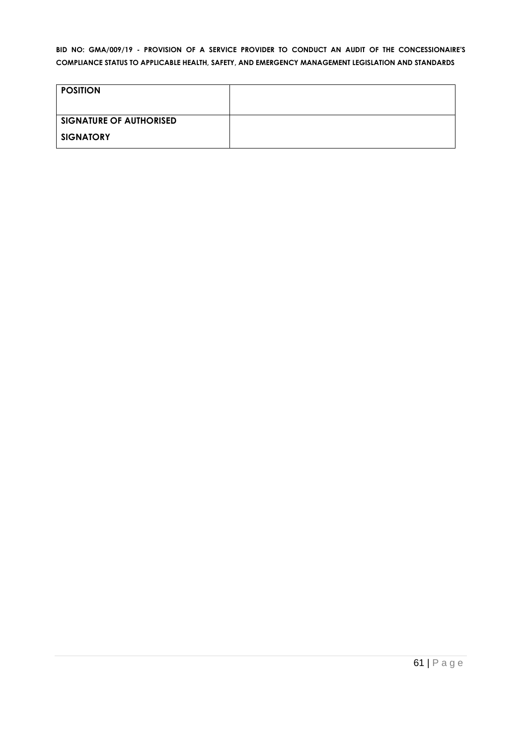| **POSITION** | |
|---|---|
| **SIGNATURE OF AUTHORISED SIGNATORY** | |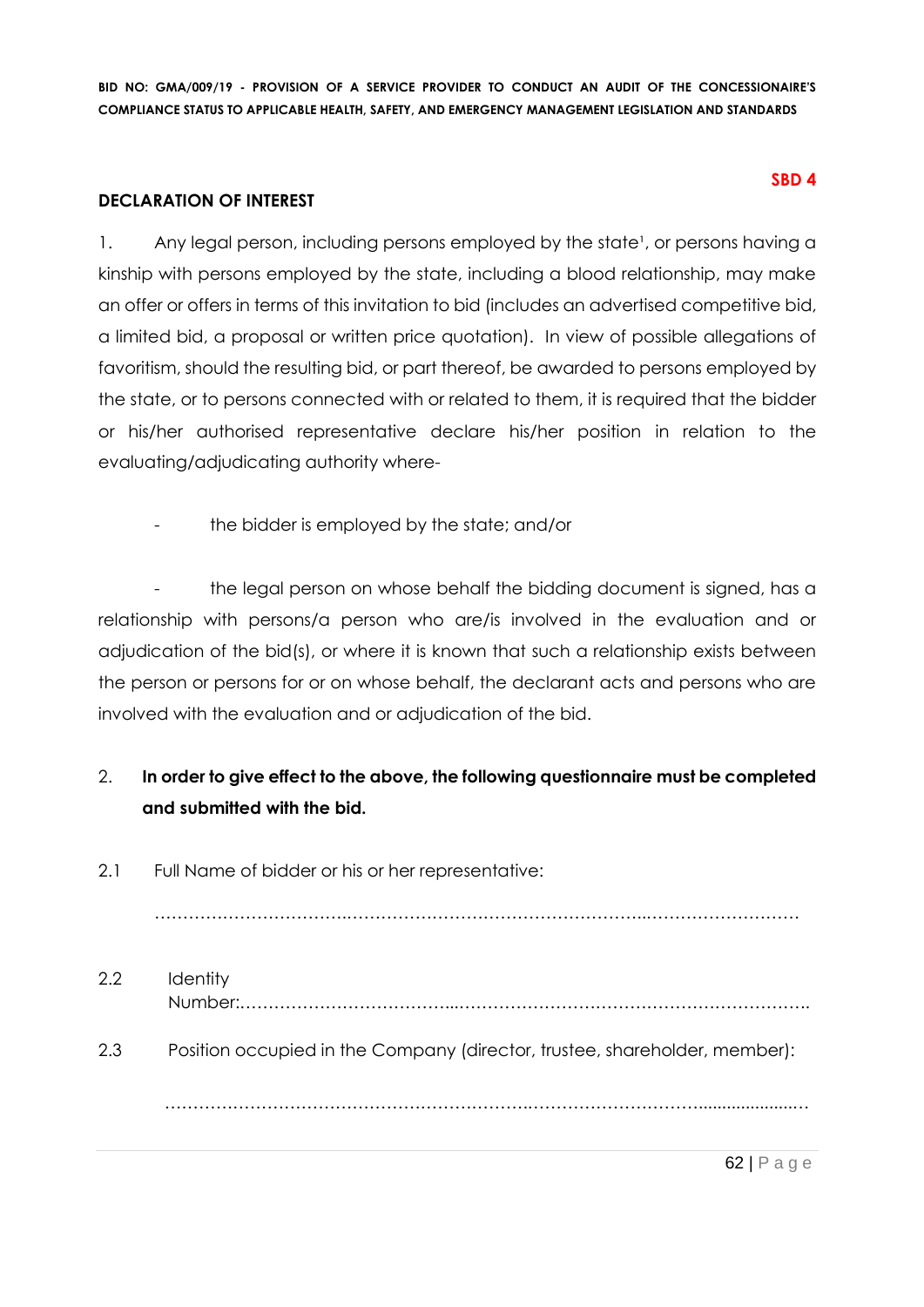**SBD 4**

**DECLARATION OF INTEREST**

1. Any legal person, including persons employed by the state[1], or persons having a kinship with persons employed by the state, including a blood relationship, may make an offer or offers in terms of this invitation to bid (includes an advertised competitive bid, a limited bid, a proposal or written price quotation). In view of possible allegations of favoritism, should the resulting bid, or part thereof, be awarded to persons employed by the state, or to persons connected with or related to them, it is required that the bidder or his/her authorised representative declare his/her position in relation to the evaluating/adjudicating authority where-

- the bidder is employed by the state; and/or

- the legal person on whose behalf the bidding document is signed, has a relationship with persons/a person who are/is involved in the evaluation and or adjudication of the bid(s), or where it is known that such a relationship exists between the person or persons for or on whose behalf, the declarant acts and persons who are involved with the evaluation and or adjudication of the bid.

2. **In order to give effect to the above, the following questionnaire must be completed and submitted with the bid.**

2.1 Full Name of bidder or his or her representative:

……………………………………………………………………………………………………………

2.2 Identity Number:………………………………………………………………………………………….

2.3 Position occupied in the Company (director, trustee, shareholder, member):

……………………………………………………………………………………………………………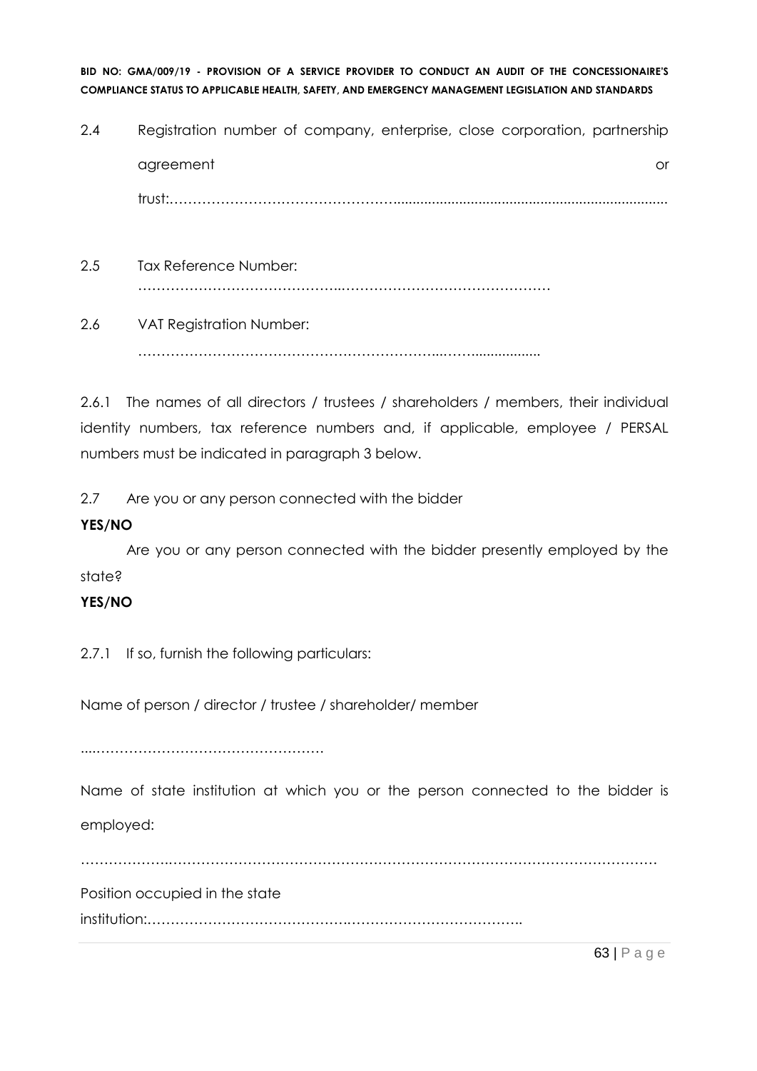2.4 Registration number of company, enterprise, close corporation, partnership agreement or trust:……………………………………………..........................................................................

2.5 Tax Reference Number: ……………………………………..………………………………………

2.6 VAT Registration Number: ………………………………………………………..……..................

2.6.1 The names of all directors / trustees / shareholders / members, their individual identity numbers, tax reference numbers and, if applicable, employee / PERSAL numbers must be indicated in paragraph 3 below.

2.7 Are you or any person connected with the bidder

**YES/NO**

Are you or any person connected with the bidder presently employed by the state?

**YES/NO**

2.7.1 If so, furnish the following particulars:

Name of person / director / trustee / shareholder/ member

....……………………………………………

Name of state institution at which you or the person connected to the bidder is employed:

……………….……………………………………………………………………………………………

Position occupied in the state institution:……………………………………….……………………………………..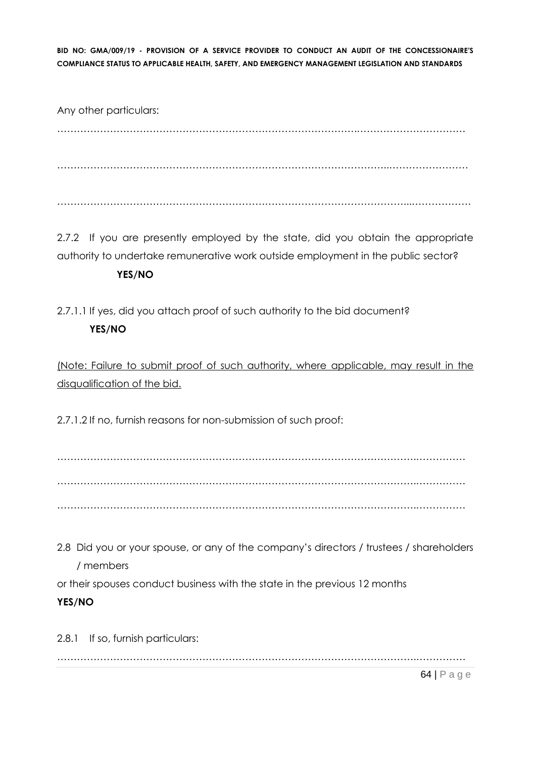Any other particulars:

……………………………………………………………………………………………………………

……………………………………………………………………………………………………………

……………………………………………………………………………………………………………

2.7.2 If you are presently employed by the state, did you obtain the appropriate authority to undertake remunerative work outside employment in the public sector?

**YES/NO**

2.7.1.1 If yes, did you attach proof of such authority to the bid document?

**YES/NO**

<u>(Note: Failure to submit proof of such authority, where applicable, may result in the disqualification of the bid.</u>

2.7.1.2 If no, furnish reasons for non-submission of such proof:

……………………………………………………………………………………………………………

……………………………………………………………………………………………………………

……………………………………………………………………………………………………………

2.8 Did you or your spouse, or any of the company's directors / trustees / shareholders / members

or their spouses conduct business with the state in the previous 12 months

**YES/NO**

2.8.1 If so, furnish particulars:

……………………………………………………………………………………………………………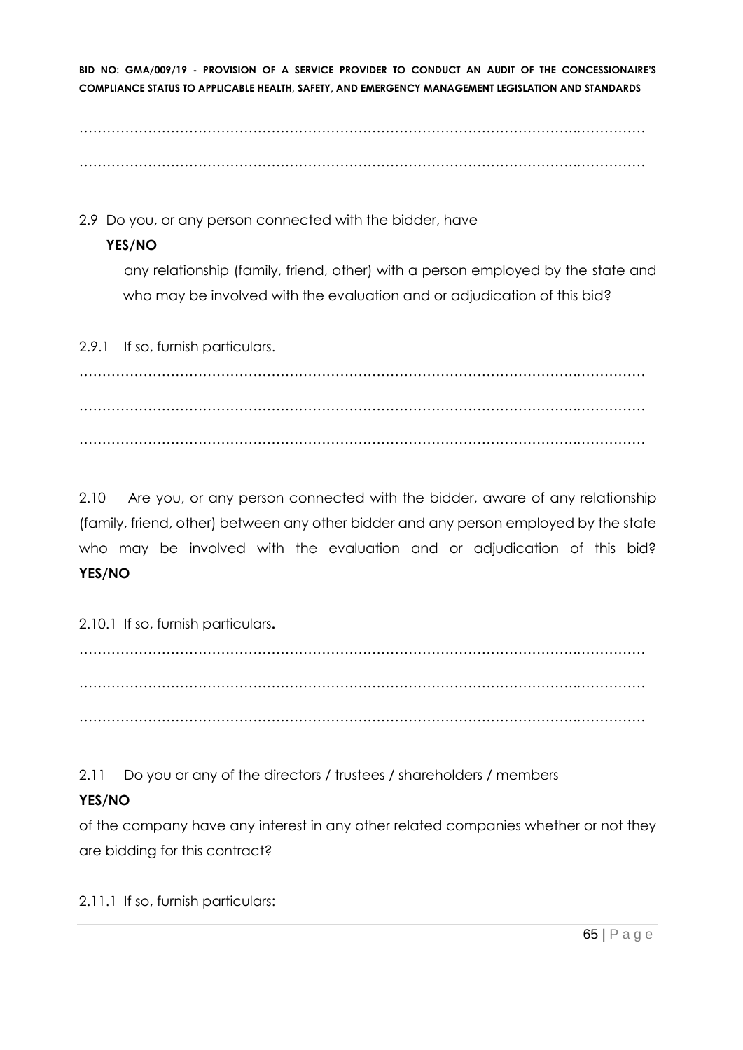……………………………………………………………………………………………………………

……………………………………………………………………………………………………………

2.9 Do you, or any person connected with the bidder, have

**YES/NO**

any relationship (family, friend, other) with a person employed by the state and who may be involved with the evaluation and or adjudication of this bid?

2.9.1 If so, furnish particulars.

……………………………………………………………………………………………………………

……………………………………………………………………………………………………………

……………………………………………………………………………………………………………

2.10 Are you, or any person connected with the bidder, aware of any relationship (family, friend, other) between any other bidder and any person employed by the state who may be involved with the evaluation and or adjudication of this bid? **YES/NO**

2.10.1 If so, furnish particulars**.**

……………………………………………………………………………………………………………

……………………………………………………………………………………………………………

……………………………………………………………………………………………………………

2.11 Do you or any of the directors / trustees / shareholders / members

**YES/NO**

of the company have any interest in any other related companies whether or not they are bidding for this contract?

2.11.1 If so, furnish particulars: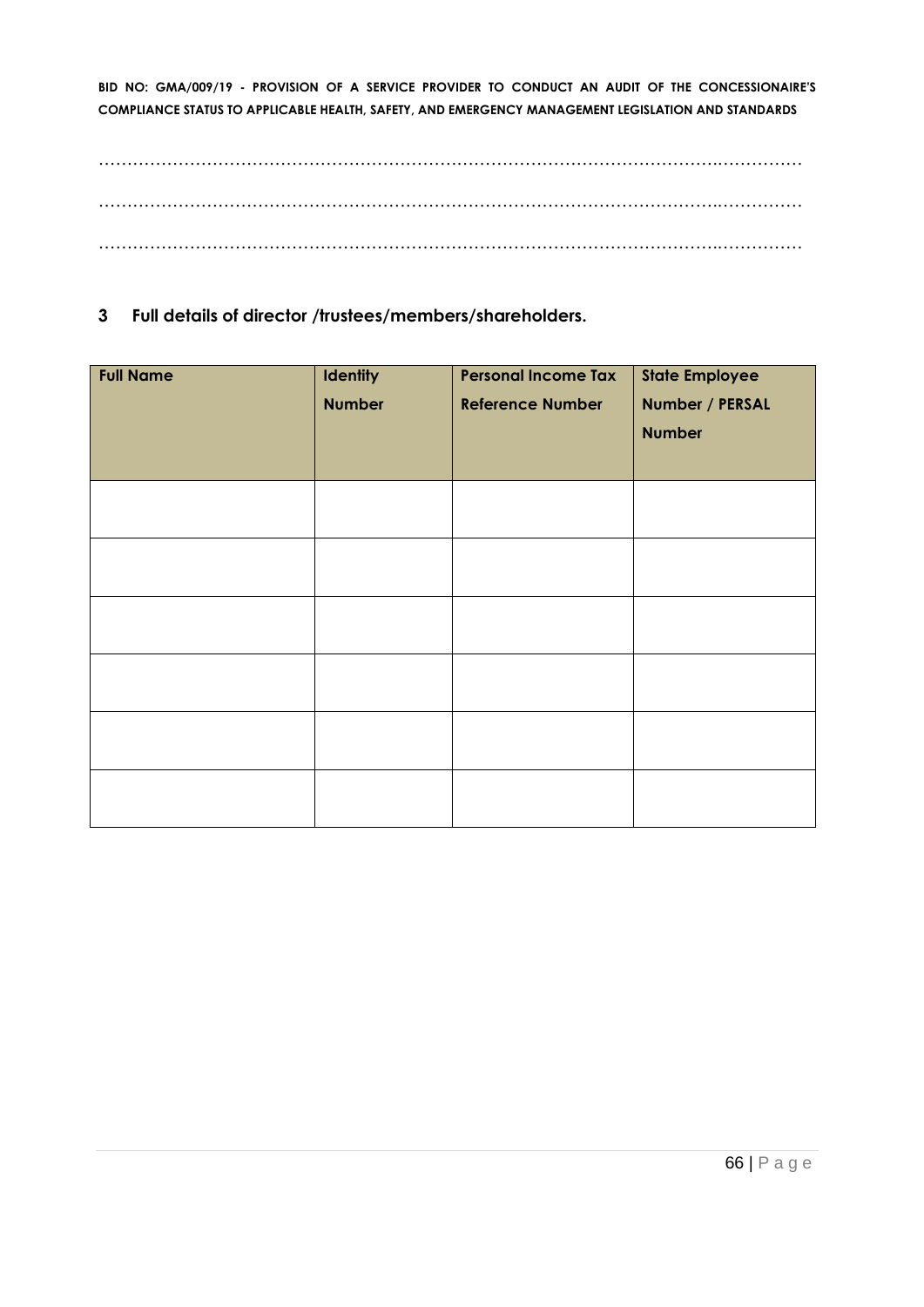…………………………………………………………………………………………………………………

…………………………………………………………………………………………………………………

…………………………………………………………………………………………………………………

## 3 Full details of director /trustees/members/shareholders.

| Full Name | Identity Number | Personal Income Tax Reference Number | State Employee Number / PERSAL Number |
|---|---|---|---|
| | | | |
| | | | |
| | | | |
| | | | |
| | | | |
| | | | |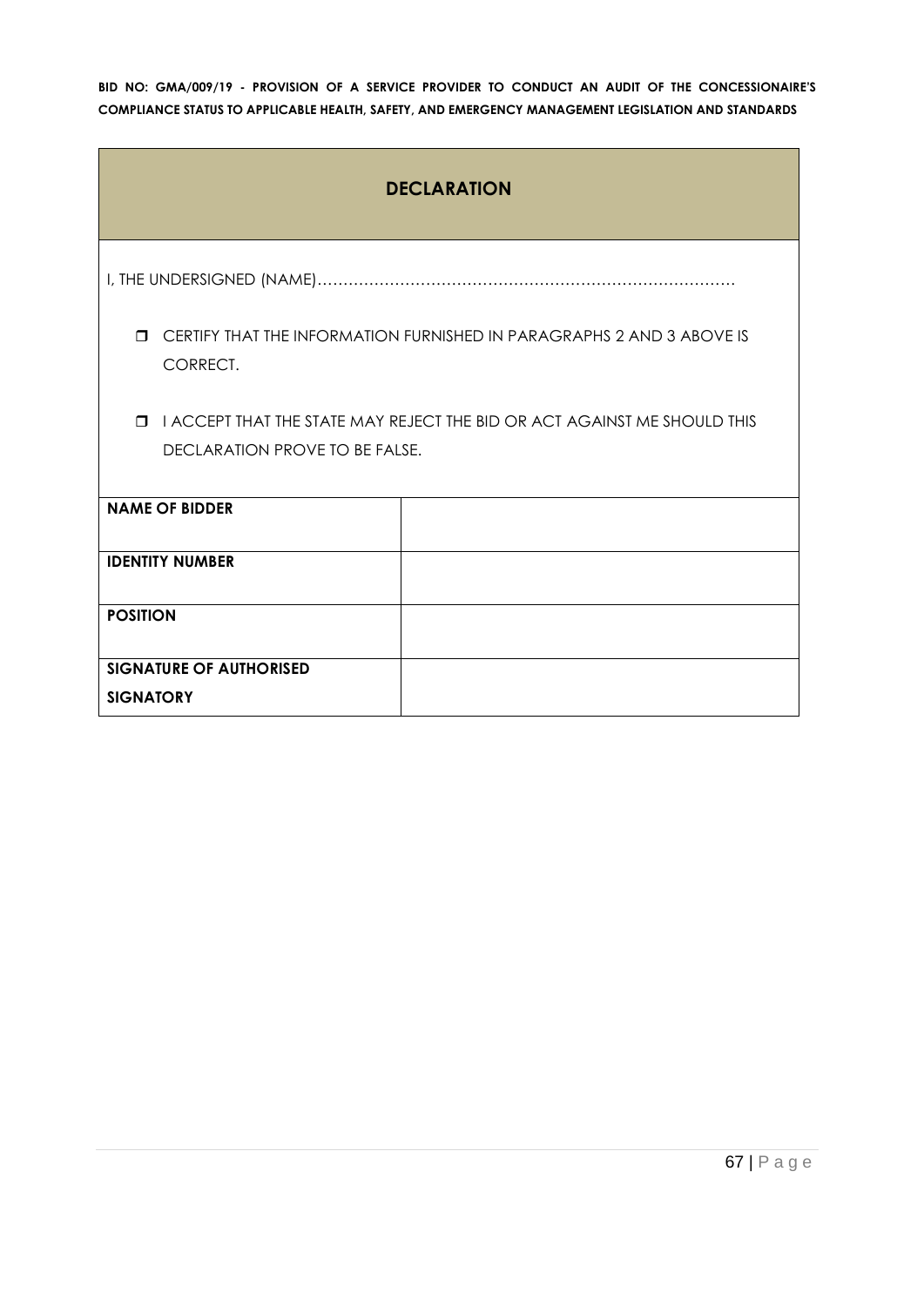## DECLARATION

I, THE UNDERSIGNED (NAME)……………………………………………………………………

- ☐ CERTIFY THAT THE INFORMATION FURNISHED IN PARAGRAPHS 2 AND 3 ABOVE IS CORRECT.
- ☐ I ACCEPT THAT THE STATE MAY REJECT THE BID OR ACT AGAINST ME SHOULD THIS DECLARATION PROVE TO BE FALSE.

| **NAME OF BIDDER** | |
|---|---|
| **IDENTITY NUMBER** | |
| **POSITION** | |
| **SIGNATURE OF AUTHORISED SIGNATORY** | |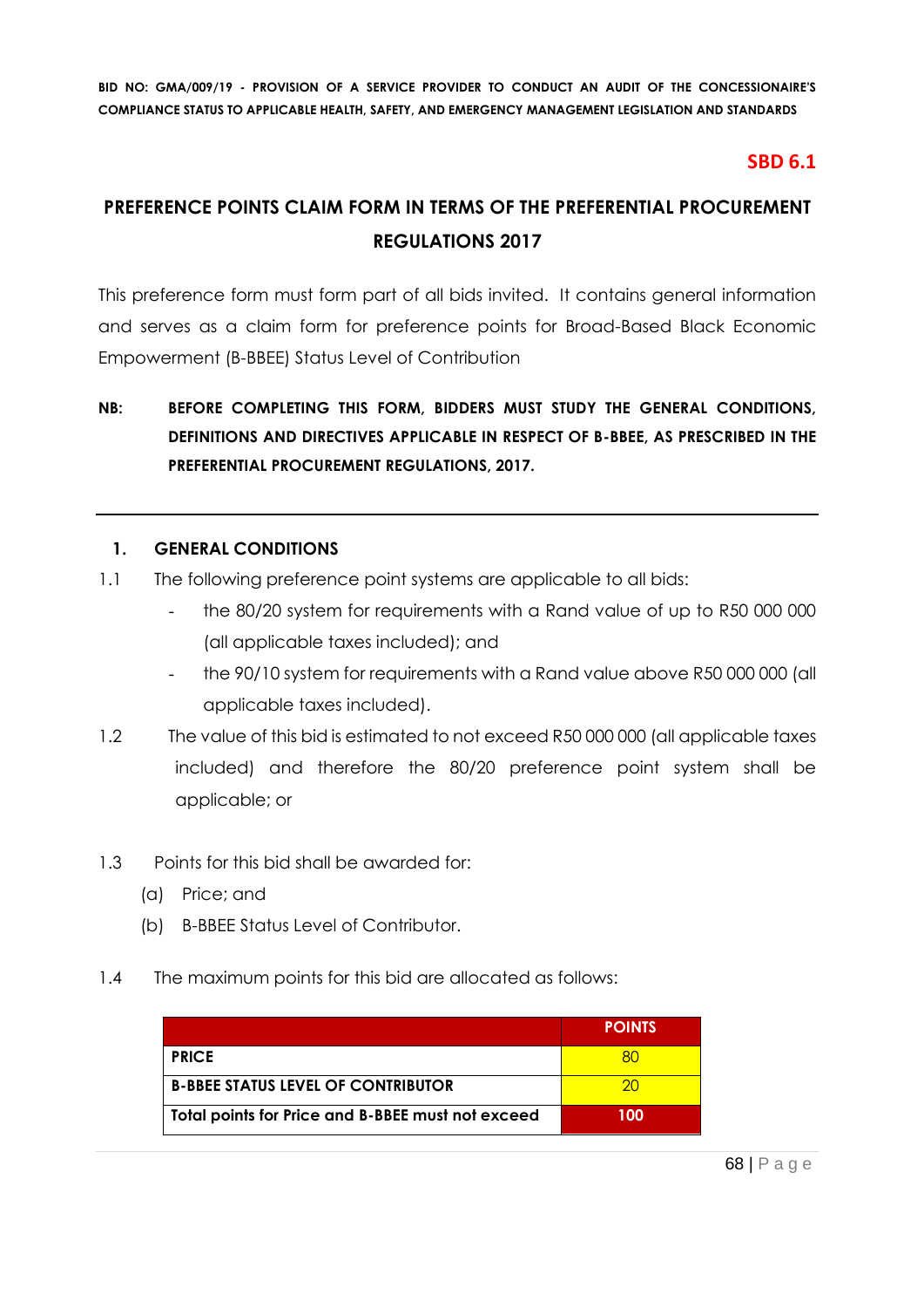**SBD 6.1**

# PREFERENCE POINTS CLAIM FORM IN TERMS OF THE PREFERENTIAL PROCUREMENT REGULATIONS 2017

This preference form must form part of all bids invited. It contains general information and serves as a claim form for preference points for Broad-Based Black Economic Empowerment (B-BBEE) Status Level of Contribution

**NB: BEFORE COMPLETING THIS FORM, BIDDERS MUST STUDY THE GENERAL CONDITIONS, DEFINITIONS AND DIRECTIVES APPLICABLE IN RESPECT OF B-BBEE, AS PRESCRIBED IN THE PREFERENTIAL PROCUREMENT REGULATIONS, 2017.**

---

## 1. GENERAL CONDITIONS

1.1 The following preference point systems are applicable to all bids:

- the 80/20 system for requirements with a Rand value of up to R50 000 000 (all applicable taxes included); and
- the 90/10 system for requirements with a Rand value above R50 000 000 (all applicable taxes included).

1.2 The value of this bid is estimated to not exceed R50 000 000 (all applicable taxes included) and therefore the 80/20 preference point system shall be applicable; or

1.3 Points for this bid shall be awarded for:

(a) Price; and

(b) B-BBEE Status Level of Contributor.

1.4 The maximum points for this bid are allocated as follows:

| | POINTS |
|---|---|
| **PRICE** | 80 |
| **B-BBEE STATUS LEVEL OF CONTRIBUTOR** | 20 |
| **Total points for Price and B-BBEE must not exceed** | **100** |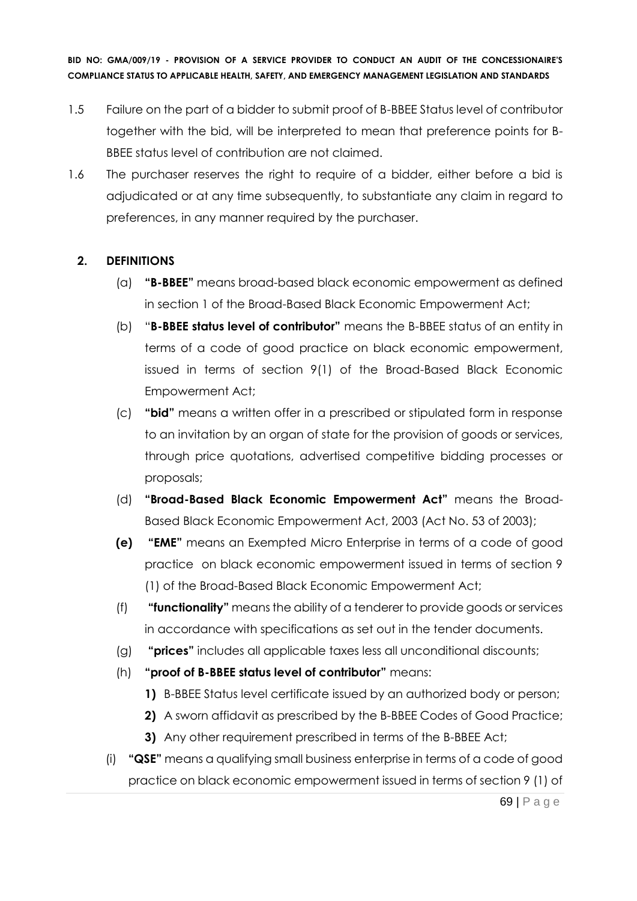1.5 Failure on the part of a bidder to submit proof of B-BBEE Status level of contributor together with the bid, will be interpreted to mean that preference points for B-BBEE status level of contribution are not claimed.

1.6 The purchaser reserves the right to require of a bidder, either before a bid is adjudicated or at any time subsequently, to substantiate any claim in regard to preferences, in any manner required by the purchaser.

## 2. DEFINITIONS

(a) **"B-BBEE"** means broad-based black economic empowerment as defined in section 1 of the Broad-Based Black Economic Empowerment Act;

(b) "**B-BBEE status level of contributor"** means the B-BBEE status of an entity in terms of a code of good practice on black economic empowerment, issued in terms of section 9(1) of the Broad-Based Black Economic Empowerment Act;

(c) **"bid"** means a written offer in a prescribed or stipulated form in response to an invitation by an organ of state for the provision of goods or services, through price quotations, advertised competitive bidding processes or proposals;

(d) **"Broad-Based Black Economic Empowerment Act"** means the Broad-Based Black Economic Empowerment Act, 2003 (Act No. 53 of 2003);

**(e)** **"EME"** means an Exempted Micro Enterprise in terms of a code of good practice on black economic empowerment issued in terms of section 9 (1) of the Broad-Based Black Economic Empowerment Act;

(f) **"functionality"** means the ability of a tenderer to provide goods or services in accordance with specifications as set out in the tender documents.

(g) **"prices"** includes all applicable taxes less all unconditional discounts;

(h) **"proof of B-BBEE status level of contributor"** means:

**1)** B-BBEE Status level certificate issued by an authorized body or person;

**2)** A sworn affidavit as prescribed by the B-BBEE Codes of Good Practice;

**3)** Any other requirement prescribed in terms of the B-BBEE Act;

(i) **"QSE"** means a qualifying small business enterprise in terms of a code of good practice on black economic empowerment issued in terms of section 9 (1) of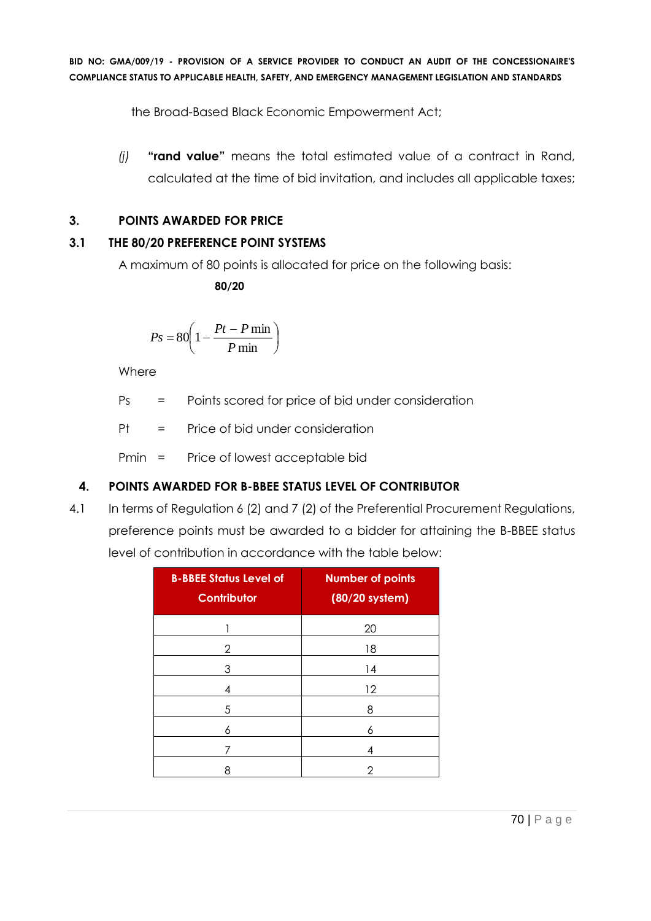the Broad-Based Black Economic Empowerment Act;

*(j)* **"rand value"** means the total estimated value of a contract in Rand, calculated at the time of bid invitation, and includes all applicable taxes;

## 3. POINTS AWARDED FOR PRICE

### 3.1 THE 80/20 PREFERENCE POINT SYSTEMS

A maximum of 80 points is allocated for price on the following basis:

**80/20**

$$Ps = 80\left(1 - \frac{Pt - P\min}{P\min}\right)$$

Where

Ps = Points scored for price of bid under consideration

Pt = Price of bid under consideration

Pmin = Price of lowest acceptable bid

## 4. POINTS AWARDED FOR B-BBEE STATUS LEVEL OF CONTRIBUTOR

4.1 In terms of Regulation 6 (2) and 7 (2) of the Preferential Procurement Regulations, preference points must be awarded to a bidder for attaining the B-BBEE status level of contribution in accordance with the table below:

| B-BBEE Status Level of Contributor | Number of points (80/20 system) |
|---|---|
| 1 | 20 |
| 2 | 18 |
| 3 | 14 |
| 4 | 12 |
| 5 | 8 |
| 6 | 6 |
| 7 | 4 |
| 8 | 2 |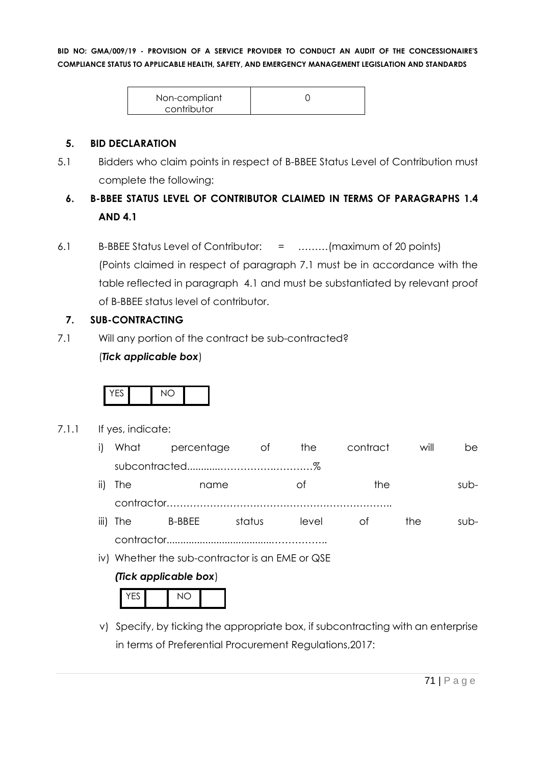| Non-compliant contributor | 0 |
|---|---|

**5. BID DECLARATION**

5.1 Bidders who claim points in respect of B-BBEE Status Level of Contribution must complete the following:

**6. B-BBEE STATUS LEVEL OF CONTRIBUTOR CLAIMED IN TERMS OF PARAGRAPHS 1.4 AND 4.1**

6.1 B-BBEE Status Level of Contributor: = ………(maximum of 20 points)

(Points claimed in respect of paragraph 7.1 must be in accordance with the table reflected in paragraph 4.1 and must be substantiated by relevant proof of B-BBEE status level of contributor.

**7. SUB-CONTRACTING**

7.1 Will any portion of the contract be sub-contracted?

(*Tick applicable box*)

| YES | | NO | |
|---|---|---|---|

7.1.1 If yes, indicate:

i) What percentage of the contract will be subcontracted............……………….…………%

ii) The name of the sub-contractor…………………………………………………………..

iii) The B-BBEE status level of the sub-contractor......................................……………..

iv) Whether the sub-contractor is an EME or QSE

*(Tick applicable box*)

| YES | | NO | |
|---|---|---|---|

v) Specify, by ticking the appropriate box, if subcontracting with an enterprise in terms of Preferential Procurement Regulations,2017: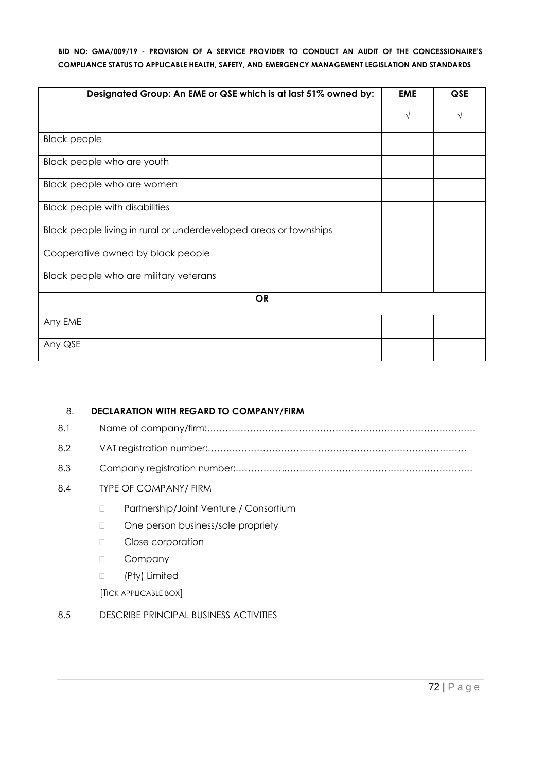| Designated Group: An EME or QSE which is at last 51% owned by: | EME | QSE |
| --- | --- | --- |
| | √ | √ |
| Black people | | |
| Black people who are youth | | |
| Black people who are women | | |
| Black people with disabilities | | |
| Black people living in rural or underdeveloped areas or townships | | |
| Cooperative owned by black people | | |
| Black people who are military veterans | | |
| **OR** | | |
| Any EME | | |
| Any QSE | | |

8. **DECLARATION WITH REGARD TO COMPANY/FIRM**

8.1 Name of company/firm:……………………………………………………………………………

8.2 VAT registration number:……………………………………..………………………………

8.3 Company registration number:…………….……………………….……………………………

8.4 TYPE OF COMPANY/ FIRM

- Partnership/Joint Venture / Consortium
- One person business/sole propriety
- Close corporation
- Company
- (Pty) Limited

[TICK APPLICABLE BOX]

8.5 DESCRIBE PRINCIPAL BUSINESS ACTIVITIES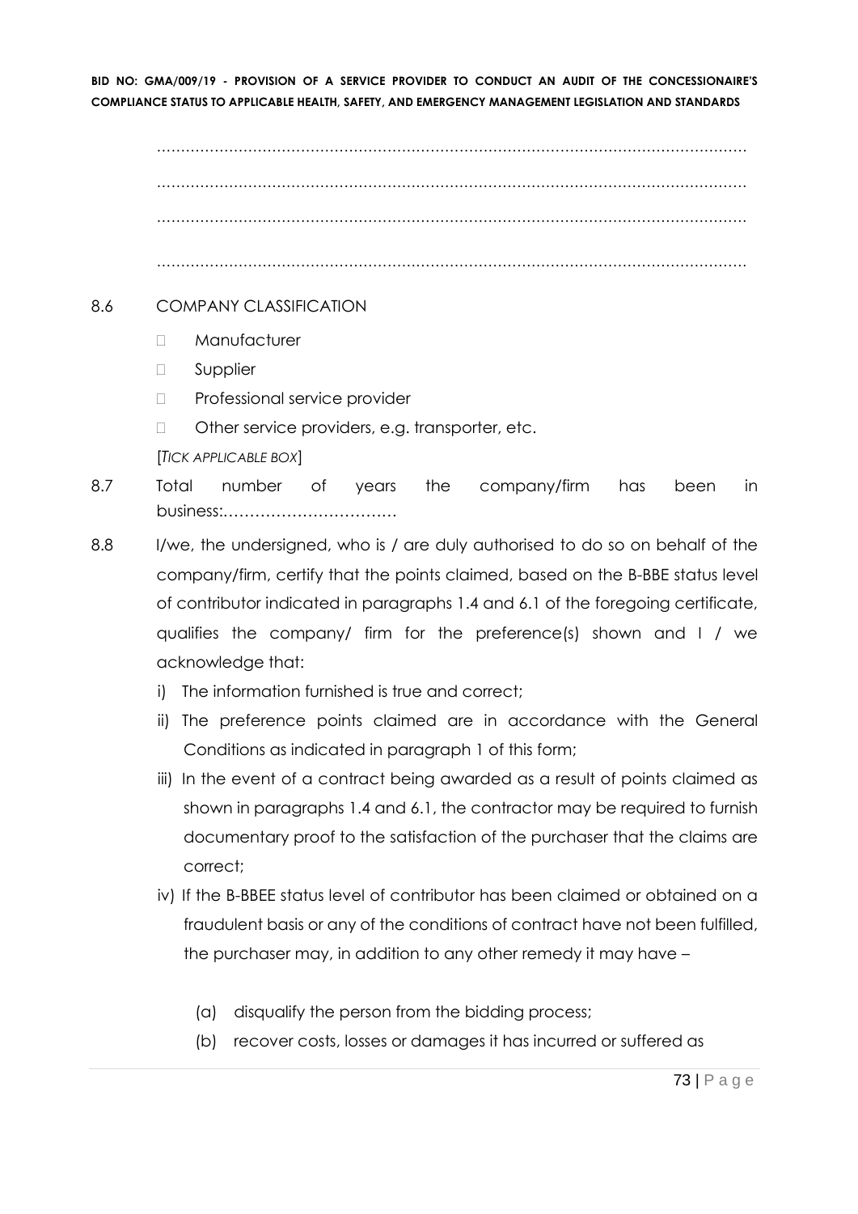…………………………………………………………………………………………………………

…………………………………………………………………………………………………………

…………………………………………………………………………………………………………

…………………………………………………………………………………………………………

8.6 COMPANY CLASSIFICATION

- Manufacturer
- Supplier
- Professional service provider
- Other service providers, e.g. transporter, etc.

[*TICK APPLICABLE BOX*]

8.7 Total number of years the company/firm has been in business:……………………………

8.8 I/we, the undersigned, who is / are duly authorised to do so on behalf of the company/firm, certify that the points claimed, based on the B-BBE status level of contributor indicated in paragraphs 1.4 and 6.1 of the foregoing certificate, qualifies the company/ firm for the preference(s) shown and I / we acknowledge that:

i) The information furnished is true and correct;

ii) The preference points claimed are in accordance with the General Conditions as indicated in paragraph 1 of this form;

iii) In the event of a contract being awarded as a result of points claimed as shown in paragraphs 1.4 and 6.1, the contractor may be required to furnish documentary proof to the satisfaction of the purchaser that the claims are correct;

iv) If the B-BBEE status level of contributor has been claimed or obtained on a fraudulent basis or any of the conditions of contract have not been fulfilled, the purchaser may, in addition to any other remedy it may have –

(a) disqualify the person from the bidding process;

(b) recover costs, losses or damages it has incurred or suffered as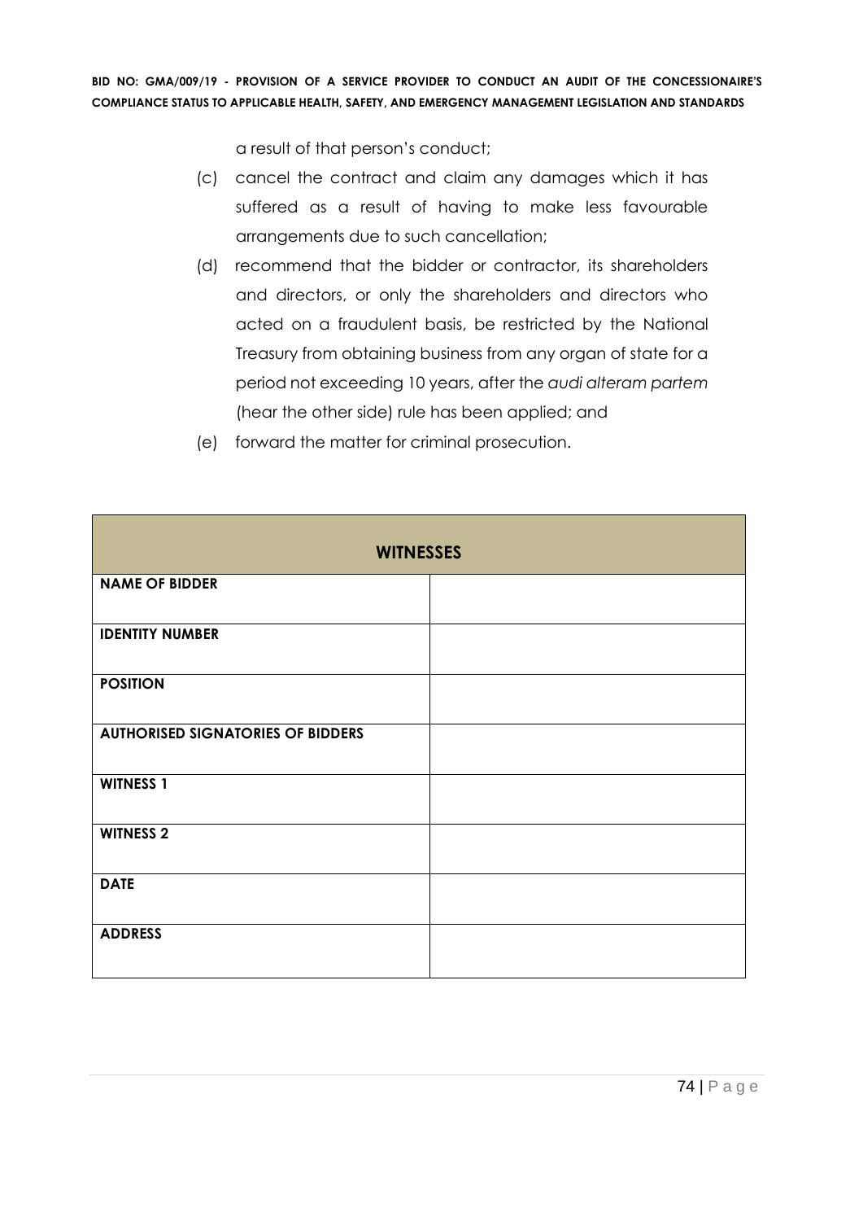a result of that person's conduct;

(c) cancel the contract and claim any damages which it has suffered as a result of having to make less favourable arrangements due to such cancellation;

(d) recommend that the bidder or contractor, its shareholders and directors, or only the shareholders and directors who acted on a fraudulent basis, be restricted by the National Treasury from obtaining business from any organ of state for a period not exceeding 10 years, after the *audi alteram partem* (hear the other side) rule has been applied; and

(e) forward the matter for criminal prosecution.

| **WITNESSES** | |
|---|---|
| **NAME OF BIDDER** | |
| **IDENTITY NUMBER** | |
| **POSITION** | |
| **AUTHORISED SIGNATORIES OF BIDDERS** | |
| **WITNESS 1** | |
| **WITNESS 2** | |
| **DATE** | |
| **ADDRESS** | |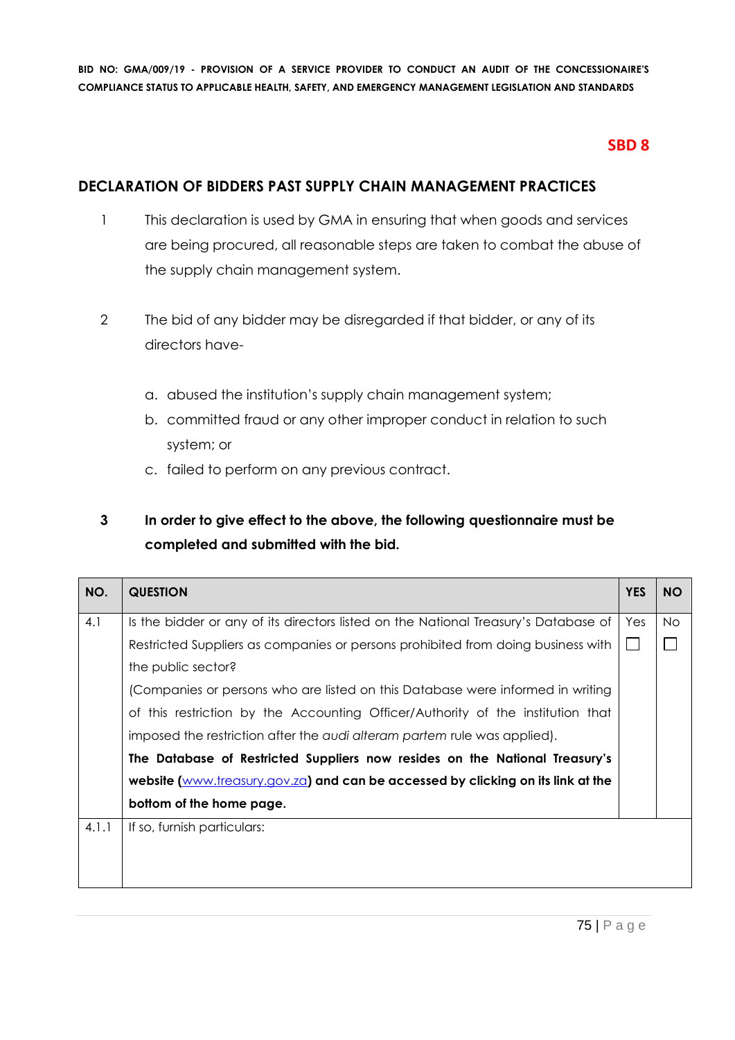**SBD 8**

## DECLARATION OF BIDDERS PAST SUPPLY CHAIN MANAGEMENT PRACTICES

1. This declaration is used by GMA in ensuring that when goods and services are being procured, all reasonable steps are taken to combat the abuse of the supply chain management system.

2. The bid of any bidder may be disregarded if that bidder, or any of its directors have-

   a. abused the institution's supply chain management system;
   b. committed fraud or any other improper conduct in relation to such system; or
   c. failed to perform on any previous contract.

3. **In order to give effect to the above, the following questionnaire must be completed and submitted with the bid.**

| NO. | QUESTION | YES | NO |
|---|---|---|---|
| 4.1 | Is the bidder or any of its directors listed on the National Treasury's Database of Restricted Suppliers as companies or persons prohibited from doing business with the public sector?<br>(Companies or persons who are listed on this Database were informed in writing of this restriction by the Accounting Officer/Authority of the institution that imposed the restriction after the *audi alteram partem* rule was applied).<br>**The Database of Restricted Suppliers now resides on the National Treasury's website (www.treasury.gov.za) and can be accessed by clicking on its link at the bottom of the home page.** | Yes ☐ | No ☐ |
| 4.1.1 | If so, furnish particulars: | | |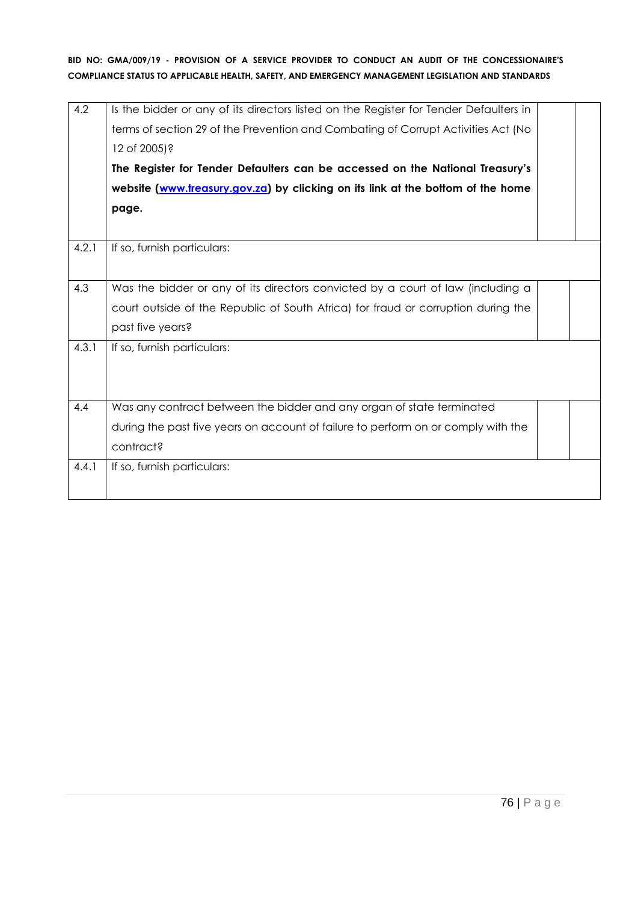| | | | |
|---|---|---|---|
| 4.2 | Is the bidder or any of its directors listed on the Register for Tender Defaulters in terms of section 29 of the Prevention and Combating of Corrupt Activities Act (No 12 of 2005)?<br>**The Register for Tender Defaulters can be accessed on the National Treasury's website ([www.treasury.gov.za](http://www.treasury.gov.za)) by clicking on its link at the bottom of the home page.** | | |
| 4.2.1 | If so, furnish particulars: | | |
| 4.3 | Was the bidder or any of its directors convicted by a court of law (including a court outside of the Republic of South Africa) for fraud or corruption during the past five years? | | |
| 4.3.1 | If so, furnish particulars: | | |
| 4.4 | Was any contract between the bidder and any organ of state terminated during the past five years on account of failure to perform on or comply with the contract? | | |
| 4.4.1 | If so, furnish particulars: | | |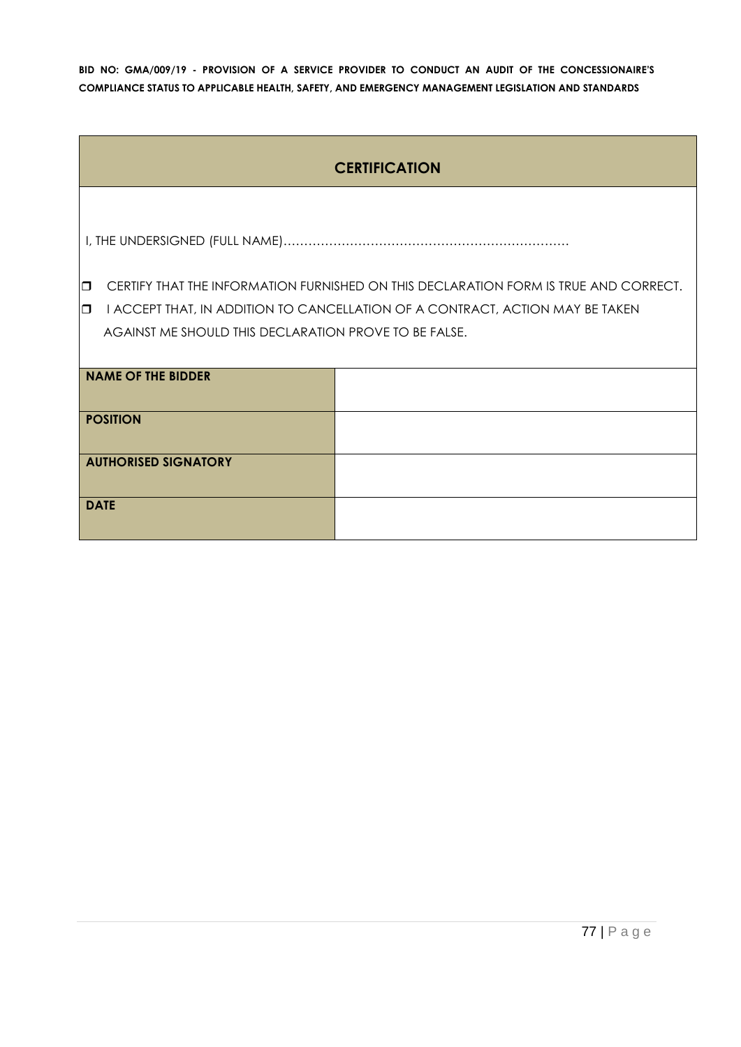## CERTIFICATION

I, THE UNDERSIGNED (FULL NAME)……………………………………………………………

- ☐ CERTIFY THAT THE INFORMATION FURNISHED ON THIS DECLARATION FORM IS TRUE AND CORRECT.
- ☐ I ACCEPT THAT, IN ADDITION TO CANCELLATION OF A CONTRACT, ACTION MAY BE TAKEN AGAINST ME SHOULD THIS DECLARATION PROVE TO BE FALSE.

| | |
|---|---|
| **NAME OF THE BIDDER** | |
| **POSITION** | |
| **AUTHORISED SIGNATORY** | |
| **DATE** | |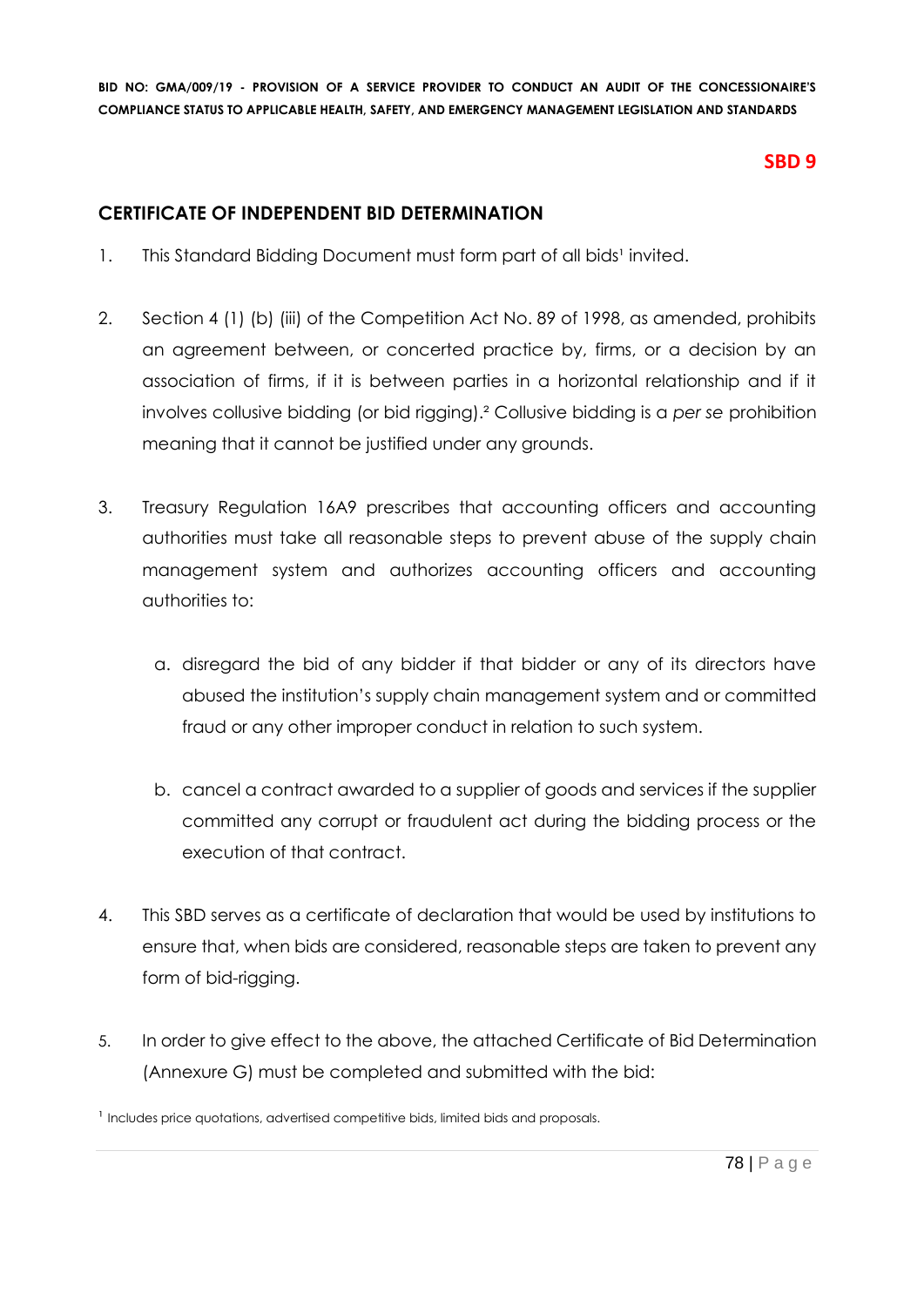## SBD 9

## CERTIFICATE OF INDEPENDENT BID DETERMINATION

1. This Standard Bidding Document must form part of all bids[1] invited.

2. Section 4 (1) (b) (iii) of the Competition Act No. 89 of 1998, as amended, prohibits an agreement between, or concerted practice by, firms, or a decision by an association of firms, if it is between parties in a horizontal relationship and if it involves collusive bidding (or bid rigging).[2] Collusive bidding is a *per se* prohibition meaning that it cannot be justified under any grounds.

3. Treasury Regulation 16A9 prescribes that accounting officers and accounting authorities must take all reasonable steps to prevent abuse of the supply chain management system and authorizes accounting officers and accounting authorities to:

   a. disregard the bid of any bidder if that bidder or any of its directors have abused the institution's supply chain management system and or committed fraud or any other improper conduct in relation to such system.

   b. cancel a contract awarded to a supplier of goods and services if the supplier committed any corrupt or fraudulent act during the bidding process or the execution of that contract.

4. This SBD serves as a certificate of declaration that would be used by institutions to ensure that, when bids are considered, reasonable steps are taken to prevent any form of bid-rigging.

5. In order to give effect to the above, the attached Certificate of Bid Determination (Annexure G) must be completed and submitted with the bid:

[1] Includes price quotations, advertised competitive bids, limited bids and proposals.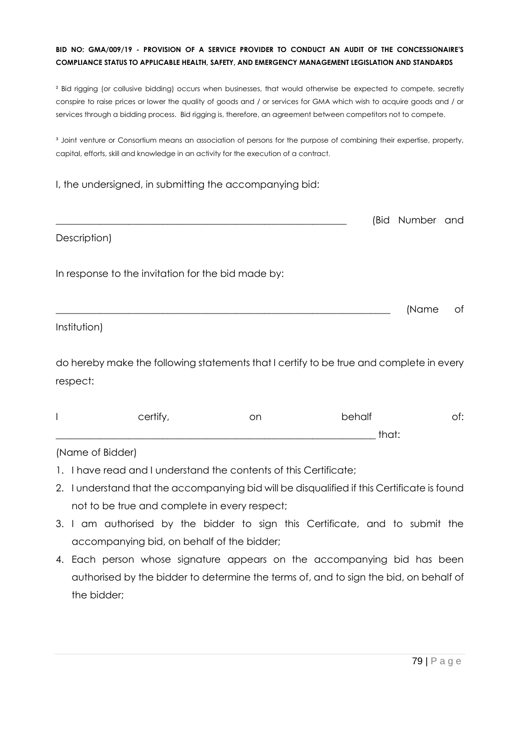**BID NO: GMA/009/19 - PROVISION OF A SERVICE PROVIDER TO CONDUCT AN AUDIT OF THE CONCESSIONAIRE'S COMPLIANCE STATUS TO APPLICABLE HEALTH, SAFETY, AND EMERGENCY MANAGEMENT LEGISLATION AND STANDARDS**

[2] Bid rigging (or collusive bidding) occurs when businesses, that would otherwise be expected to compete, secretly conspire to raise prices or lower the quality of goods and / or services for GMA which wish to acquire goods and / or services through a bidding process. Bid rigging is, therefore, an agreement between competitors not to compete.

[3] Joint venture or Consortium means an association of persons for the purpose of combining their expertise, property, capital, efforts, skill and knowledge in an activity for the execution of a contract.

I, the undersigned, in submitting the accompanying bid:

_____________________________________________________________ (Bid Number and Description)

In response to the invitation for the bid made by:

____________________________________________________________________ (Name of Institution)

do hereby make the following statements that I certify to be true and complete in every respect:

I certify, on behalf of: _________________________________________________________________ that:

(Name of Bidder)

1. I have read and I understand the contents of this Certificate;
2. I understand that the accompanying bid will be disqualified if this Certificate is found not to be true and complete in every respect;
3. I am authorised by the bidder to sign this Certificate, and to submit the accompanying bid, on behalf of the bidder;
4. Each person whose signature appears on the accompanying bid has been authorised by the bidder to determine the terms of, and to sign the bid, on behalf of the bidder;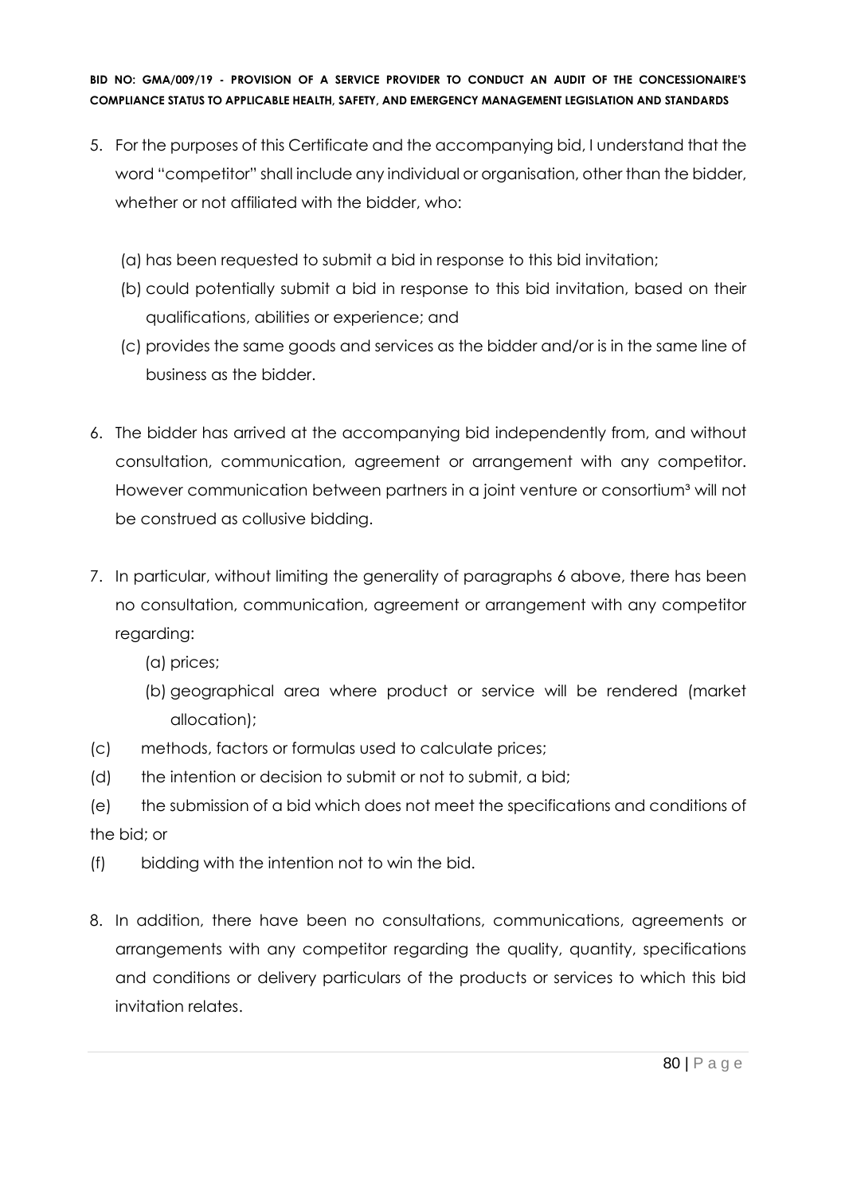5. For the purposes of this Certificate and the accompanying bid, I understand that the word "competitor" shall include any individual or organisation, other than the bidder, whether or not affiliated with the bidder, who:

   (a) has been requested to submit a bid in response to this bid invitation;
   
   (b) could potentially submit a bid in response to this bid invitation, based on their qualifications, abilities or experience; and
   
   (c) provides the same goods and services as the bidder and/or is in the same line of business as the bidder.

6. The bidder has arrived at the accompanying bid independently from, and without consultation, communication, agreement or arrangement with any competitor. However communication between partners in a joint venture or consortium[3] will not be construed as collusive bidding.

7. In particular, without limiting the generality of paragraphs 6 above, there has been no consultation, communication, agreement or arrangement with any competitor regarding:

   (a) prices;
   
   (b) geographical area where product or service will be rendered (market allocation);

(c) methods, factors or formulas used to calculate prices;

(d) the intention or decision to submit or not to submit, a bid;

(e) the submission of a bid which does not meet the specifications and conditions of the bid; or

(f) bidding with the intention not to win the bid.

8. In addition, there have been no consultations, communications, agreements or arrangements with any competitor regarding the quality, quantity, specifications and conditions or delivery particulars of the products or services to which this bid invitation relates.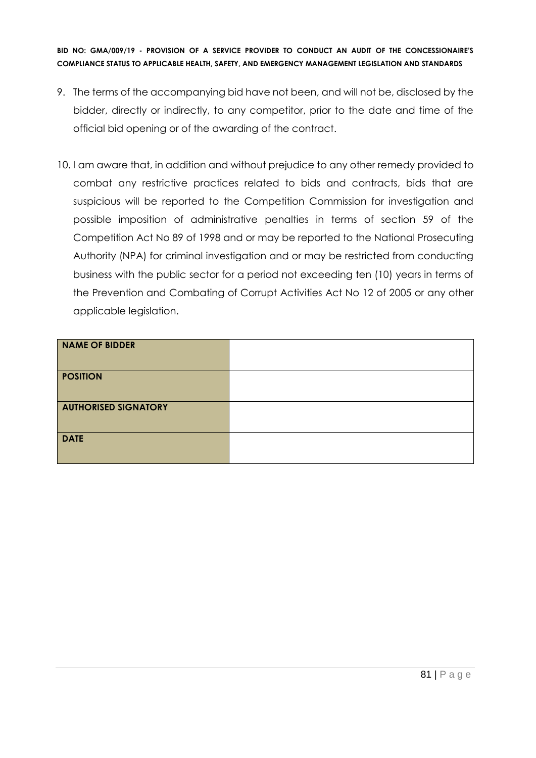9. The terms of the accompanying bid have not been, and will not be, disclosed by the bidder, directly or indirectly, to any competitor, prior to the date and time of the official bid opening or of the awarding of the contract.

10. I am aware that, in addition and without prejudice to any other remedy provided to combat any restrictive practices related to bids and contracts, bids that are suspicious will be reported to the Competition Commission for investigation and possible imposition of administrative penalties in terms of section 59 of the Competition Act No 89 of 1998 and or may be reported to the National Prosecuting Authority (NPA) for criminal investigation and or may be restricted from conducting business with the public sector for a period not exceeding ten (10) years in terms of the Prevention and Combating of Corrupt Activities Act No 12 of 2005 or any other applicable legislation.

| **NAME OF BIDDER** | |
|---|---|
| **POSITION** | |
| **AUTHORISED SIGNATORY** | |
| **DATE** | |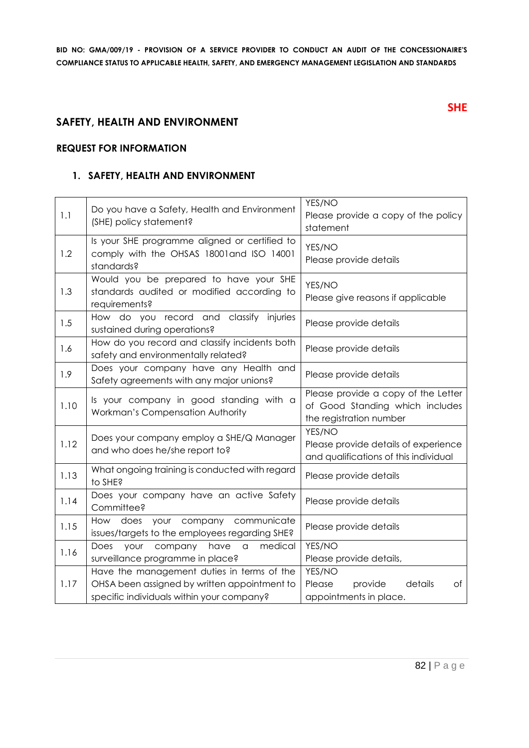**SHE**

## SAFETY, HEALTH AND ENVIRONMENT

### REQUEST FOR INFORMATION

### 1. SAFETY, HEALTH AND ENVIRONMENT

| | | |
|---|---|---|
| 1.1 | Do you have a Safety, Health and Environment (SHE) policy statement? | YES/NO<br>Please provide a copy of the policy statement |
| 1.2 | Is your SHE programme aligned or certified to comply with the OHSAS 18001and ISO 14001 standards? | YES/NO<br>Please provide details |
| 1.3 | Would you be prepared to have your SHE standards audited or modified according to requirements? | YES/NO<br>Please give reasons if applicable |
| 1.5 | How do you record and classify injuries sustained during operations? | Please provide details |
| 1.6 | How do you record and classify incidents both safety and environmentally related? | Please provide details |
| 1.9 | Does your company have any Health and Safety agreements with any major unions? | Please provide details |
| 1.10 | Is your company in good standing with a Workman's Compensation Authority | Please provide a copy of the Letter of Good Standing which includes the registration number |
| 1.12 | Does your company employ a SHE/Q Manager and who does he/she report to? | YES/NO<br>Please provide details of experience and qualifications of this individual |
| 1.13 | What ongoing training is conducted with regard to SHE? | Please provide details |
| 1.14 | Does your company have an active Safety Committee? | Please provide details |
| 1.15 | How does your company communicate issues/targets to the employees regarding SHE? | Please provide details |
| 1.16 | Does your company have a medical surveillance programme in place? | YES/NO<br>Please provide details, |
| 1.17 | Have the management duties in terms of the OHSA been assigned by written appointment to specific individuals within your company? | YES/NO<br>Please provide details of appointments in place. |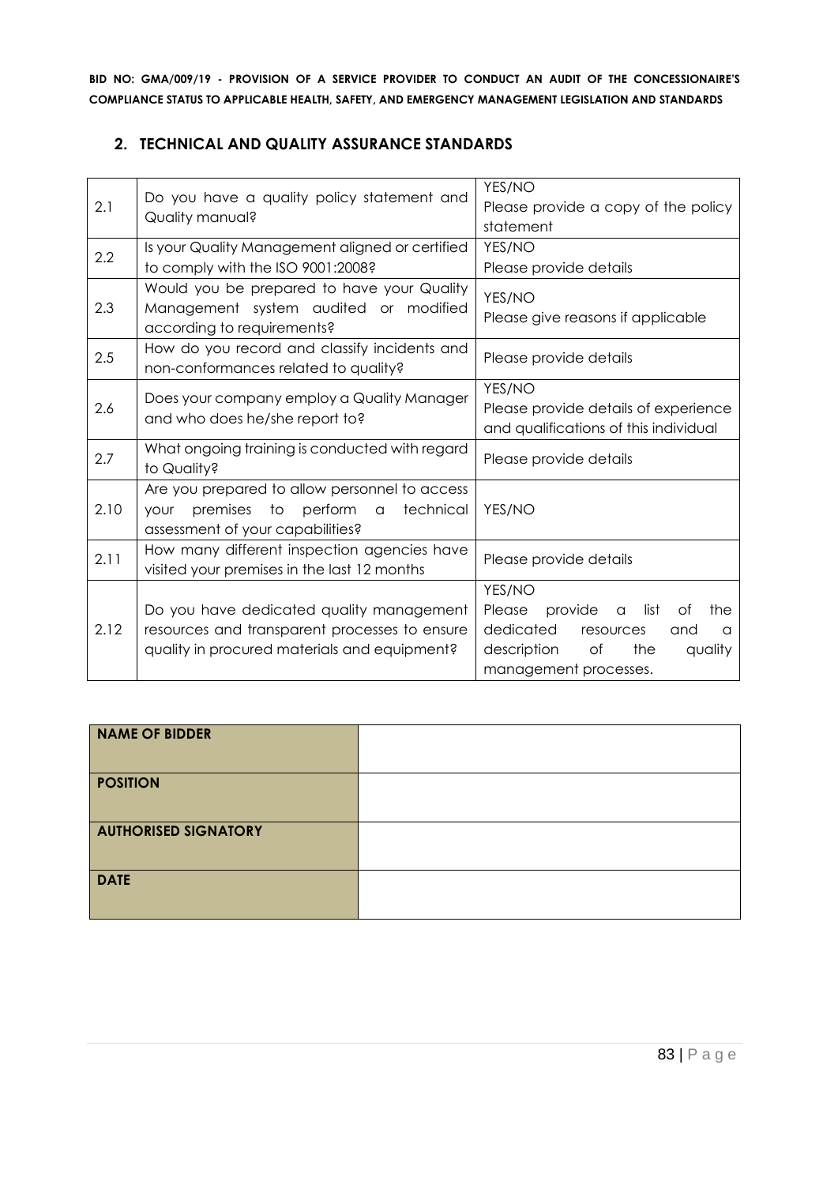## 2. TECHNICAL AND QUALITY ASSURANCE STANDARDS

| | | |
|---|---|---|
| 2.1 | Do you have a quality policy statement and Quality manual? | YES/NO<br>Please provide a copy of the policy statement |
| 2.2 | Is your Quality Management aligned or certified to comply with the ISO 9001:2008? | YES/NO<br>Please provide details |
| 2.3 | Would you be prepared to have your Quality Management system audited or modified according to requirements? | YES/NO<br>Please give reasons if applicable |
| 2.5 | How do you record and classify incidents and non-conformances related to quality? | Please provide details |
| 2.6 | Does your company employ a Quality Manager and who does he/she report to? | YES/NO<br>Please provide details of experience and qualifications of this individual |
| 2.7 | What ongoing training is conducted with regard to Quality? | Please provide details |
| 2.10 | Are you prepared to allow personnel to access your premises to perform a technical assessment of your capabilities? | YES/NO |
| 2.11 | How many different inspection agencies have visited your premises in the last 12 months | Please provide details |
| 2.12 | Do you have dedicated quality management resources and transparent processes to ensure quality in procured materials and equipment? | YES/NO<br>Please provide a list of the dedicated resources and a description of the quality management processes. |

| | |
|---|---|
| **NAME OF BIDDER** | |
| **POSITION** | |
| **AUTHORISED SIGNATORY** | |
| **DATE** | |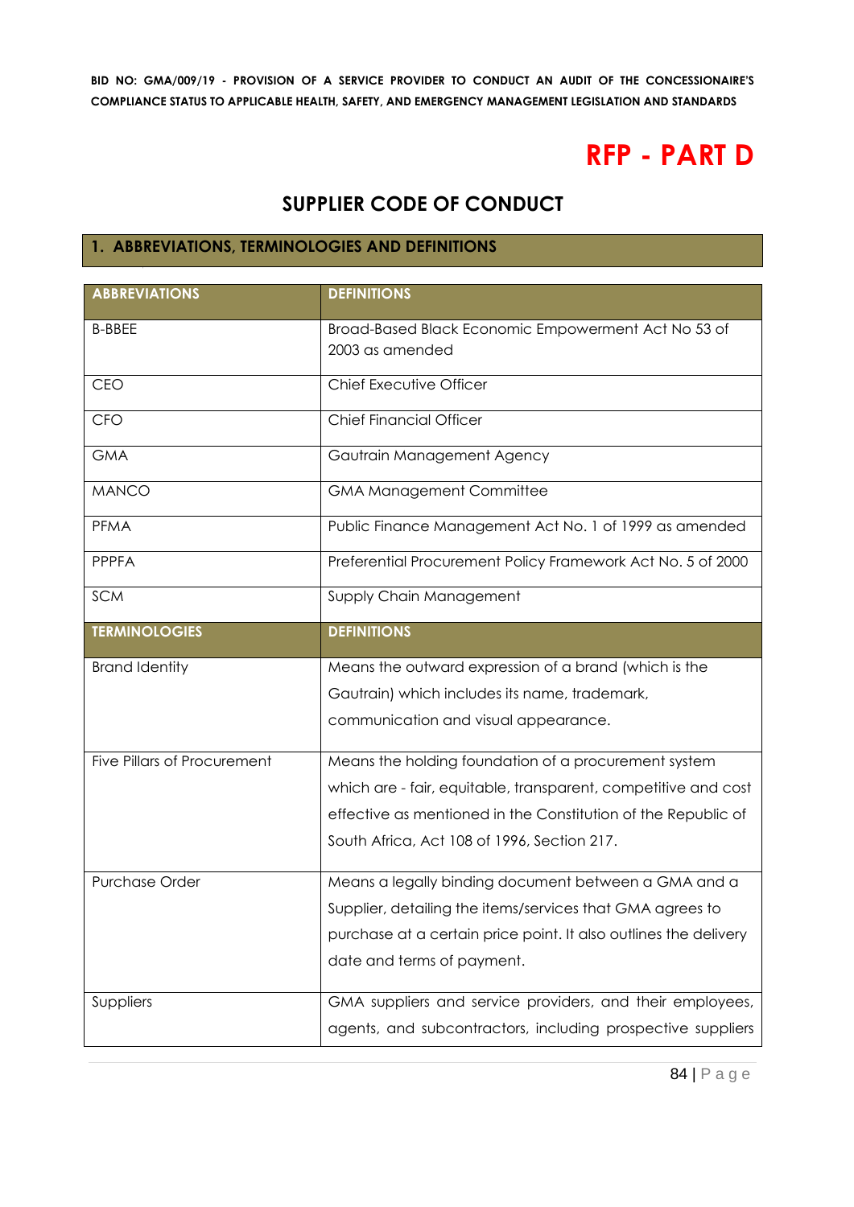# RFP - PART D

## SUPPLIER CODE OF CONDUCT

### 1. ABBREVIATIONS, TERMINOLOGIES AND DEFINITIONS

| ABBREVIATIONS | DEFINITIONS |
|---|---|
| B-BBEE | Broad-Based Black Economic Empowerment Act No 53 of 2003 as amended |
| CEO | Chief Executive Officer |
| CFO | Chief Financial Officer |
| GMA | Gautrain Management Agency |
| MANCO | GMA Management Committee |
| PFMA | Public Finance Management Act No. 1 of 1999 as amended |
| PPPFA | Preferential Procurement Policy Framework Act No. 5 of 2000 |
| SCM | Supply Chain Management |
| **TERMINOLOGIES** | **DEFINITIONS** |
| Brand Identity | Means the outward expression of a brand (which is the Gautrain) which includes its name, trademark, communication and visual appearance. |
| Five Pillars of Procurement | Means the holding foundation of a procurement system which are - fair, equitable, transparent, competitive and cost effective as mentioned in the Constitution of the Republic of South Africa, Act 108 of 1996, Section 217. |
| Purchase Order | Means a legally binding document between a GMA and a Supplier, detailing the items/services that GMA agrees to purchase at a certain price point. It also outlines the delivery date and terms of payment. |
| Suppliers | GMA suppliers and service providers, and their employees, agents, and subcontractors, including prospective suppliers |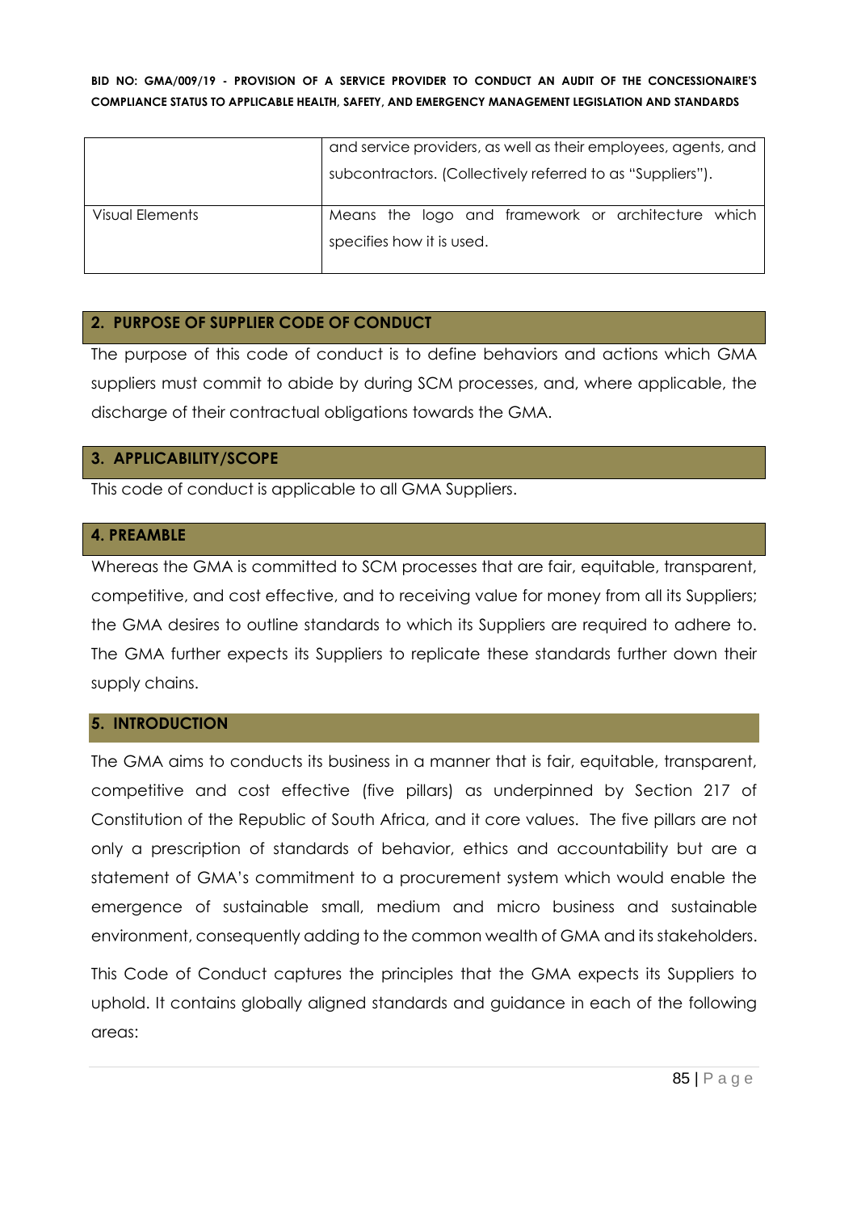|  |  |
|---|---|
|  | and service providers, as well as their employees, agents, and subcontractors. (Collectively referred to as "Suppliers"). |
| Visual Elements | Means the logo and framework or architecture which specifies how it is used. |

## 2. PURPOSE OF SUPPLIER CODE OF CONDUCT

The purpose of this code of conduct is to define behaviors and actions which GMA suppliers must commit to abide by during SCM processes, and, where applicable, the discharge of their contractual obligations towards the GMA.

## 3. APPLICABILITY/SCOPE

This code of conduct is applicable to all GMA Suppliers.

## 4. PREAMBLE

Whereas the GMA is committed to SCM processes that are fair, equitable, transparent, competitive, and cost effective, and to receiving value for money from all its Suppliers; the GMA desires to outline standards to which its Suppliers are required to adhere to. The GMA further expects its Suppliers to replicate these standards further down their supply chains.

## 5. INTRODUCTION

The GMA aims to conducts its business in a manner that is fair, equitable, transparent, competitive and cost effective (five pillars) as underpinned by Section 217 of Constitution of the Republic of South Africa, and it core values. The five pillars are not only a prescription of standards of behavior, ethics and accountability but are a statement of GMA's commitment to a procurement system which would enable the emergence of sustainable small, medium and micro business and sustainable environment, consequently adding to the common wealth of GMA and its stakeholders.

This Code of Conduct captures the principles that the GMA expects its Suppliers to uphold. It contains globally aligned standards and guidance in each of the following areas: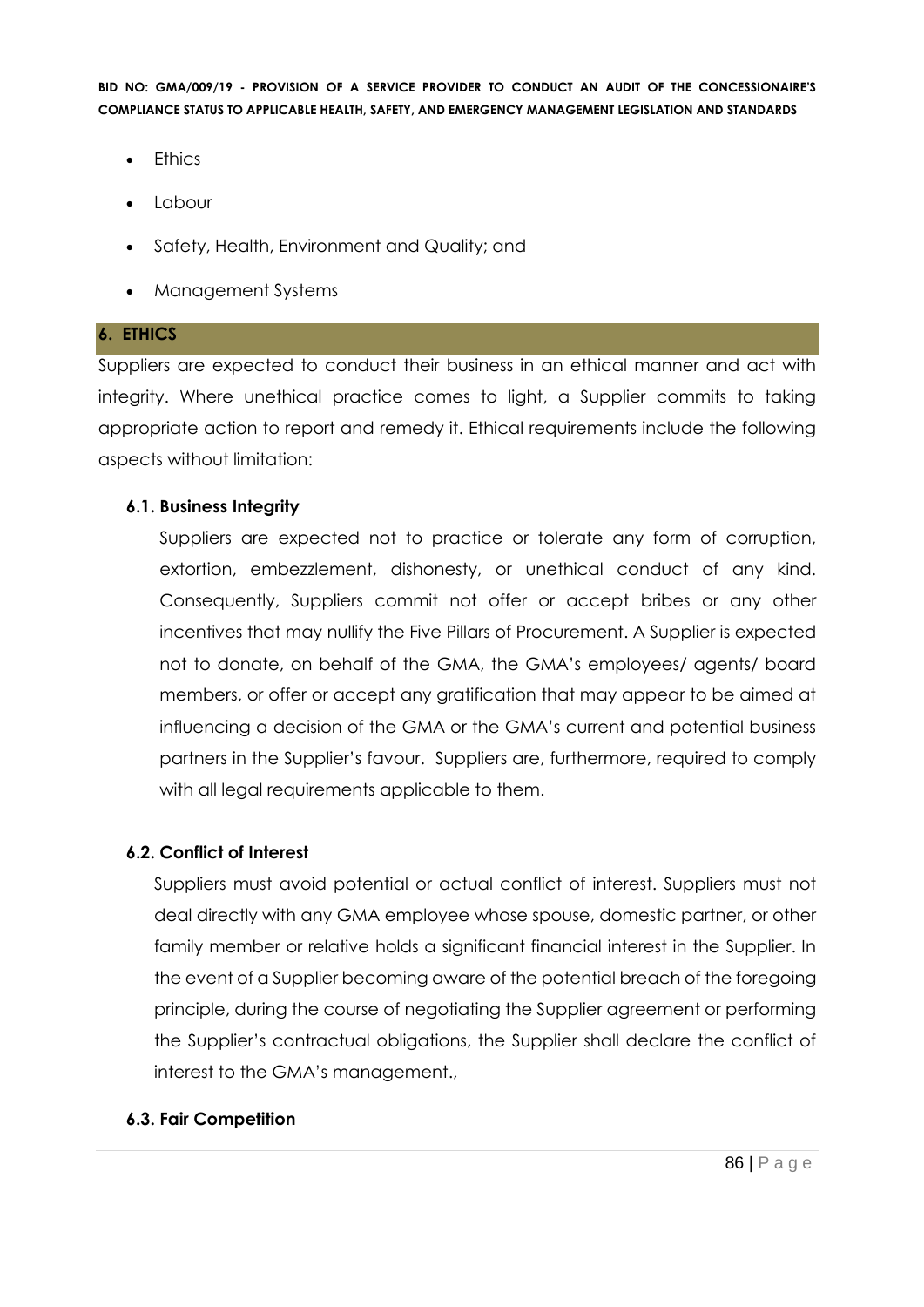- Ethics
- Labour
- Safety, Health, Environment and Quality; and
- Management Systems

## 6. ETHICS

Suppliers are expected to conduct their business in an ethical manner and act with integrity. Where unethical practice comes to light, a Supplier commits to taking appropriate action to report and remedy it. Ethical requirements include the following aspects without limitation:

### 6.1. Business Integrity

Suppliers are expected not to practice or tolerate any form of corruption, extortion, embezzlement, dishonesty, or unethical conduct of any kind. Consequently, Suppliers commit not offer or accept bribes or any other incentives that may nullify the Five Pillars of Procurement. A Supplier is expected not to donate, on behalf of the GMA, the GMA's employees/ agents/ board members, or offer or accept any gratification that may appear to be aimed at influencing a decision of the GMA or the GMA's current and potential business partners in the Supplier's favour. Suppliers are, furthermore, required to comply with all legal requirements applicable to them.

### 6.2. Conflict of Interest

Suppliers must avoid potential or actual conflict of interest. Suppliers must not deal directly with any GMA employee whose spouse, domestic partner, or other family member or relative holds a significant financial interest in the Supplier. In the event of a Supplier becoming aware of the potential breach of the foregoing principle, during the course of negotiating the Supplier agreement or performing the Supplier's contractual obligations, the Supplier shall declare the conflict of interest to the GMA's management.,

### 6.3. Fair Competition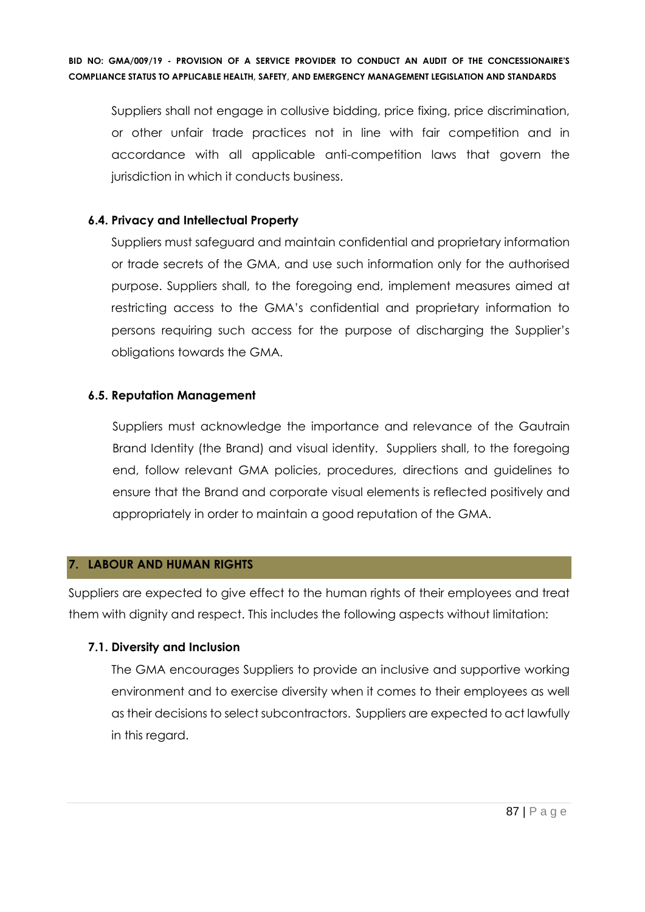Suppliers shall not engage in collusive bidding, price fixing, price discrimination, or other unfair trade practices not in line with fair competition and in accordance with all applicable anti-competition laws that govern the jurisdiction in which it conducts business.

### 6.4. Privacy and Intellectual Property

Suppliers must safeguard and maintain confidential and proprietary information or trade secrets of the GMA, and use such information only for the authorised purpose. Suppliers shall, to the foregoing end, implement measures aimed at restricting access to the GMA's confidential and proprietary information to persons requiring such access for the purpose of discharging the Supplier's obligations towards the GMA.

### 6.5. Reputation Management

Suppliers must acknowledge the importance and relevance of the Gautrain Brand Identity (the Brand) and visual identity. Suppliers shall, to the foregoing end, follow relevant GMA policies, procedures, directions and guidelines to ensure that the Brand and corporate visual elements is reflected positively and appropriately in order to maintain a good reputation of the GMA.

## 7. LABOUR AND HUMAN RIGHTS

Suppliers are expected to give effect to the human rights of their employees and treat them with dignity and respect. This includes the following aspects without limitation:

### 7.1. Diversity and Inclusion

The GMA encourages Suppliers to provide an inclusive and supportive working environment and to exercise diversity when it comes to their employees as well as their decisions to select subcontractors. Suppliers are expected to act lawfully in this regard.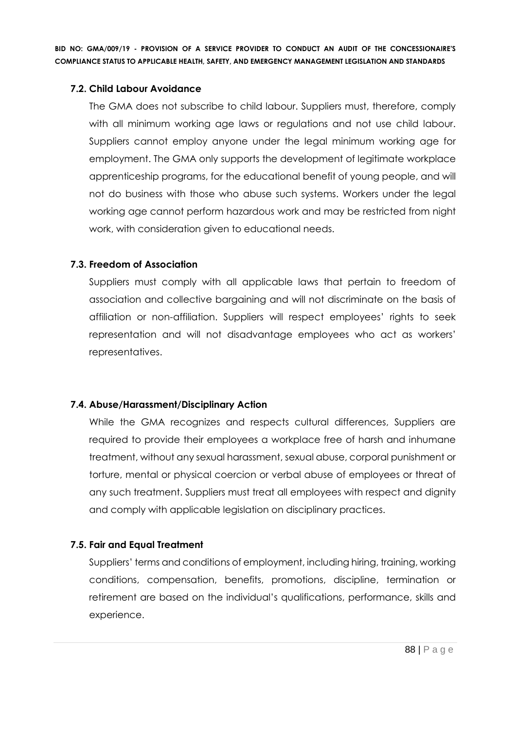### 7.2. Child Labour Avoidance

The GMA does not subscribe to child labour. Suppliers must, therefore, comply with all minimum working age laws or regulations and not use child labour. Suppliers cannot employ anyone under the legal minimum working age for employment. The GMA only supports the development of legitimate workplace apprenticeship programs, for the educational benefit of young people, and will not do business with those who abuse such systems. Workers under the legal working age cannot perform hazardous work and may be restricted from night work, with consideration given to educational needs.

### 7.3. Freedom of Association

Suppliers must comply with all applicable laws that pertain to freedom of association and collective bargaining and will not discriminate on the basis of affiliation or non-affiliation. Suppliers will respect employees' rights to seek representation and will not disadvantage employees who act as workers' representatives.

### 7.4. Abuse/Harassment/Disciplinary Action

While the GMA recognizes and respects cultural differences, Suppliers are required to provide their employees a workplace free of harsh and inhumane treatment, without any sexual harassment, sexual abuse, corporal punishment or torture, mental or physical coercion or verbal abuse of employees or threat of any such treatment. Suppliers must treat all employees with respect and dignity and comply with applicable legislation on disciplinary practices.

### 7.5. Fair and Equal Treatment

Suppliers' terms and conditions of employment, including hiring, training, working conditions, compensation, benefits, promotions, discipline, termination or retirement are based on the individual's qualifications, performance, skills and experience.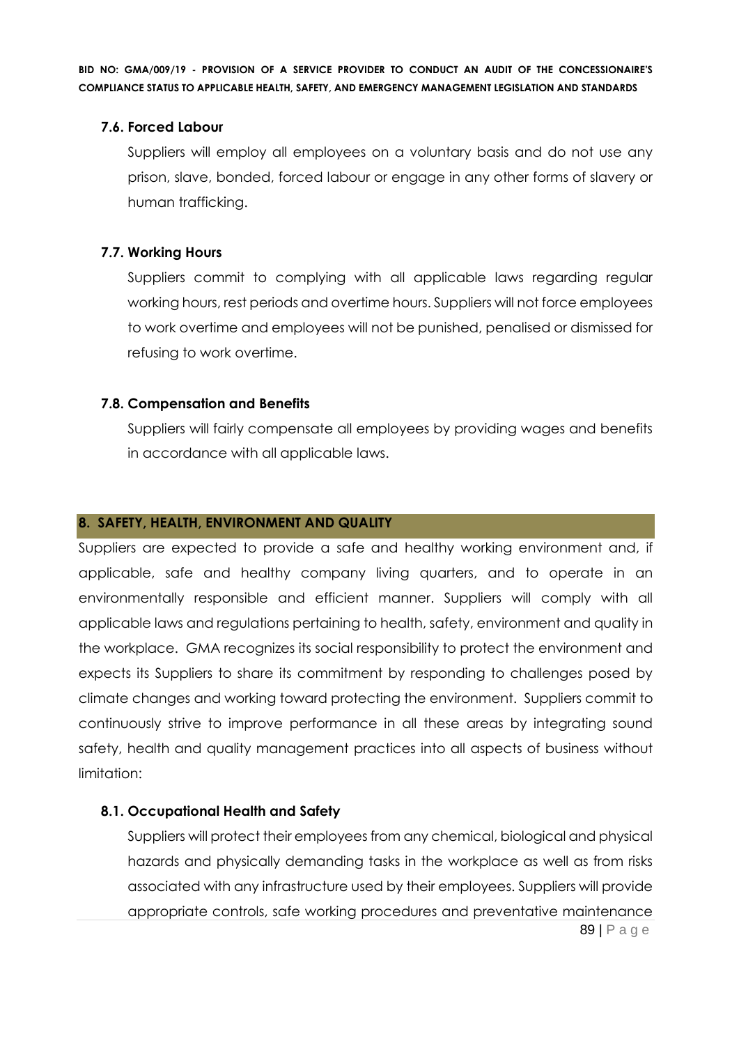### 7.6. Forced Labour

Suppliers will employ all employees on a voluntary basis and do not use any prison, slave, bonded, forced labour or engage in any other forms of slavery or human trafficking.

### 7.7. Working Hours

Suppliers commit to complying with all applicable laws regarding regular working hours, rest periods and overtime hours. Suppliers will not force employees to work overtime and employees will not be punished, penalised or dismissed for refusing to work overtime.

### 7.8. Compensation and Benefits

Suppliers will fairly compensate all employees by providing wages and benefits in accordance with all applicable laws.

## 8. SAFETY, HEALTH, ENVIRONMENT AND QUALITY

Suppliers are expected to provide a safe and healthy working environment and, if applicable, safe and healthy company living quarters, and to operate in an environmentally responsible and efficient manner. Suppliers will comply with all applicable laws and regulations pertaining to health, safety, environment and quality in the workplace. GMA recognizes its social responsibility to protect the environment and expects its Suppliers to share its commitment by responding to challenges posed by climate changes and working toward protecting the environment. Suppliers commit to continuously strive to improve performance in all these areas by integrating sound safety, health and quality management practices into all aspects of business without limitation:

### 8.1. Occupational Health and Safety

Suppliers will protect their employees from any chemical, biological and physical hazards and physically demanding tasks in the workplace as well as from risks associated with any infrastructure used by their employees. Suppliers will provide appropriate controls, safe working procedures and preventative maintenance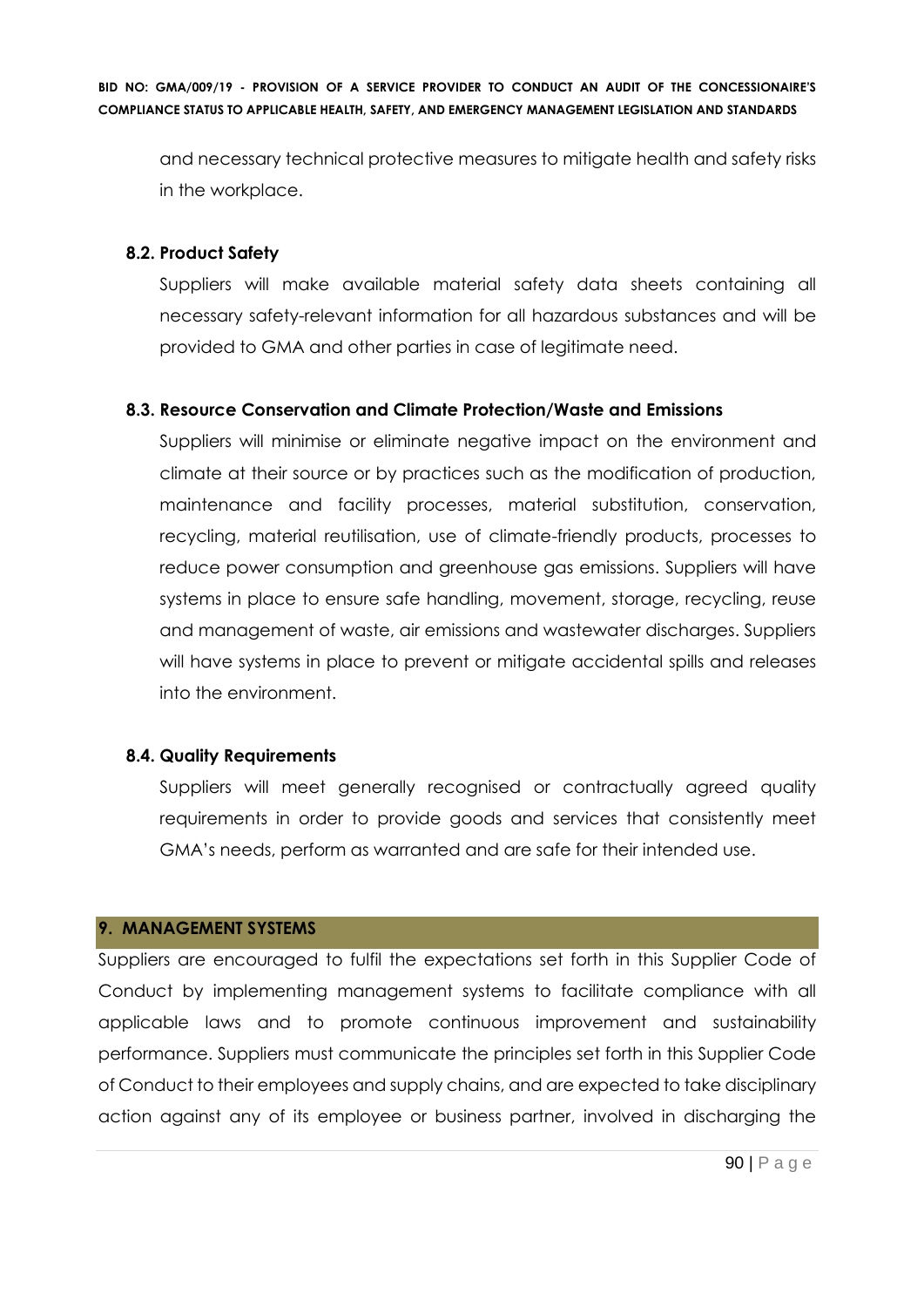and necessary technical protective measures to mitigate health and safety risks in the workplace.

### 8.2. Product Safety

Suppliers will make available material safety data sheets containing all necessary safety-relevant information for all hazardous substances and will be provided to GMA and other parties in case of legitimate need.

### 8.3. Resource Conservation and Climate Protection/Waste and Emissions

Suppliers will minimise or eliminate negative impact on the environment and climate at their source or by practices such as the modification of production, maintenance and facility processes, material substitution, conservation, recycling, material reutilisation, use of climate-friendly products, processes to reduce power consumption and greenhouse gas emissions. Suppliers will have systems in place to ensure safe handling, movement, storage, recycling, reuse and management of waste, air emissions and wastewater discharges. Suppliers will have systems in place to prevent or mitigate accidental spills and releases into the environment.

### 8.4. Quality Requirements

Suppliers will meet generally recognised or contractually agreed quality requirements in order to provide goods and services that consistently meet GMA's needs, perform as warranted and are safe for their intended use.

## 9. MANAGEMENT SYSTEMS

Suppliers are encouraged to fulfil the expectations set forth in this Supplier Code of Conduct by implementing management systems to facilitate compliance with all applicable laws and to promote continuous improvement and sustainability performance. Suppliers must communicate the principles set forth in this Supplier Code of Conduct to their employees and supply chains, and are expected to take disciplinary action against any of its employee or business partner, involved in discharging the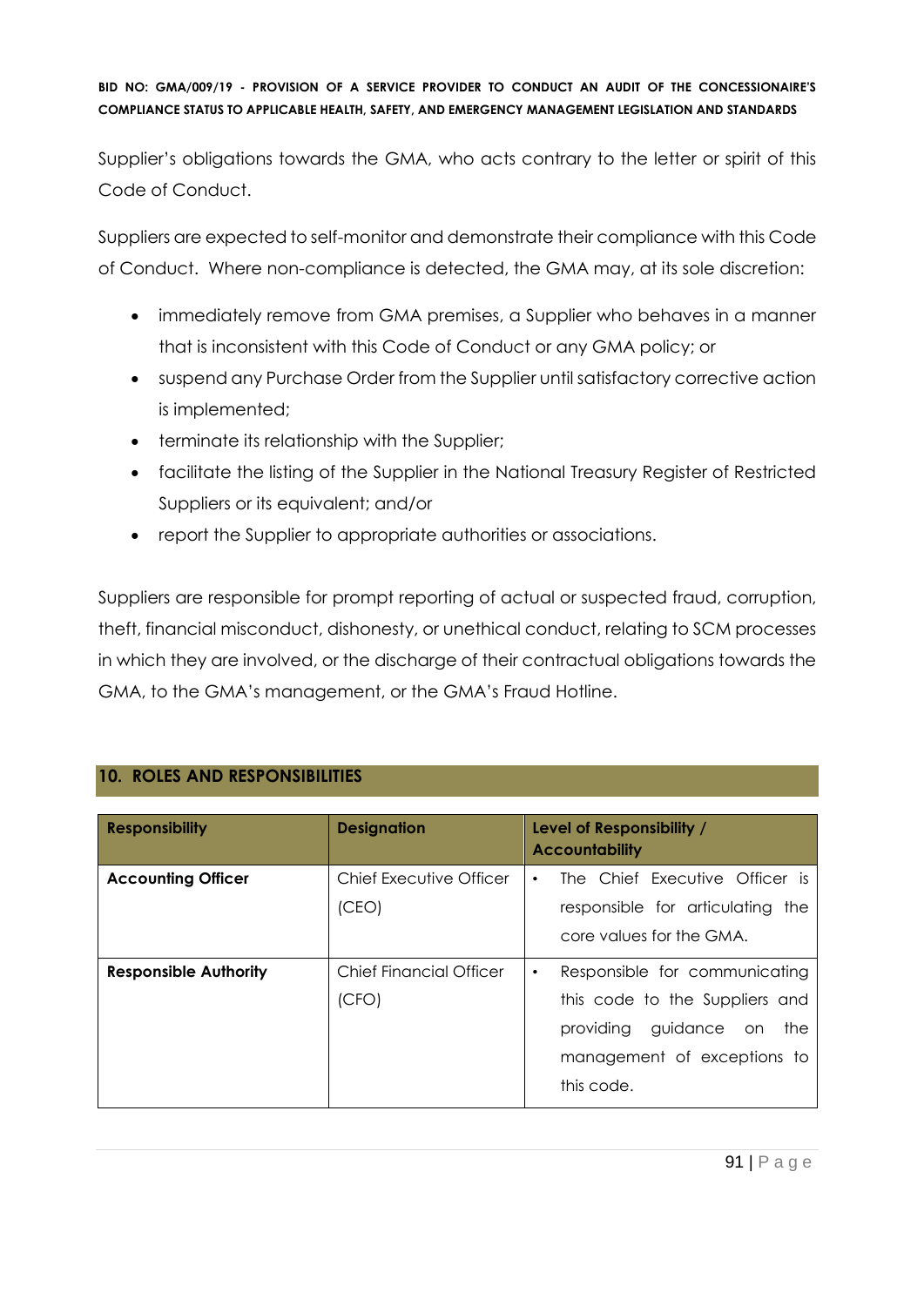Supplier's obligations towards the GMA, who acts contrary to the letter or spirit of this Code of Conduct.

Suppliers are expected to self-monitor and demonstrate their compliance with this Code of Conduct. Where non-compliance is detected, the GMA may, at its sole discretion:

- immediately remove from GMA premises, a Supplier who behaves in a manner that is inconsistent with this Code of Conduct or any GMA policy; or
- suspend any Purchase Order from the Supplier until satisfactory corrective action is implemented;
- terminate its relationship with the Supplier;
- facilitate the listing of the Supplier in the National Treasury Register of Restricted Suppliers or its equivalent; and/or
- report the Supplier to appropriate authorities or associations.

Suppliers are responsible for prompt reporting of actual or suspected fraud, corruption, theft, financial misconduct, dishonesty, or unethical conduct, relating to SCM processes in which they are involved, or the discharge of their contractual obligations towards the GMA, to the GMA's management, or the GMA's Fraud Hotline.

## 10. ROLES AND RESPONSIBILITIES

| Responsibility | Designation | Level of Responsibility / Accountability |
|---|---|---|
| **Accounting Officer** | Chief Executive Officer (CEO) | • The Chief Executive Officer is responsible for articulating the core values for the GMA. |
| **Responsible Authority** | Chief Financial Officer (CFO) | • Responsible for communicating this code to the Suppliers and providing guidance on the management of exceptions to this code. |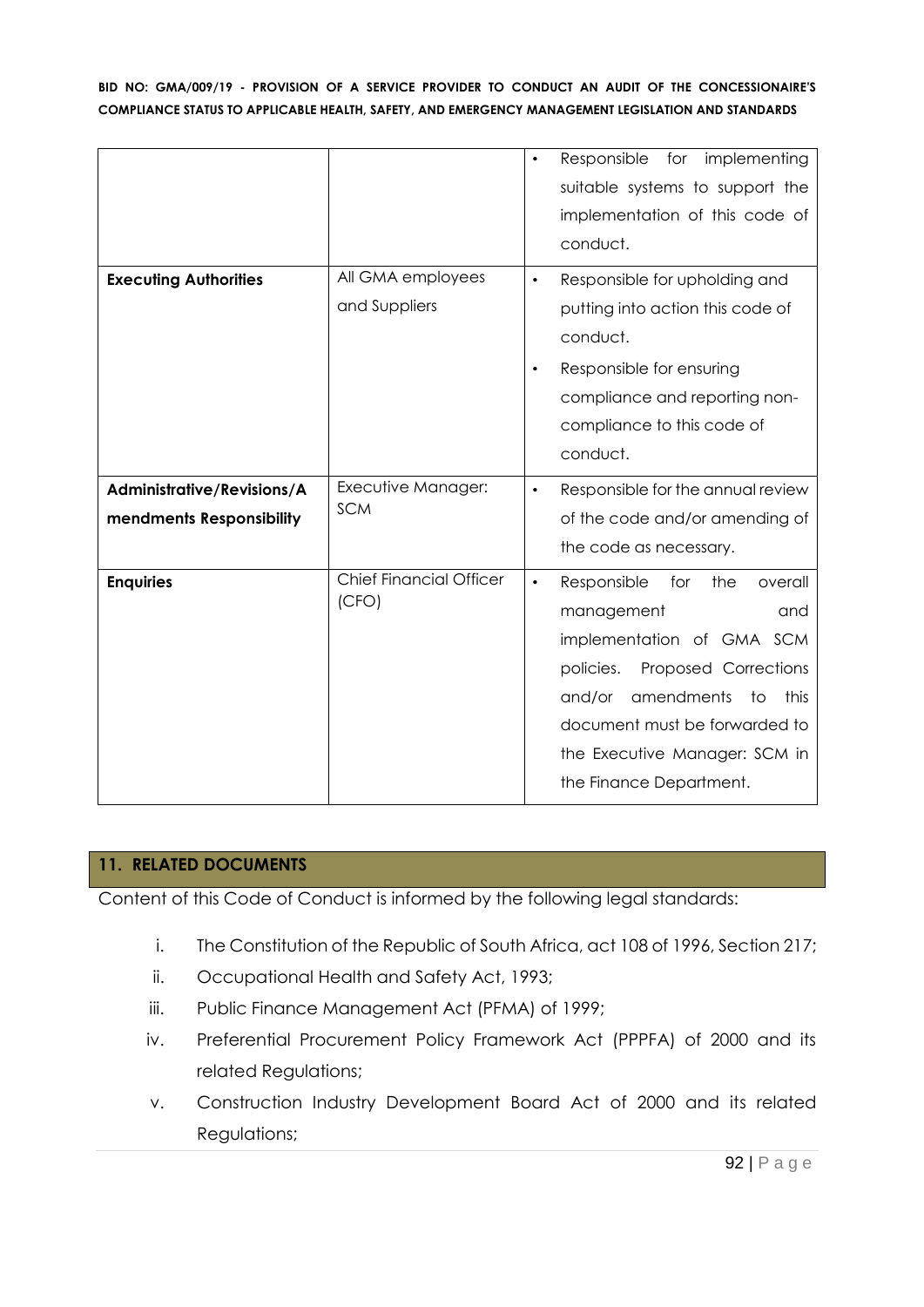| | | • Responsible for implementing suitable systems to support the implementation of this code of conduct. |
|---|---|---|
| **Executing Authorities** | All GMA employees and Suppliers | • Responsible for upholding and putting into action this code of conduct.<br>• Responsible for ensuring compliance and reporting non-compliance to this code of conduct. |
| **Administrative/Revisions/Amendments Responsibility** | Executive Manager: SCM | • Responsible for the annual review of the code and/or amending of the code as necessary. |
| **Enquiries** | Chief Financial Officer (CFO) | • Responsible for the overall management and implementation of GMA SCM policies. Proposed Corrections and/or amendments to this document must be forwarded to the Executive Manager: SCM in the Finance Department. |

## 11. RELATED DOCUMENTS

Content of this Code of Conduct is informed by the following legal standards:

i. The Constitution of the Republic of South Africa, act 108 of 1996, Section 217;
ii. Occupational Health and Safety Act, 1993;
iii. Public Finance Management Act (PFMA) of 1999;
iv. Preferential Procurement Policy Framework Act (PPPFA) of 2000 and its related Regulations;
v. Construction Industry Development Board Act of 2000 and its related Regulations;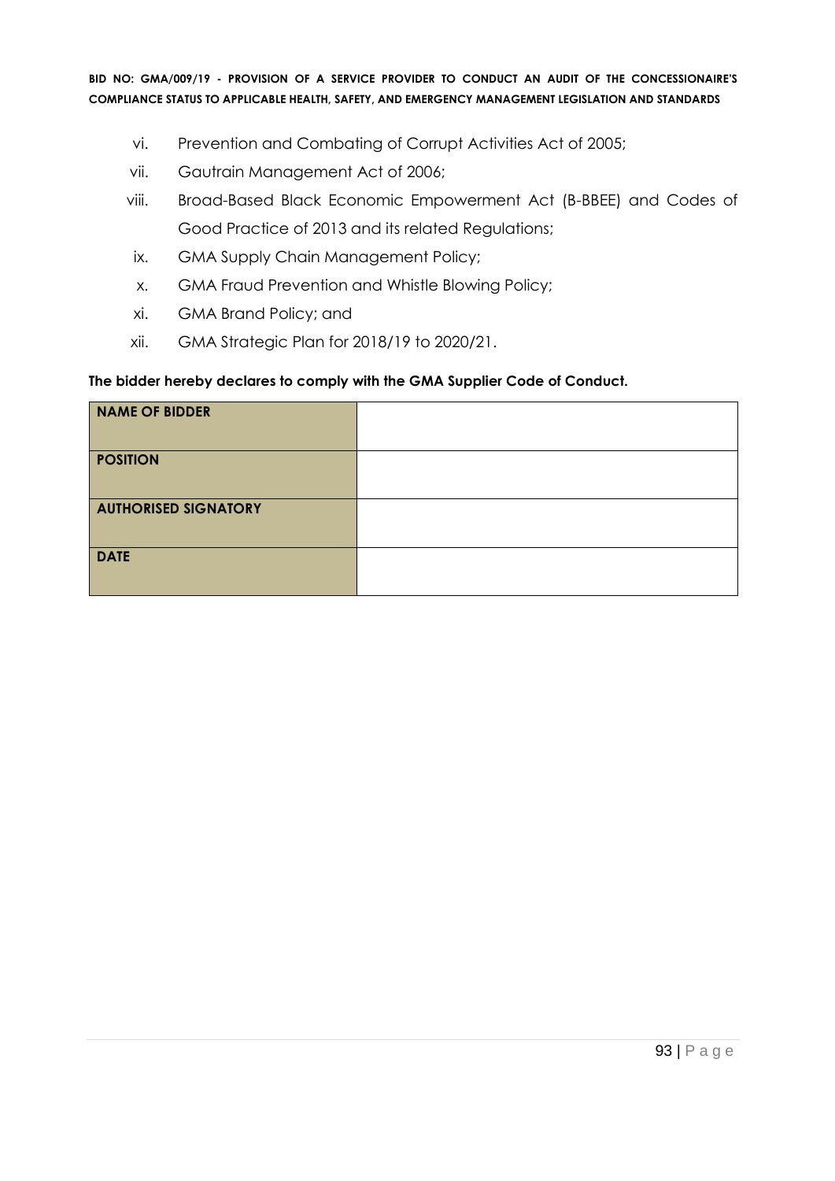vi. Prevention and Combating of Corrupt Activities Act of 2005;

vii. Gautrain Management Act of 2006;

viii. Broad-Based Black Economic Empowerment Act (B-BBEE) and Codes of Good Practice of 2013 and its related Regulations;

ix. GMA Supply Chain Management Policy;

x. GMA Fraud Prevention and Whistle Blowing Policy;

xi. GMA Brand Policy; and

xii. GMA Strategic Plan for 2018/19 to 2020/21.

**The bidder hereby declares to comply with the GMA Supplier Code of Conduct.**

| | |
|---|---|
| **NAME OF BIDDER** | |
| **POSITION** | |
| **AUTHORISED SIGNATORY** | |
| **DATE** | |